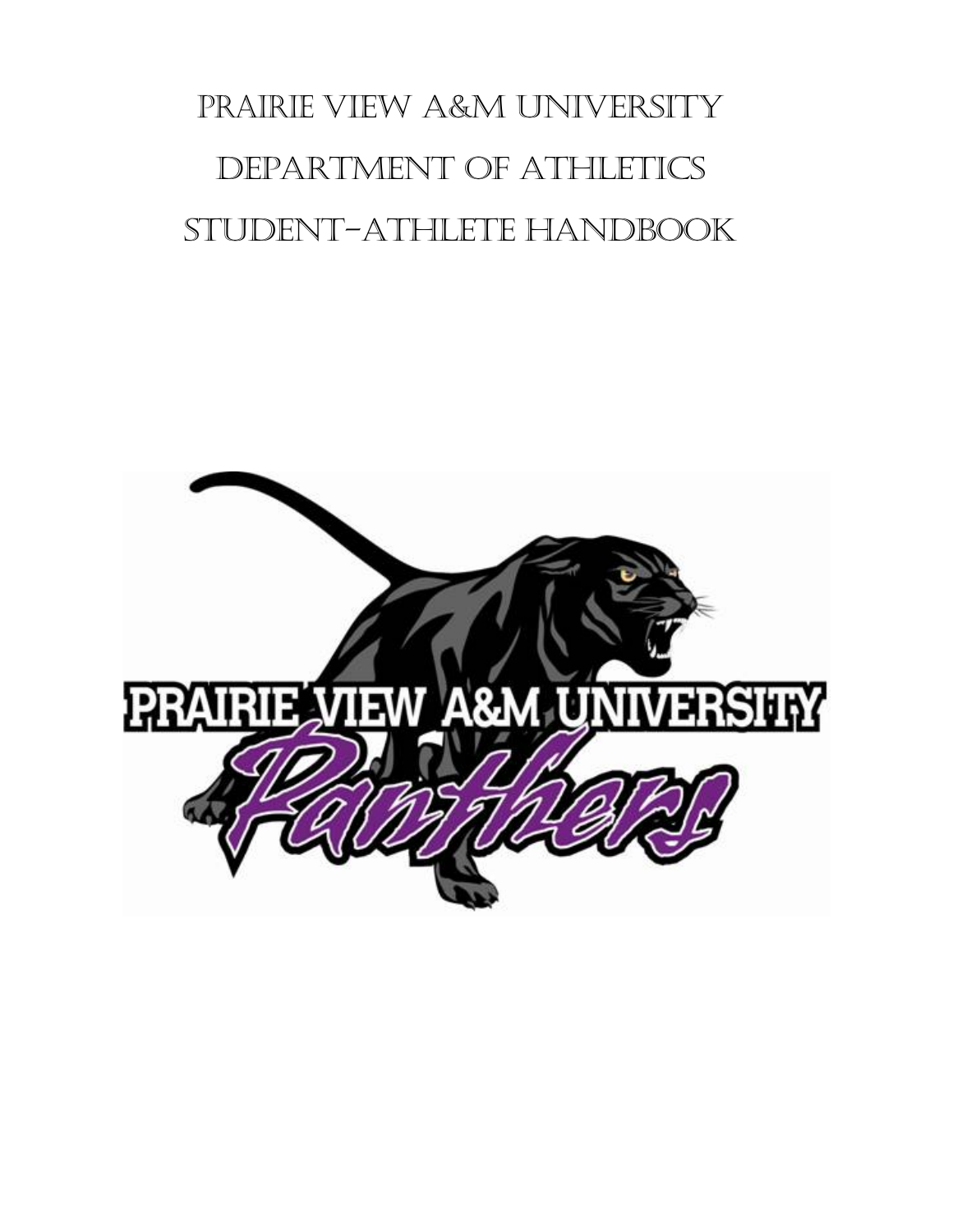# Prairie View A&M University

# Department of Athletics

# Student-Athlete Handbook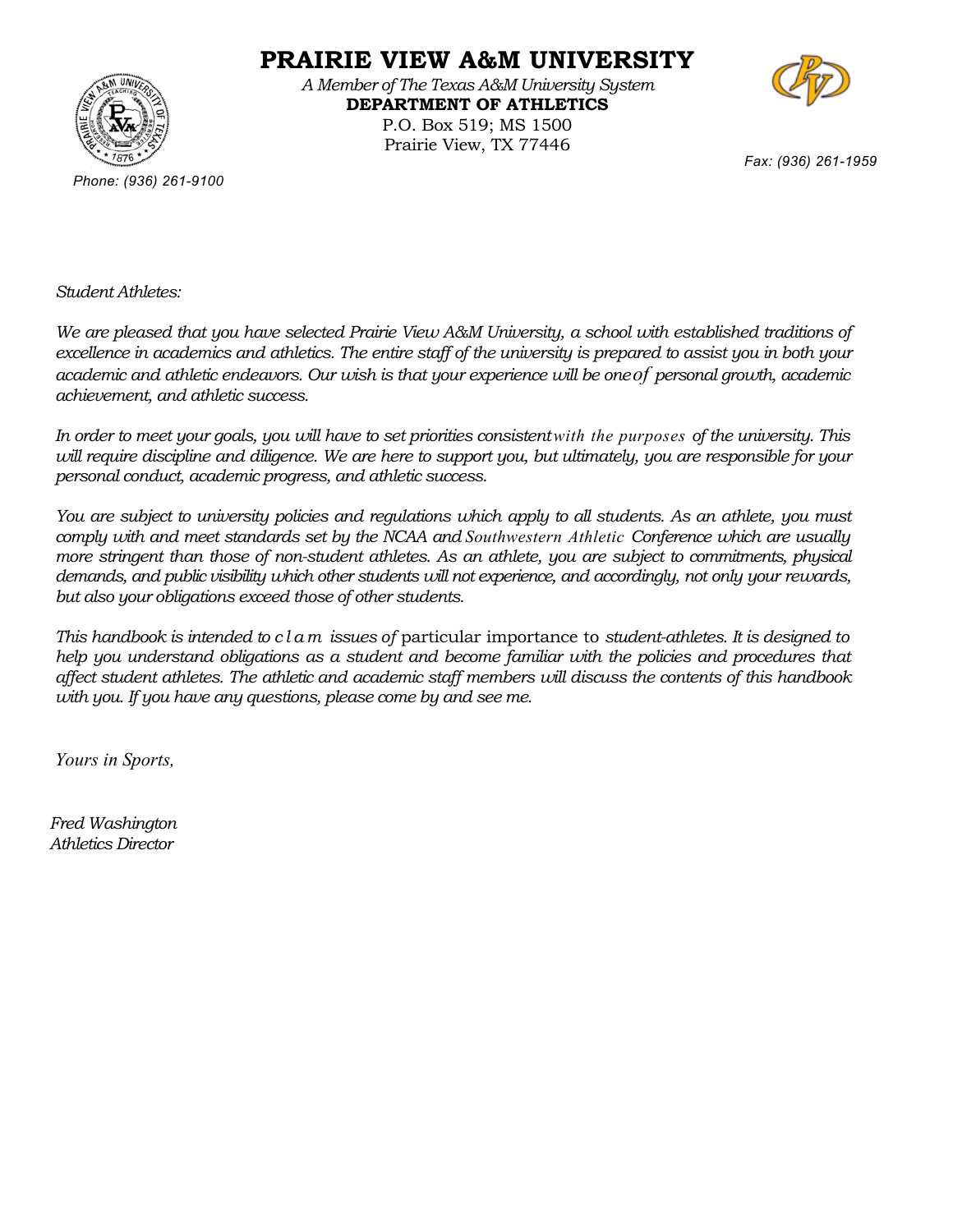# PRAIRIE VIEW A&M UNIVERSITY

*A Member of The Texas A&M University System*

**DEPARTMENT OF ATHLETICS**

P.O. Box 519; MS 1500

Prairie View, TX 77446

*Phone: (936) 261-9100*

*Fax: (936) 261-1959*

*Student Athletes:*

*We are pleased that you have selected Prairie View A&M University, a school with established traditions of excellence in academics and athletics. The entire staff of the university is prepared to assist you in both your academic and athletic endeavors. Our wish is that your experience will be one of personal growth, academic achievement, and athletic success.*

*In order to meet your goals, you will have to set priorities consistent with the purposes of the university. This will require discipline and diligence. We are here to support you, but ultimately, you are responsible for your personal conduct, academic progress, and athletic success.*

*You are subject to university policies and regulations which apply to all students. As an athlete, you must comply with and meet standards set by the NCAA and Southwestern Athletic Conference which are usually more stringent than those of non-student athletes. As an athlete, you are subject to commitments, physical demands, and public visibility which other students will not experience, and accordingly, not only your rewards, but also your obligations exceed those of other students.*

*This handbook is intended to clam issues of* particular importance to *student-athletes. It is designed to help you understand obligations as a student and become familiar with the policies and procedures that affect student athletes. The athletic and academic staff members will discuss the contents of this handbook with you. If you have any questions, please come by and see me.*

*Yours in Sports,*

*Fred Washington*
*Athletics Director*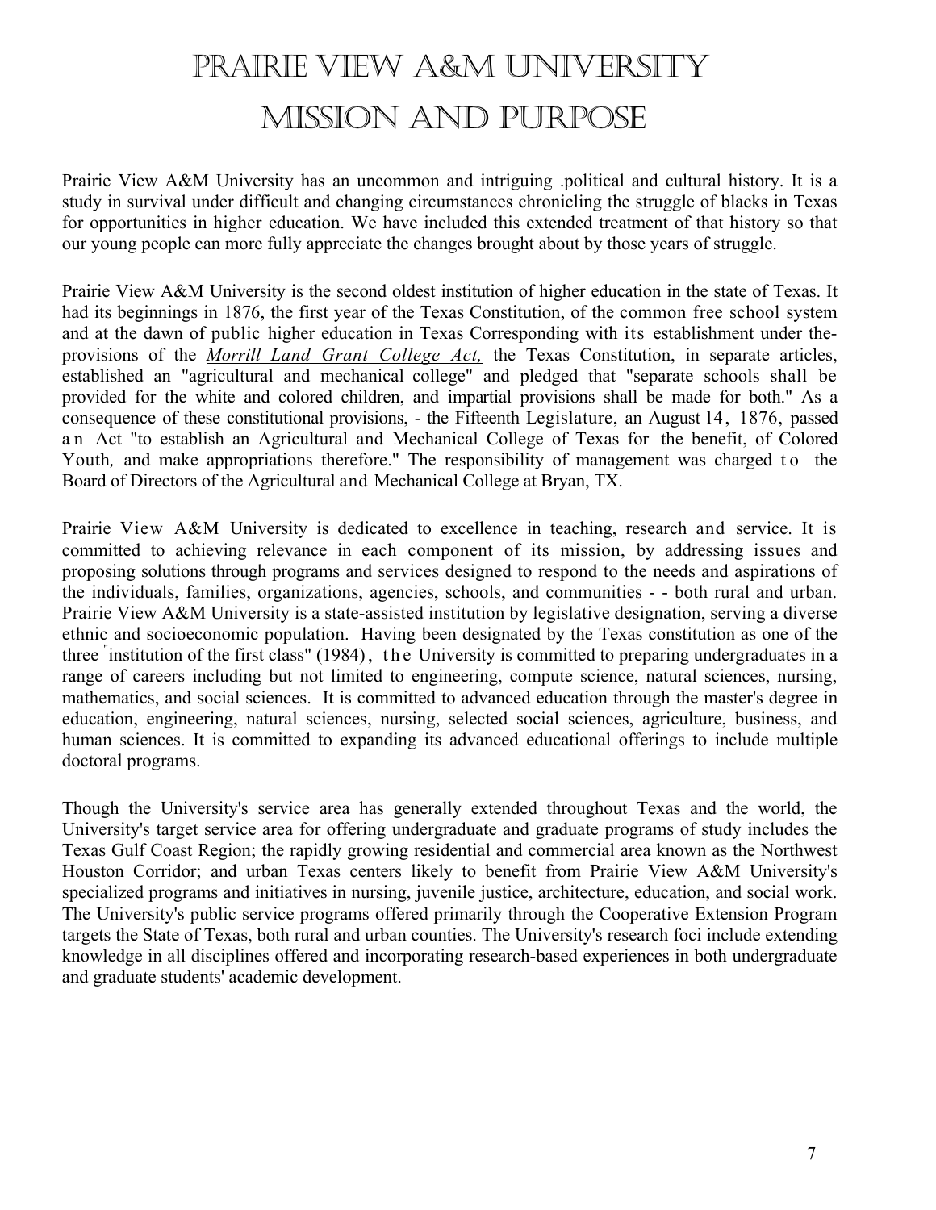# Prairie View A&M University Mission and Purpose

Prairie View A&M University has an uncommon and intriguing .political and cultural history. It is a study in survival under difficult and changing circumstances chronicling the struggle of blacks in Texas for opportunities in higher education. We have included this extended treatment of that history so that our young people can more fully appreciate the changes brought about by those years of struggle.

Prairie View A&M University is the second oldest institution of higher education in the state of Texas. It had its beginnings in 1876, the first year of the Texas Constitution, of the common free school system and at the dawn of public higher education in Texas Corresponding with its establishment under the-provisions of the *Morrill Land Grant College Act,* the Texas Constitution, in separate articles, established an "agricultural and mechanical college" and pledged that "separate schools shall be provided for the white and colored children, and impartial provisions shall be made for both." As a consequence of these constitutional provisions, - the Fifteenth Legislature, an August 14, 1876, passed an Act "to establish an Agricultural and Mechanical College of Texas for the benefit, of Colored Youth, and make appropriations therefore." The responsibility of management was charged to the Board of Directors of the Agricultural and Mechanical College at Bryan, TX.

Prairie View A&M University is dedicated to excellence in teaching, research and service. It is committed to achieving relevance in each component of its mission, by addressing issues and proposing solutions through programs and services designed to respond to the needs and aspirations of the individuals, families, organizations, agencies, schools, and communities - - both rural and urban. Prairie View A&M University is a state-assisted institution by legislative designation, serving a diverse ethnic and socioeconomic population. Having been designated by the Texas constitution as one of the three "institution of the first class" (1984), the University is committed to preparing undergraduates in a range of careers including but not limited to engineering, compute science, natural sciences, nursing, mathematics, and social sciences. It is committed to advanced education through the master's degree in education, engineering, natural sciences, nursing, selected social sciences, agriculture, business, and human sciences. It is committed to expanding its advanced educational offerings to include multiple doctoral programs.

Though the University's service area has generally extended throughout Texas and the world, the University's target service area for offering undergraduate and graduate programs of study includes the Texas Gulf Coast Region; the rapidly growing residential and commercial area known as the Northwest Houston Corridor; and urban Texas centers likely to benefit from Prairie View A&M University's specialized programs and initiatives in nursing, juvenile justice, architecture, education, and social work. The University's public service programs offered primarily through the Cooperative Extension Program targets the State of Texas, both rural and urban counties. The University's research foci include extending knowledge in all disciplines offered and incorporating research-based experiences in both undergraduate and graduate students' academic development.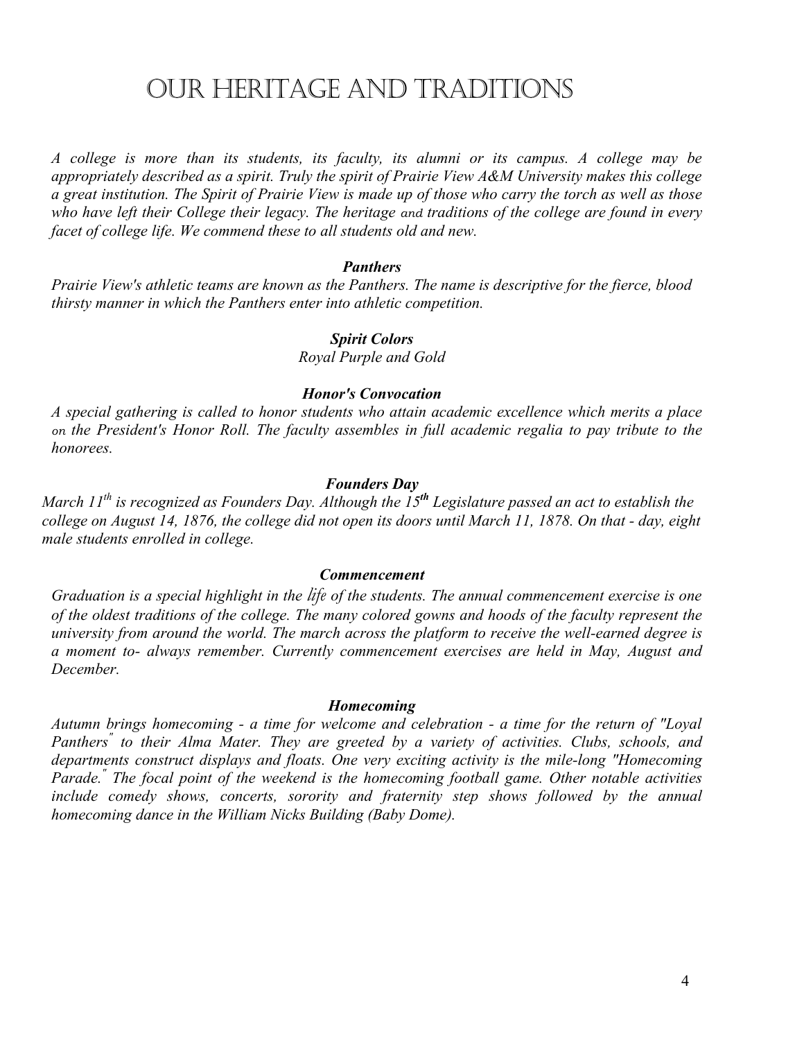# OUR HERITAGE AND TRADITIONS

*A college is more than its students, its faculty, its alumni or its campus. A college may be appropriately described as a spirit. Truly the spirit of Prairie View A&M University makes this college a great institution. The Spirit of Prairie View is made up of those who carry the torch as well as those who have left their College their legacy. The heritage and traditions of the college are found in every facet of college life. We commend these to all students old and new.*

### *Panthers*

*Prairie View's athletic teams are known as the Panthers. The name is descriptive for the fierce, blood thirsty manner in which the Panthers enter into athletic competition.*

### *Spirit Colors*

*Royal Purple and Gold*

### *Honor's Convocation*

*A special gathering is called to honor students who attain academic excellence which merits a place on the President's Honor Roll. The faculty assembles in full academic regalia to pay tribute to the honorees.*

### *Founders Day*

*March 11th is recognized as Founders Day. Although the 15th Legislature passed an act to establish the college on August 14, 1876, the college did not open its doors until March 11, 1878. On that - day, eight male students enrolled in college.*

### *Commencement*

*Graduation is a special highlight in the life of the students. The annual commencement exercise is one of the oldest traditions of the college. The many colored gowns and hoods of the faculty represent the university from around the world. The march across the platform to receive the well-earned degree is a moment to- always remember. Currently commencement exercises are held in May, August and December.*

### *Homecoming*

*Autumn brings homecoming - a time for welcome and celebration - a time for the return of "Loyal Panthers" to their Alma Mater. They are greeted by a variety of activities. Clubs, schools, and departments construct displays and floats. One very exciting activity is the mile-long "Homecoming Parade." The focal point of the weekend is the homecoming football game. Other notable activities include comedy shows, concerts, sorority and fraternity step shows followed by the annual homecoming dance in the William Nicks Building (Baby Dome).*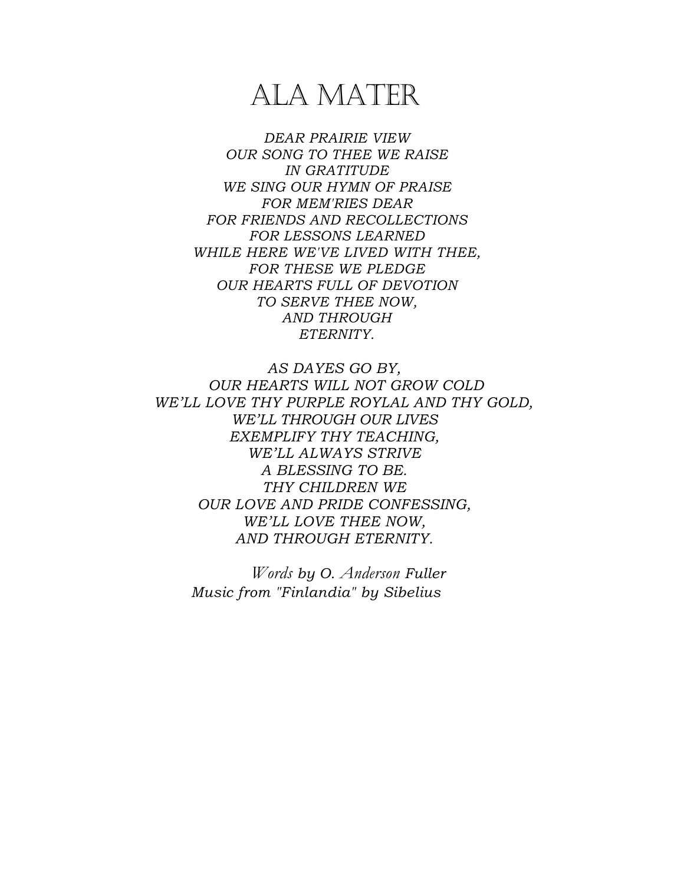# ALA MATER

*DEAR PRAIRIE VIEW*
*OUR SONG TO THEE WE RAISE*
*IN GRATITUDE*
*WE SING OUR HYMN OF PRAISE*
*FOR MEM'RIES DEAR*
*FOR FRIENDS AND RECOLLECTIONS*
*FOR LESSONS LEARNED*
*WHILE HERE WE'VE LIVED WITH THEE,*
*FOR THESE WE PLEDGE*
*OUR HEARTS FULL OF DEVOTION*
*TO SERVE THEE NOW,*
*AND THROUGH*
*ETERNITY.*

*AS DAYES GO BY,*
*OUR HEARTS WILL NOT GROW COLD*
*WE'LL LOVE THY PURPLE ROYLAL AND THY GOLD,*
*WE'LL THROUGH OUR LIVES*
*EXEMPLIFY THY TEACHING,*
*WE'LL ALWAYS STRIVE*
*A BLESSING TO BE.*
*THY CHILDREN WE*
*OUR LOVE AND PRIDE CONFESSING,*
*WE'LL LOVE THEE NOW,*
*AND THROUGH ETERNITY.*

*Words by O. Anderson Fuller*
*Music from "Finlandia" by Sibelius*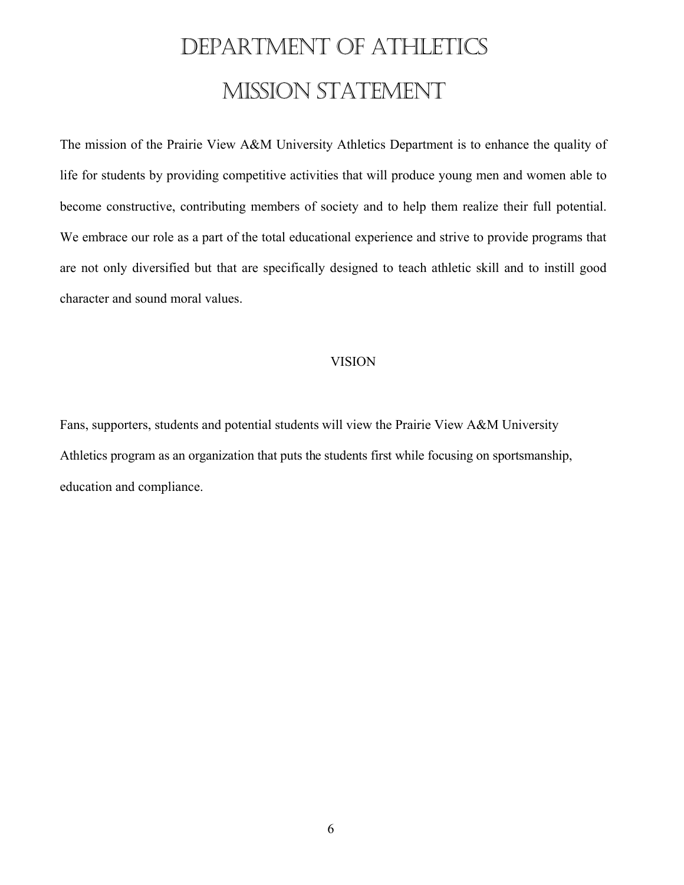# Department of Athletics

# Mission Statement

The mission of the Prairie View A&M University Athletics Department is to enhance the quality of life for students by providing competitive activities that will produce young men and women able to become constructive, contributing members of society and to help them realize their full potential. We embrace our role as a part of the total educational experience and strive to provide programs that are not only diversified but that are specifically designed to teach athletic skill and to instill good character and sound moral values.

## VISION

Fans, supporters, students and potential students will view the Prairie View A&M University Athletics program as an organization that puts the students first while focusing on sportsmanship, education and compliance.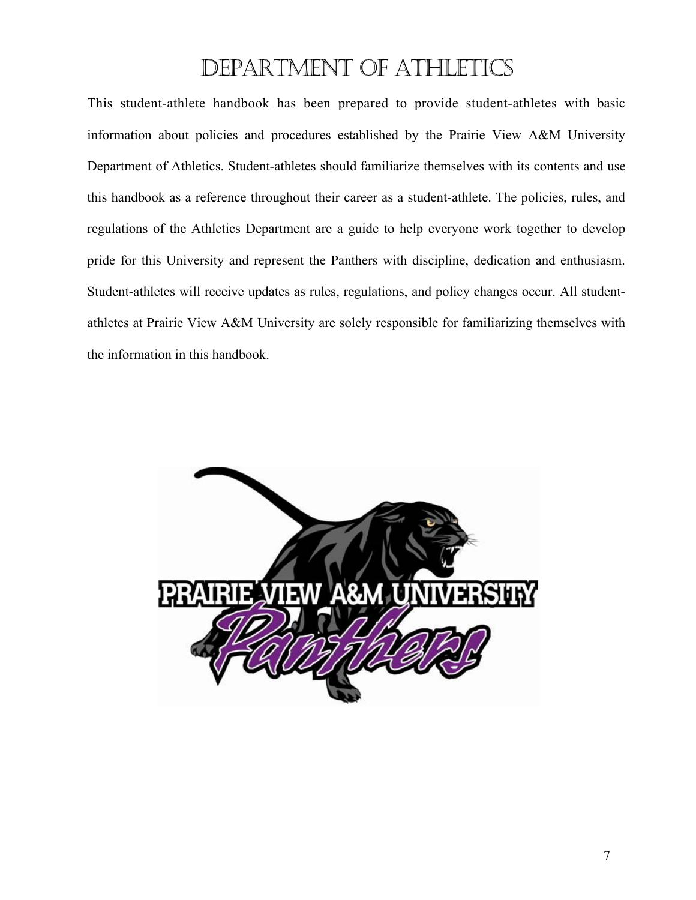# Department of Athletics

This student-athlete handbook has been prepared to provide student-athletes with basic information about policies and procedures established by the Prairie View A&M University Department of Athletics. Student-athletes should familiarize themselves with its contents and use this handbook as a reference throughout their career as a student-athlete. The policies, rules, and regulations of the Athletics Department are a guide to help everyone work together to develop pride for this University and represent the Panthers with discipline, dedication and enthusiasm. Student-athletes will receive updates as rules, regulations, and policy changes occur. All student-athletes at Prairie View A&M University are solely responsible for familiarizing themselves with the information in this handbook.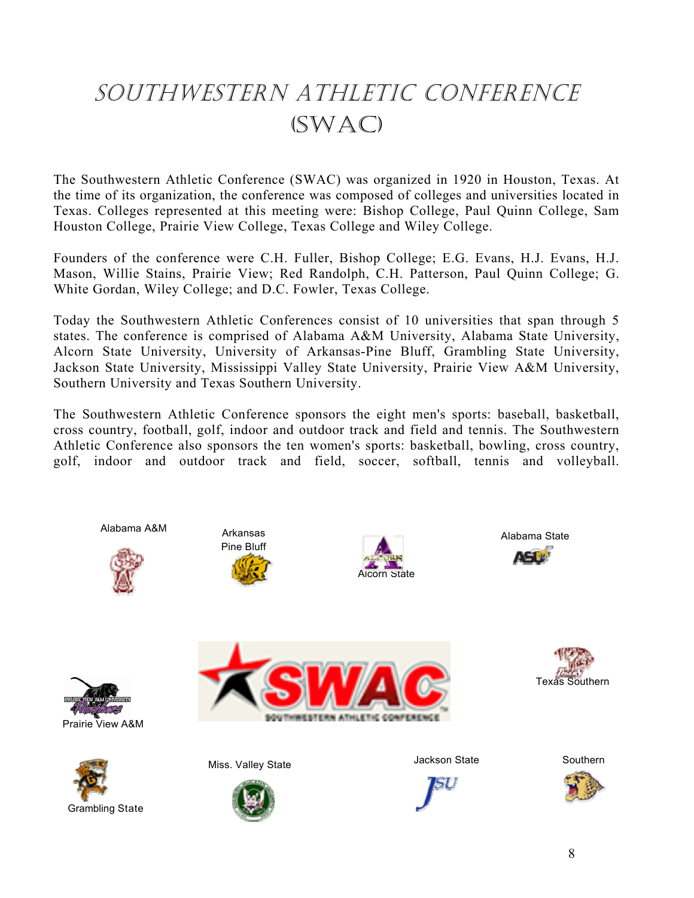# SOUTHWESTERN ATHLETIC CONFERENCE (SWAC)

The Southwestern Athletic Conference (SWAC) was organized in 1920 in Houston, Texas. At the time of its organization, the conference was composed of colleges and universities located in Texas. Colleges represented at this meeting were: Bishop College, Paul Quinn College, Sam Houston College, Prairie View College, Texas College and Wiley College.

Founders of the conference were C.H. Fuller, Bishop College; E.G. Evans, H.J. Evans, H.J. Mason, Willie Stains, Prairie View; Red Randolph, C.H. Patterson, Paul Quinn College; G. White Gordan, Wiley College; and D.C. Fowler, Texas College.

Today the Southwestern Athletic Conferences consist of 10 universities that span through 5 states. The conference is comprised of Alabama A&M University, Alabama State University, Alcorn State University, University of Arkansas-Pine Bluff, Grambling State University, Jackson State University, Mississippi Valley State University, Prairie View A&M University, Southern University and Texas Southern University.

The Southwestern Athletic Conference sponsors the eight men's sports: baseball, basketball, cross country, football, golf, indoor and outdoor track and field and tennis. The Southwestern Athletic Conference also sponsors the ten women's sports: basketball, bowling, cross country, golf, indoor and outdoor track and field, soccer, softball, tennis and volleyball.

Alabama A&M

Arkansas Pine Bluff

Alcorn State

Alabama State

Prairie View A&M

Texas Southern

Grambling State

Miss. Valley State

Jackson State

Southern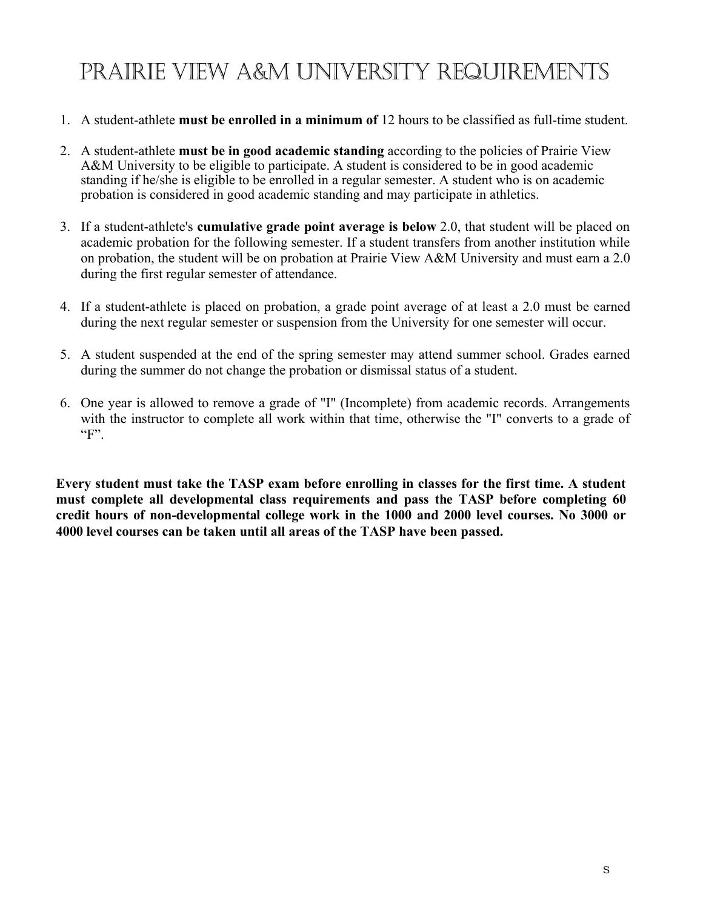# Prairie View A&M University Requirements

1. A student-athlete **must be enrolled in a minimum of** 12 hours to be classified as full-time student.

2. A student-athlete **must be in good academic standing** according to the policies of Prairie View A&M University to be eligible to participate. A student is considered to be in good academic standing if he/she is eligible to be enrolled in a regular semester. A student who is on academic probation is considered in good academic standing and may participate in athletics.

3. If a student-athlete's **cumulative grade point average is below** 2.0, that student will be placed on academic probation for the following semester. If a student transfers from another institution while on probation, the student will be on probation at Prairie View A&M University and must earn a 2.0 during the first regular semester of attendance.

4. If a student-athlete is placed on probation, a grade point average of at least a 2.0 must be earned during the next regular semester or suspension from the University for one semester will occur.

5. A student suspended at the end of the spring semester may attend summer school. Grades earned during the summer do not change the probation or dismissal status of a student.

6. One year is allowed to remove a grade of "I" (Incomplete) from academic records. Arrangements with the instructor to complete all work within that time, otherwise the "I" converts to a grade of "F".

**Every student must take the TASP exam before enrolling in classes for the first time. A student must complete all developmental class requirements and pass the TASP before completing 60 credit hours of non-developmental college work in the 1000 and 2000 level courses. No 3000 or 4000 level courses can be taken until all areas of the TASP have been passed.**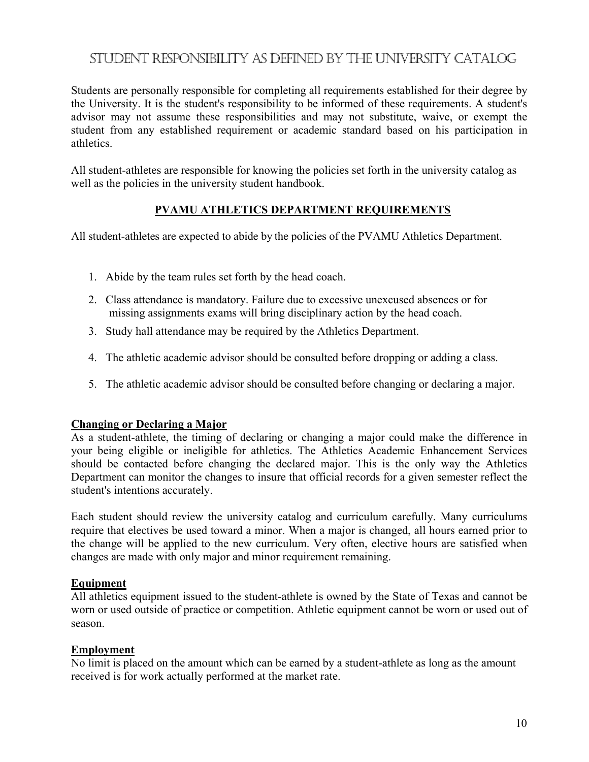# STUDENT RESPONSIBILITY AS DEFINED BY THE UNIVERSITY CATALOG

Students are personally responsible for completing all requirements established for their degree by the University. It is the student's responsibility to be informed of these requirements. A student's advisor may not assume these responsibilities and may not substitute, waive, or exempt the student from any established requirement or academic standard based on his participation in athletics.

All student-athletes are responsible for knowing the policies set forth in the university catalog as well as the policies in the university student handbook.

## PVAMU ATHLETICS DEPARTMENT REQUIREMENTS

All student-athletes are expected to abide by the policies of the PVAMU Athletics Department.

1. Abide by the team rules set forth by the head coach.
2. Class attendance is mandatory. Failure due to excessive unexcused absences or for missing assignments exams will bring disciplinary action by the head coach.
3. Study hall attendance may be required by the Athletics Department.
4. The athletic academic advisor should be consulted before dropping or adding a class.
5. The athletic academic advisor should be consulted before changing or declaring a major.

### Changing or Declaring a Major

As a student-athlete, the timing of declaring or changing a major could make the difference in your being eligible or ineligible for athletics. The Athletics Academic Enhancement Services should be contacted before changing the declared major. This is the only way the Athletics Department can monitor the changes to insure that official records for a given semester reflect the student's intentions accurately.

Each student should review the university catalog and curriculum carefully. Many curriculums require that electives be used toward a minor. When a major is changed, all hours earned prior to the change will be applied to the new curriculum. Very often, elective hours are satisfied when changes are made with only major and minor requirement remaining.

### Equipment

All athletics equipment issued to the student-athlete is owned by the State of Texas and cannot be worn or used outside of practice or competition. Athletic equipment cannot be worn or used out of season.

### Employment

No limit is placed on the amount which can be earned by a student-athlete as long as the amount received is for work actually performed at the market rate.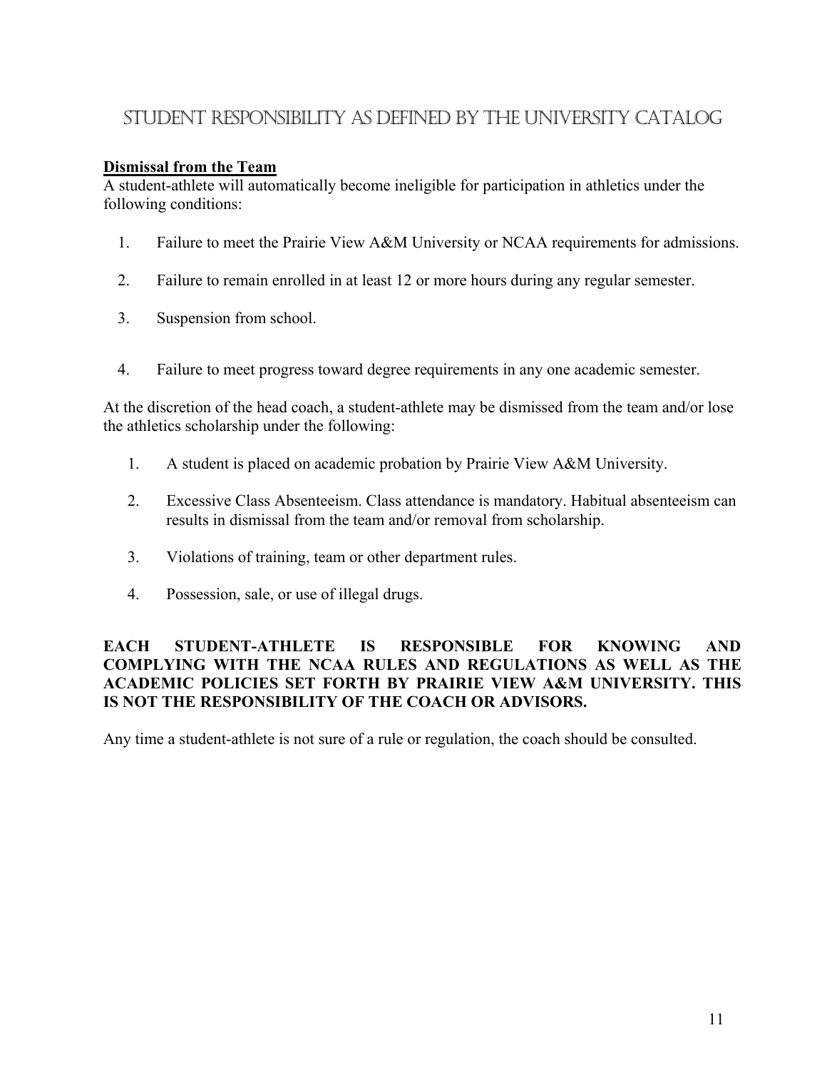# Student Responsibility as Defined by the University Catalog

**Dismissal from the Team**

A student-athlete will automatically become ineligible for participation in athletics under the following conditions:

1. Failure to meet the Prairie View A&M University or NCAA requirements for admissions.
2. Failure to remain enrolled in at least 12 or more hours during any regular semester.
3. Suspension from school.
4. Failure to meet progress toward degree requirements in any one academic semester.

At the discretion of the head coach, a student-athlete may be dismissed from the team and/or lose the athletics scholarship under the following:

1. A student is placed on academic probation by Prairie View A&M University.
2. Excessive Class Absenteeism. Class attendance is mandatory. Habitual absenteeism can results in dismissal from the team and/or removal from scholarship.
3. Violations of training, team or other department rules.
4. Possession, sale, or use of illegal drugs.

**EACH STUDENT-ATHLETE IS RESPONSIBLE FOR KNOWING AND COMPLYING WITH THE NCAA RULES AND REGULATIONS AS WELL AS THE ACADEMIC POLICIES SET FORTH BY PRAIRIE VIEW A&M UNIVERSITY. THIS IS NOT THE RESPONSIBILITY OF THE COACH OR ADVISORS.**

Any time a student-athlete is not sure of a rule or regulation, the coach should be consulted.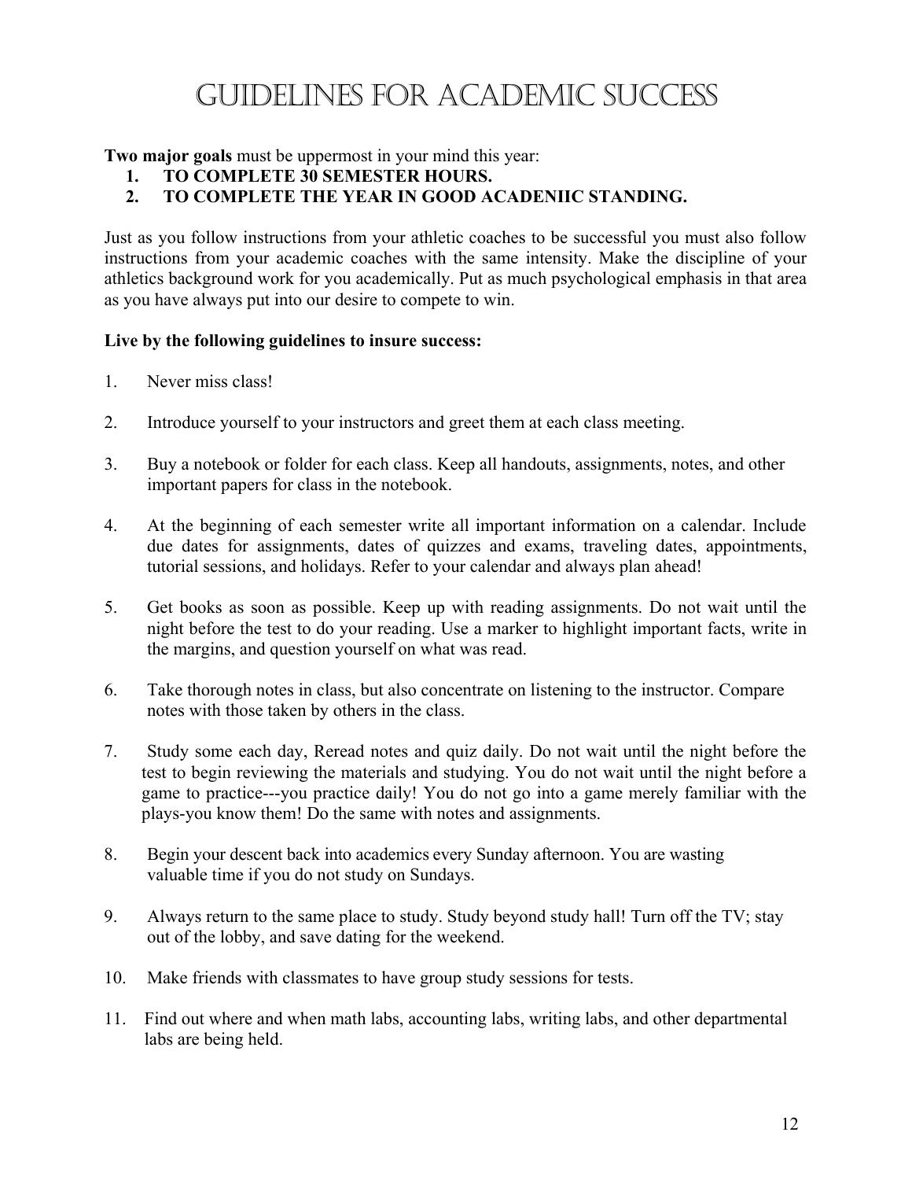# Guidelines for Academic Success

**Two major goals** must be uppermost in your mind this year:

1. **TO COMPLETE 30 SEMESTER HOURS.**
2. **TO COMPLETE THE YEAR IN GOOD ACADENIIC STANDING.**

Just as you follow instructions from your athletic coaches to be successful you must also follow instructions from your academic coaches with the same intensity. Make the discipline of your athletics background work for you academically. Put as much psychological emphasis in that area as you have always put into our desire to compete to win.

**Live by the following guidelines to insure success:**

1. Never miss class!

2. Introduce yourself to your instructors and greet them at each class meeting.

3. Buy a notebook or folder for each class. Keep all handouts, assignments, notes, and other important papers for class in the notebook.

4. At the beginning of each semester write all important information on a calendar. Include due dates for assignments, dates of quizzes and exams, traveling dates, appointments, tutorial sessions, and holidays. Refer to your calendar and always plan ahead!

5. Get books as soon as possible. Keep up with reading assignments. Do not wait until the night before the test to do your reading. Use a marker to highlight important facts, write in the margins, and question yourself on what was read.

6. Take thorough notes in class, but also concentrate on listening to the instructor. Compare notes with those taken by others in the class.

7. Study some each day, Reread notes and quiz daily. Do not wait until the night before the test to begin reviewing the materials and studying. You do not wait until the night before a game to practice---you practice daily! You do not go into a game merely familiar with the plays-you know them! Do the same with notes and assignments.

8. Begin your descent back into academics every Sunday afternoon. You are wasting valuable time if you do not study on Sundays.

9. Always return to the same place to study. Study beyond study hall! Turn off the TV; stay out of the lobby, and save dating for the weekend.

10. Make friends with classmates to have group study sessions for tests.

11. Find out where and when math labs, accounting labs, writing labs, and other departmental labs are being held.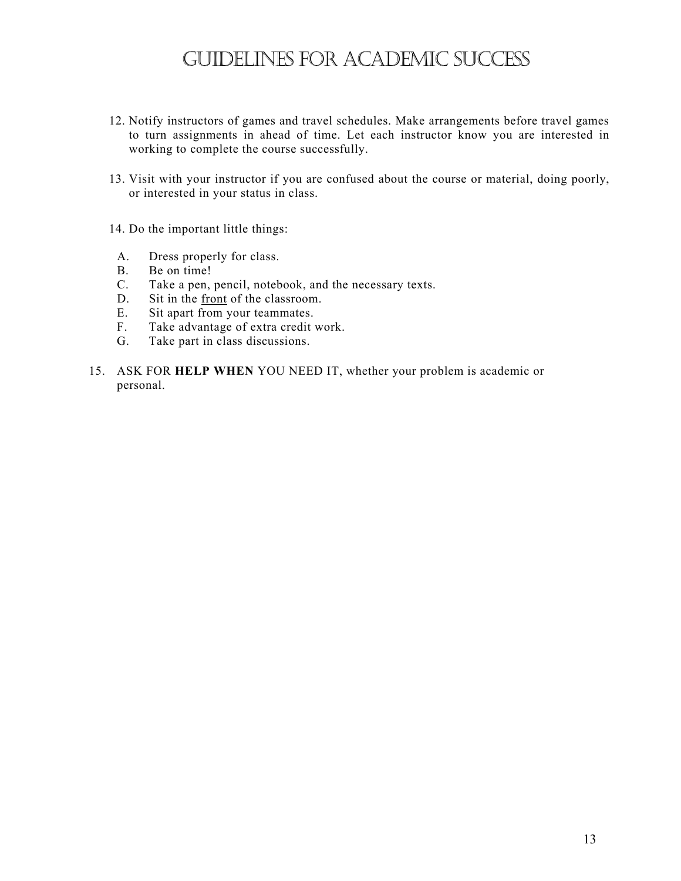# Guidelines for Academic Success

12. Notify instructors of games and travel schedules. Make arrangements before travel games to turn assignments in ahead of time. Let each instructor know you are interested in working to complete the course successfully.

13. Visit with your instructor if you are confused about the course or material, doing poorly, or interested in your status in class.

14. Do the important little things:

    A. Dress properly for class.
    B. Be on time!
    C. Take a pen, pencil, notebook, and the necessary texts.
    D. Sit in the <u>front</u> of the classroom.
    E. Sit apart from your teammates.
    F. Take advantage of extra credit work.
    G. Take part in class discussions.

15. ASK FOR **HELP WHEN** YOU NEED IT, whether your problem is academic or personal.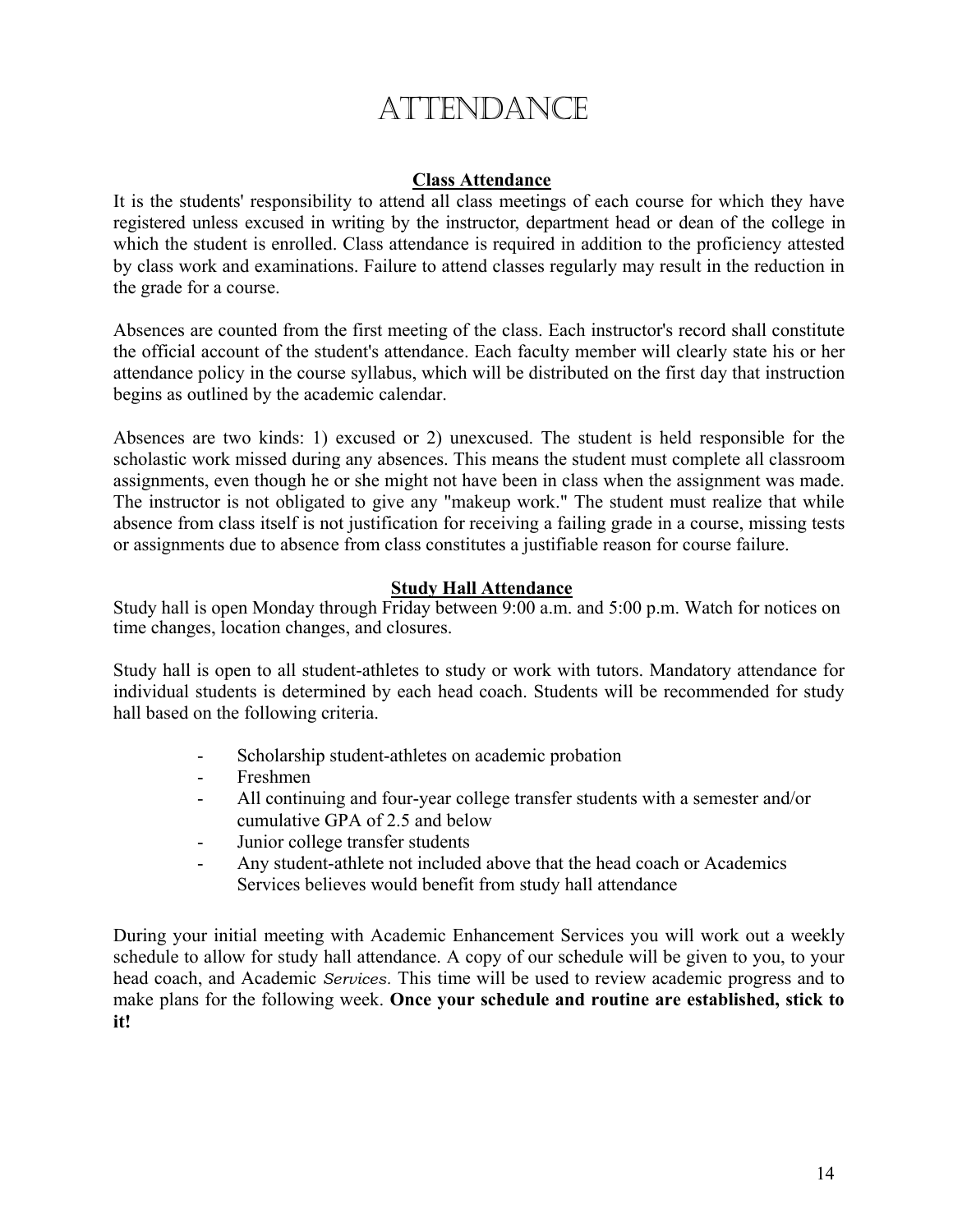# Attendance

## Class Attendance

It is the students' responsibility to attend all class meetings of each course for which they have registered unless excused in writing by the instructor, department head or dean of the college in which the student is enrolled. Class attendance is required in addition to the proficiency attested by class work and examinations. Failure to attend classes regularly may result in the reduction in the grade for a course.

Absences are counted from the first meeting of the class. Each instructor's record shall constitute the official account of the student's attendance. Each faculty member will clearly state his or her attendance policy in the course syllabus, which will be distributed on the first day that instruction begins as outlined by the academic calendar.

Absences are two kinds: 1) excused or 2) unexcused. The student is held responsible for the scholastic work missed during any absences. This means the student must complete all classroom assignments, even though he or she might not have been in class when the assignment was made. The instructor is not obligated to give any "makeup work." The student must realize that while absence from class itself is not justification for receiving a failing grade in a course, missing tests or assignments due to absence from class constitutes a justifiable reason for course failure.

## Study Hall Attendance

Study hall is open Monday through Friday between 9:00 a.m. and 5:00 p.m. Watch for notices on time changes, location changes, and closures.

Study hall is open to all student-athletes to study or work with tutors. Mandatory attendance for individual students is determined by each head coach. Students will be recommended for study hall based on the following criteria.

- Scholarship student-athletes on academic probation
- Freshmen
- All continuing and four-year college transfer students with a semester and/or cumulative GPA of 2.5 and below
- Junior college transfer students
- Any student-athlete not included above that the head coach or Academics Services believes would benefit from study hall attendance

During your initial meeting with Academic Enhancement Services you will work out a weekly schedule to allow for study hall attendance. A copy of our schedule will be given to you, to your head coach, and Academic *Services*. This time will be used to review academic progress and to make plans for the following week. **Once your schedule and routine are established, stick to it!**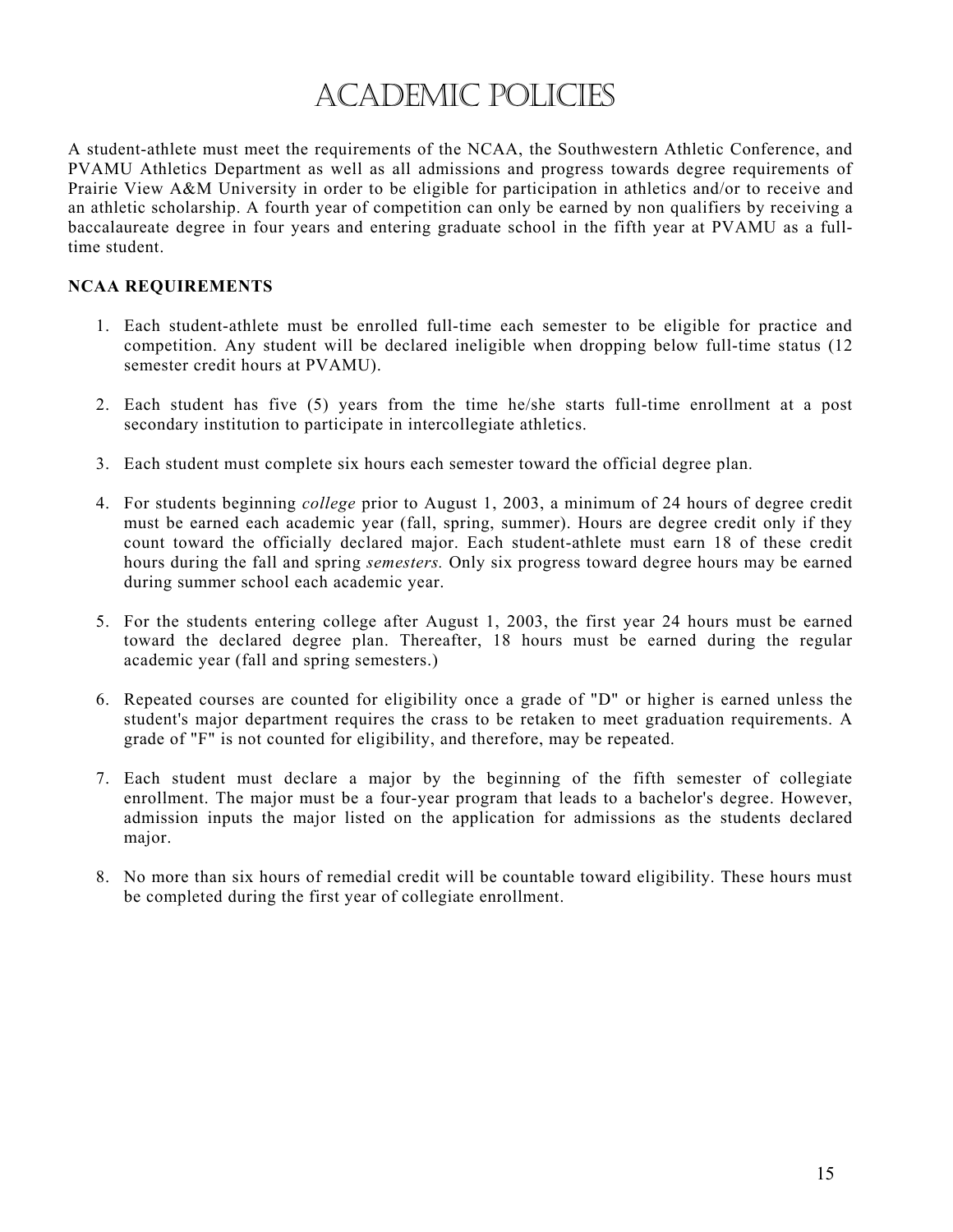# ACADEMIC POLICIES

A student-athlete must meet the requirements of the NCAA, the Southwestern Athletic Conference, and PVAMU Athletics Department as well as all admissions and progress towards degree requirements of Prairie View A&M University in order to be eligible for participation in athletics and/or to receive and an athletic scholarship. A fourth year of competition can only be earned by non qualifiers by receiving a baccalaureate degree in four years and entering graduate school in the fifth year at PVAMU as a full-time student.

**NCAA REQUIREMENTS**

1. Each student-athlete must be enrolled full-time each semester to be eligible for practice and competition. Any student will be declared ineligible when dropping below full-time status (12 semester credit hours at PVAMU).

2. Each student has five (5) years from the time he/she starts full-time enrollment at a post secondary institution to participate in intercollegiate athletics.

3. Each student must complete six hours each semester toward the official degree plan.

4. For students beginning *college* prior to August 1, 2003, a minimum of 24 hours of degree credit must be earned each academic year (fall, spring, summer). Hours are degree credit only if they count toward the officially declared major. Each student-athlete must earn 18 of these credit hours during the fall and spring *semesters.* Only six progress toward degree hours may be earned during summer school each academic year.

5. For the students entering college after August 1, 2003, the first year 24 hours must be earned toward the declared degree plan. Thereafter, 18 hours must be earned during the regular academic year (fall and spring semesters.)

6. Repeated courses are counted for eligibility once a grade of "D" or higher is earned unless the student's major department requires the crass to be retaken to meet graduation requirements. A grade of "F" is not counted for eligibility, and therefore, may be repeated.

7. Each student must declare a major by the beginning of the fifth semester of collegiate enrollment. The major must be a four-year program that leads to a bachelor's degree. However, admission inputs the major listed on the application for admissions as the students declared major.

8. No more than six hours of remedial credit will be countable toward eligibility. These hours must be completed during the first year of collegiate enrollment.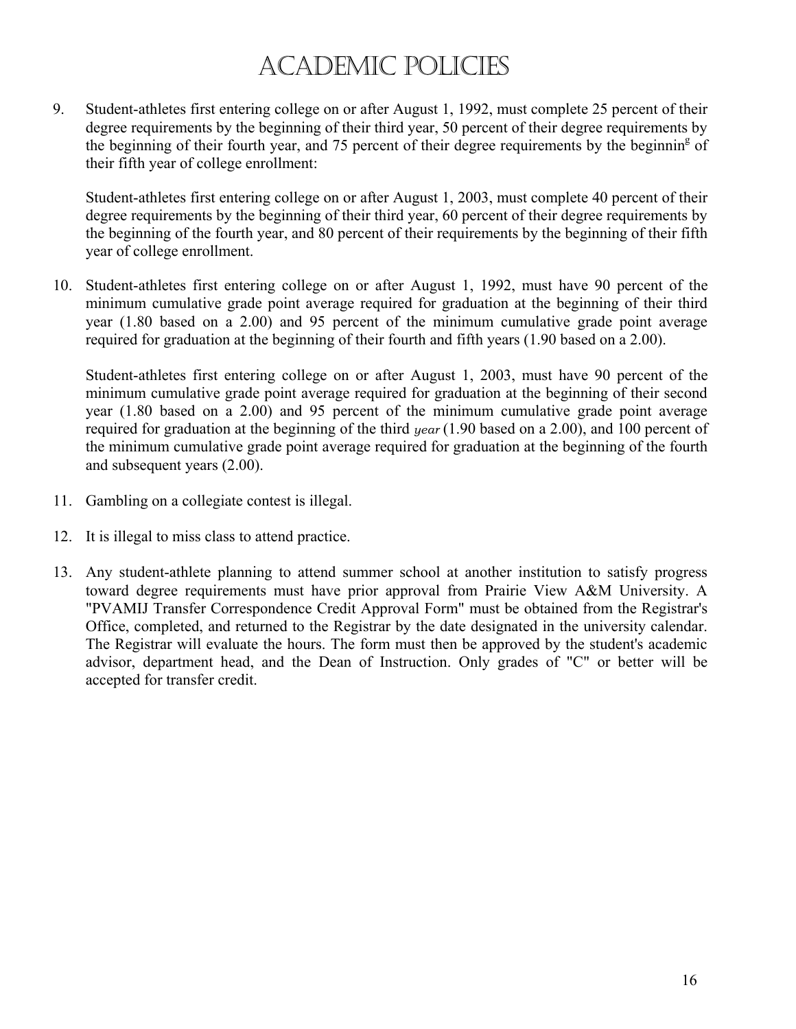# ACADEMIC POLICIES

9. Student-athletes first entering college on or after August 1, 1992, must complete 25 percent of their degree requirements by the beginning of their third year, 50 percent of their degree requirements by the beginning of their fourth year, and 75 percent of their degree requirements by the beginning of their fifth year of college enrollment:

   Student-athletes first entering college on or after August 1, 2003, must complete 40 percent of their degree requirements by the beginning of their third year, 60 percent of their degree requirements by the beginning of the fourth year, and 80 percent of their requirements by the beginning of their fifth year of college enrollment.

10. Student-athletes first entering college on or after August 1, 1992, must have 90 percent of the minimum cumulative grade point average required for graduation at the beginning of their third year (1.80 based on a 2.00) and 95 percent of the minimum cumulative grade point average required for graduation at the beginning of their fourth and fifth years (1.90 based on a 2.00).

    Student-athletes first entering college on or after August 1, 2003, must have 90 percent of the minimum cumulative grade point average required for graduation at the beginning of their second year (1.80 based on a 2.00) and 95 percent of the minimum cumulative grade point average required for graduation at the beginning of the third *year* (1.90 based on a 2.00), and 100 percent of the minimum cumulative grade point average required for graduation at the beginning of the fourth and subsequent years (2.00).

11. Gambling on a collegiate contest is illegal.

12. It is illegal to miss class to attend practice.

13. Any student-athlete planning to attend summer school at another institution to satisfy progress toward degree requirements must have prior approval from Prairie View A&M University. A "PVAMIJ Transfer Correspondence Credit Approval Form" must be obtained from the Registrar's Office, completed, and returned to the Registrar by the date designated in the university calendar. The Registrar will evaluate the hours. The form must then be approved by the student's academic advisor, department head, and the Dean of Instruction. Only grades of "C" or better will be accepted for transfer credit.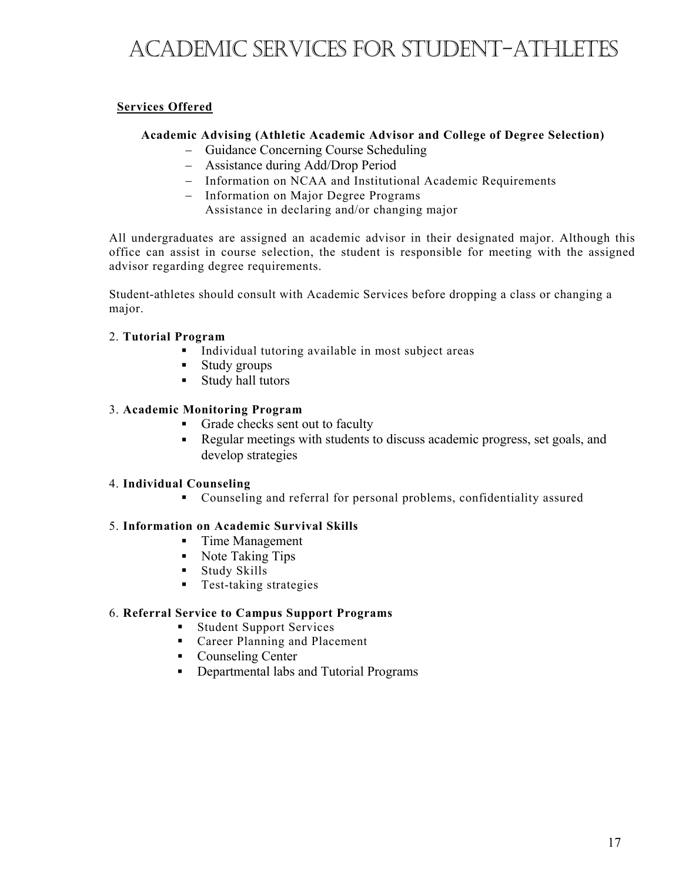# ACADEMIC SERVICES FOR STUDENT-ATHLETES

**Services Offered**

**Academic Advising (Athletic Academic Advisor and College of Degree Selection)**

- Guidance Concerning Course Scheduling
- Assistance during Add/Drop Period
- Information on NCAA and Institutional Academic Requirements
- Information on Major Degree Programs
  Assistance in declaring and/or changing major

All undergraduates are assigned an academic advisor in their designated major. Although this office can assist in course selection, the student is responsible for meeting with the assigned advisor regarding degree requirements.

Student-athletes should consult with Academic Services before dropping a class or changing a major.

2. **Tutorial Program**
   - Individual tutoring available in most subject areas
   - Study groups
   - Study hall tutors

3. **Academic Monitoring Program**
   - Grade checks sent out to faculty
   - Regular meetings with students to discuss academic progress, set goals, and develop strategies

4. **Individual Counseling**
   - Counseling and referral for personal problems, confidentiality assured

5. **Information on Academic Survival Skills**
   - Time Management
   - Note Taking Tips
   - Study Skills
   - Test-taking strategies

6. **Referral Service to Campus Support Programs**
   - Student Support Services
   - Career Planning and Placement
   - Counseling Center
   - Departmental labs and Tutorial Programs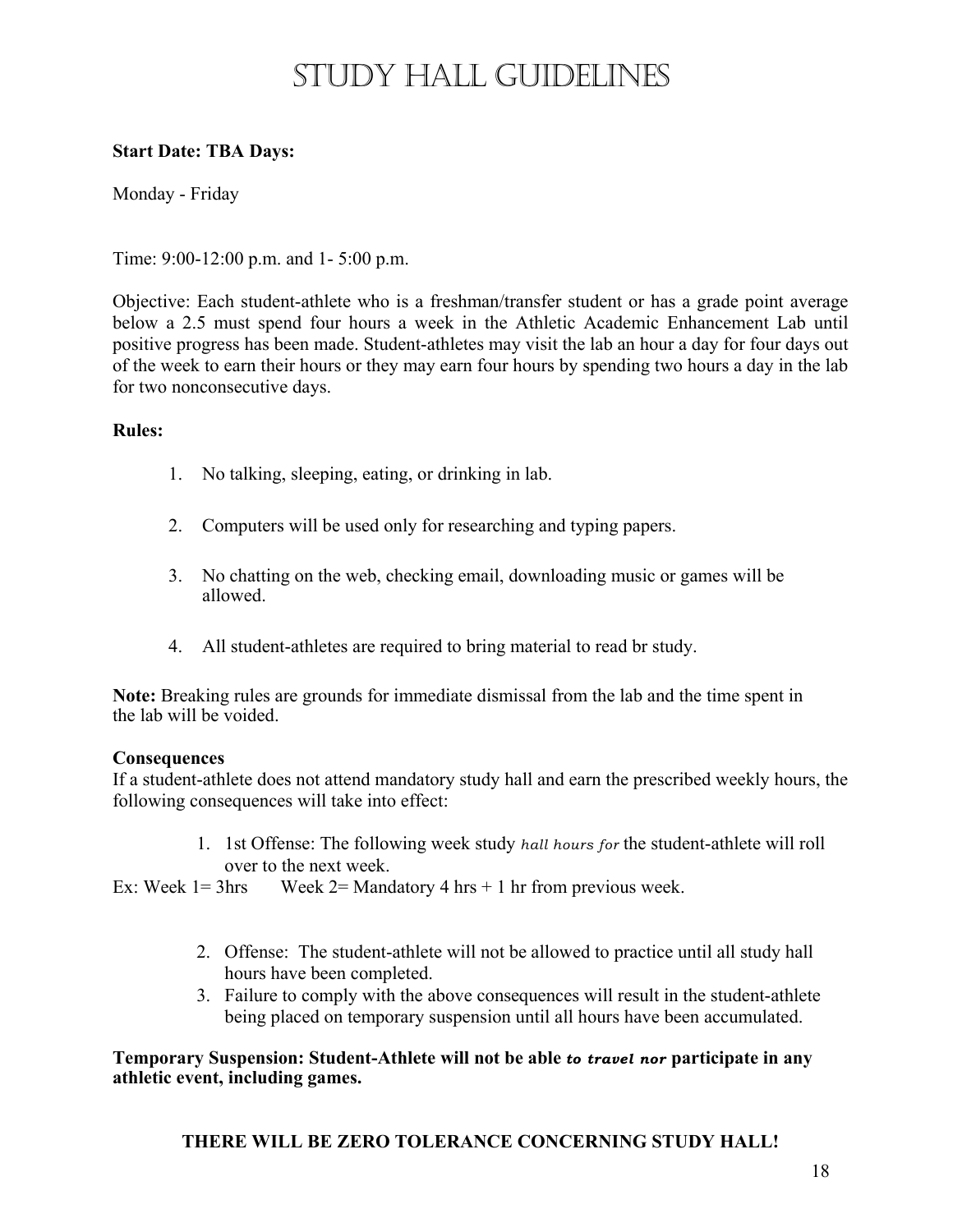# STUDY HALL GUIDELINES

**Start Date: TBA Days:**

Monday - Friday

Time: 9:00-12:00 p.m. and 1- 5:00 p.m.

Objective: Each student-athlete who is a freshman/transfer student or has a grade point average below a 2.5 must spend four hours a week in the Athletic Academic Enhancement Lab until positive progress has been made. Student-athletes may visit the lab an hour a day for four days out of the week to earn their hours or they may earn four hours by spending two hours a day in the lab for two nonconsecutive days.

**Rules:**

1. No talking, sleeping, eating, or drinking in lab.
2. Computers will be used only for researching and typing papers.
3. No chatting on the web, checking email, downloading music or games will be allowed.
4. All student-athletes are required to bring material to read br study.

**Note:** Breaking rules are grounds for immediate dismissal from the lab and the time spent in the lab will be voided.

**Consequences**
If a student-athlete does not attend mandatory study hall and earn the prescribed weekly hours, the following consequences will take into effect:

1. 1st Offense: The following week study *hall hours for* the student-athlete will roll over to the next week.

Ex: Week 1= 3hrs Week 2= Mandatory 4 hrs + 1 hr from previous week.

2. Offense: The student-athlete will not be allowed to practice until all study hall hours have been completed.
3. Failure to comply with the above consequences will result in the student-athlete being placed on temporary suspension until all hours have been accumulated.

**Temporary Suspension: Student-Athlete will not be able *to travel nor* participate in any athletic event, including games.**

**THERE WILL BE ZERO TOLERANCE CONCERNING STUDY HALL!**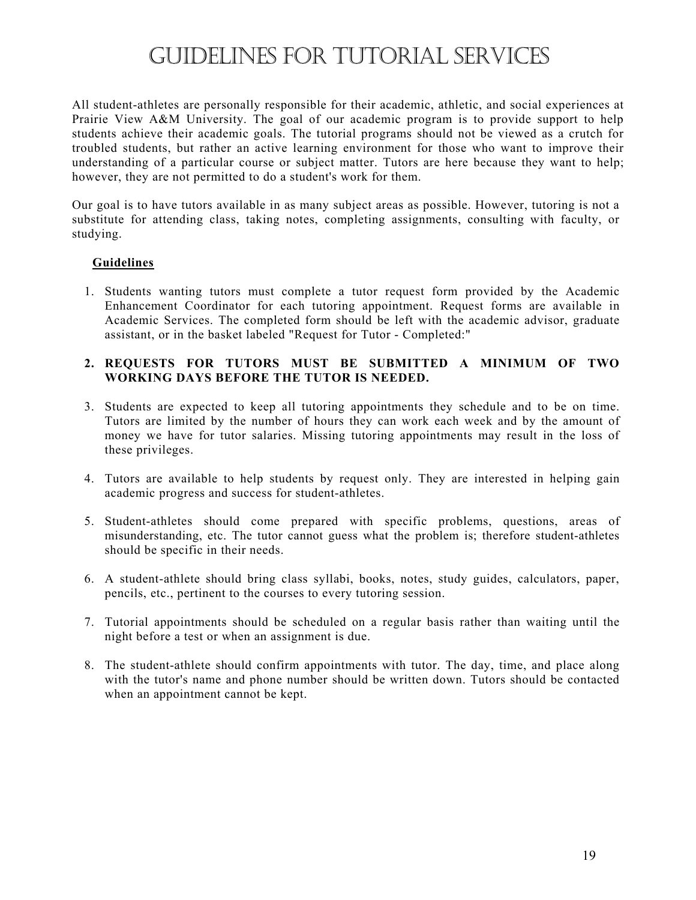# Guidelines for Tutorial Services

All student-athletes are personally responsible for their academic, athletic, and social experiences at Prairie View A&M University. The goal of our academic program is to provide support to help students achieve their academic goals. The tutorial programs should not be viewed as a crutch for troubled students, but rather an active learning environment for those who want to improve their understanding of a particular course or subject matter. Tutors are here because they want to help; however, they are not permitted to do a student's work for them.

Our goal is to have tutors available in as many subject areas as possible. However, tutoring is not a substitute for attending class, taking notes, completing assignments, consulting with faculty, or studying.

## Guidelines

1. Students wanting tutors must complete a tutor request form provided by the Academic Enhancement Coordinator for each tutoring appointment. Request forms are available in Academic Services. The completed form should be left with the academic advisor, graduate assistant, or in the basket labeled "Request for Tutor - Completed:"

2. **REQUESTS FOR TUTORS MUST BE SUBMITTED A MINIMUM OF TWO WORKING DAYS BEFORE THE TUTOR IS NEEDED.**

3. Students are expected to keep all tutoring appointments they schedule and to be on time. Tutors are limited by the number of hours they can work each week and by the amount of money we have for tutor salaries. Missing tutoring appointments may result in the loss of these privileges.

4. Tutors are available to help students by request only. They are interested in helping gain academic progress and success for student-athletes.

5. Student-athletes should come prepared with specific problems, questions, areas of misunderstanding, etc. The tutor cannot guess what the problem is; therefore student-athletes should be specific in their needs.

6. A student-athlete should bring class syllabi, books, notes, study guides, calculators, paper, pencils, etc., pertinent to the courses to every tutoring session.

7. Tutorial appointments should be scheduled on a regular basis rather than waiting until the night before a test or when an assignment is due.

8. The student-athlete should confirm appointments with tutor. The day, time, and place along with the tutor's name and phone number should be written down. Tutors should be contacted when an appointment cannot be kept.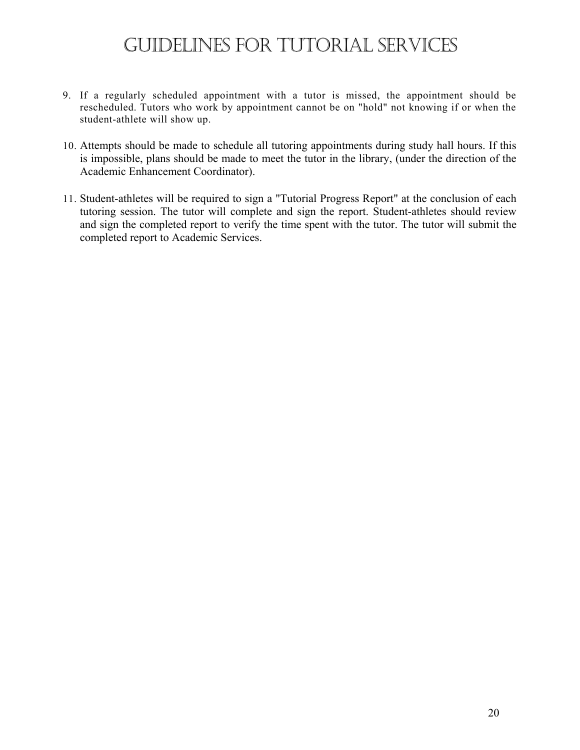# Guidelines for Tutorial Services

9. If a regularly scheduled appointment with a tutor is missed, the appointment should be rescheduled. Tutors who work by appointment cannot be on "hold" not knowing if or when the student-athlete will show up.

10. Attempts should be made to schedule all tutoring appointments during study hall hours. If this is impossible, plans should be made to meet the tutor in the library, (under the direction of the Academic Enhancement Coordinator).

11. Student-athletes will be required to sign a "Tutorial Progress Report" at the conclusion of each tutoring session. The tutor will complete and sign the report. Student-athletes should review and sign the completed report to verify the time spent with the tutor. The tutor will submit the completed report to Academic Services.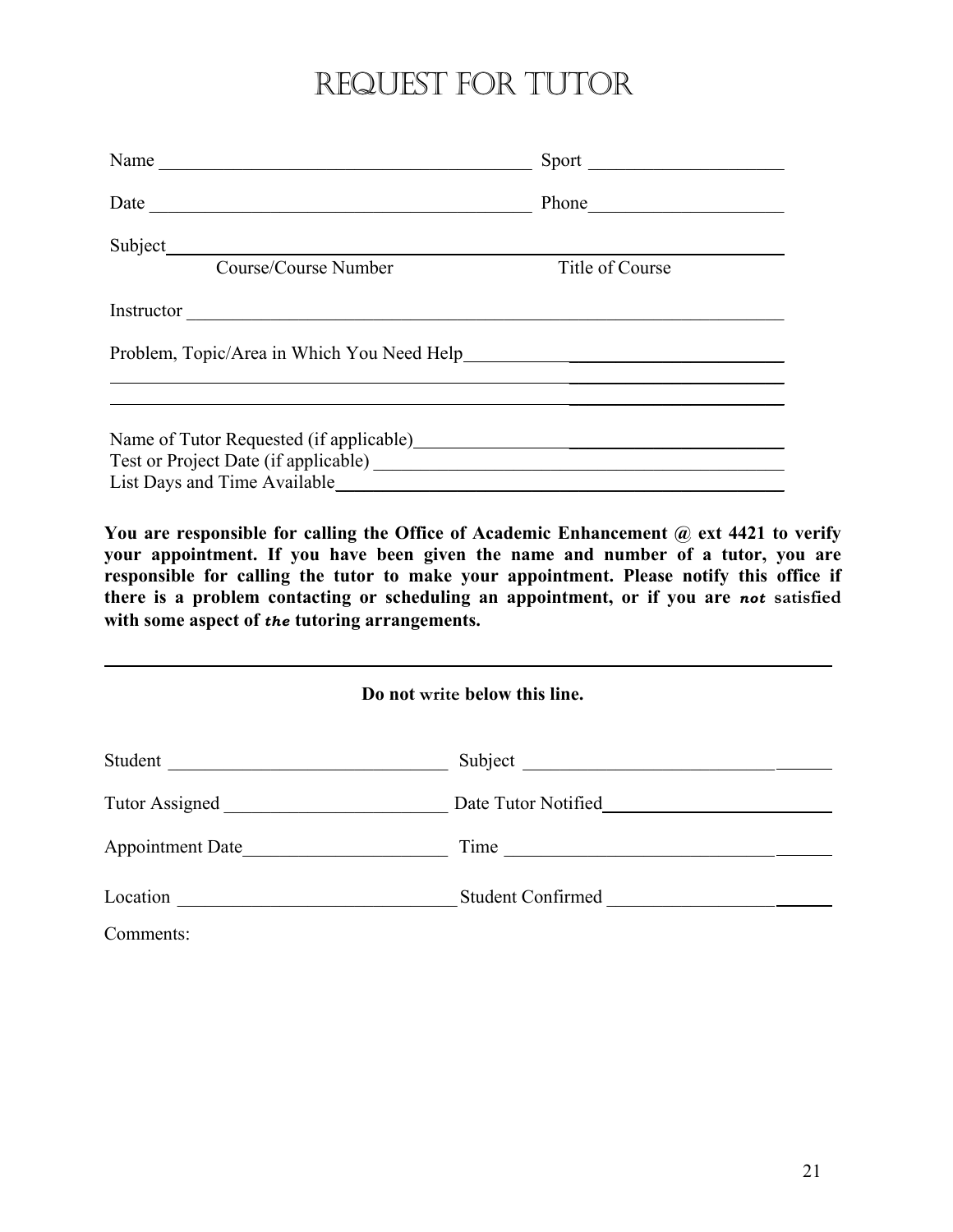# REQUEST FOR TUTOR

Name ________________________________________ Sport ____________________

Date ________________________________________ Phone____________________

Subject______________________________________________________________
Course/Course Number Title of Course

Instructor ____________________________________________________________

Problem, Topic/Area in Which You Need Help________________________________

______________________________________________________________________

______________________________________________________________________

Name of Tutor Requested (if applicable)_____________________________________
Test or Project Date (if applicable) ________________________________________
List Days and Time Available______________________________________________

**You are responsible for calling the Office of Academic Enhancement @ ext 4421 to verify your appointment. If you have been given the name and number of a tutor, you are responsible for calling the tutor to make your appointment. Please notify this office if there is a problem contacting or scheduling an appointment, or if you are *not* satisfied with some aspect of *the* tutoring arrangements.**

---

**Do not write below this line.**

Student ______________________________ Subject __________________________________

Tutor Assigned ________________________ Date Tutor Notified________________________

Appointment Date______________________ Time ____________________________________

Location ______________________________ Student Confirmed _________________________

Comments: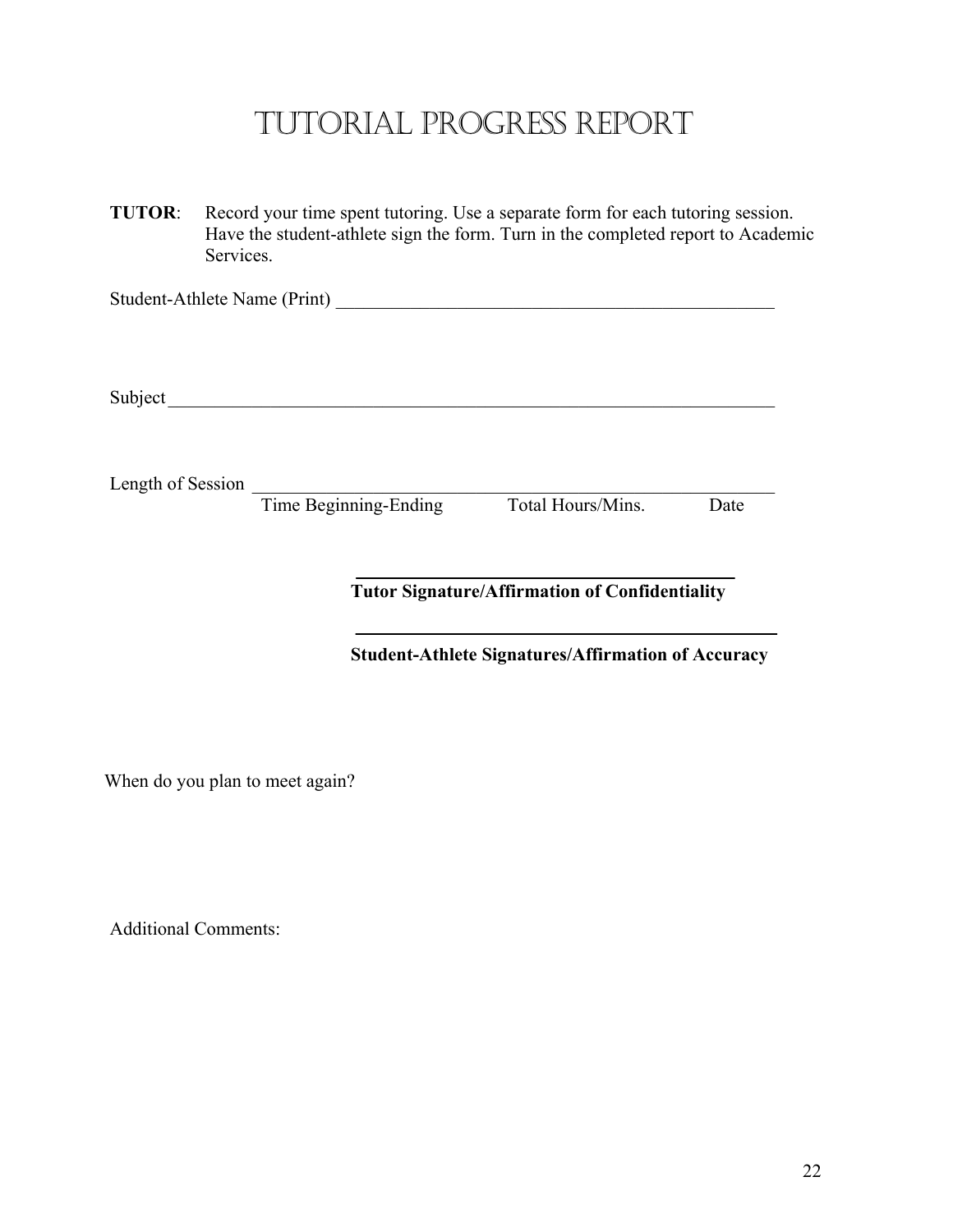# Tutorial Progress Report

**TUTOR**: Record your time spent tutoring. Use a separate form for each tutoring session. Have the student-athlete sign the form. Turn in the completed report to Academic Services.

Student-Athlete Name (Print) \_\_\_\_\_\_\_\_\_\_\_\_\_\_\_\_\_\_\_\_\_\_\_\_\_\_\_\_\_\_\_\_\_\_\_\_\_\_\_\_\_\_\_\_\_\_\_\_

Subject \_\_\_\_\_\_\_\_\_\_\_\_\_\_\_\_\_\_\_\_\_\_\_\_\_\_\_\_\_\_\_\_\_\_\_\_\_\_\_\_\_\_\_\_\_\_\_\_\_\_\_\_\_\_\_\_\_\_\_\_\_\_\_\_\_\_

Length of Session \_\_\_\_\_\_\_\_\_\_\_\_\_\_\_\_\_\_\_\_\_\_\_\_\_\_\_\_\_\_\_\_\_\_\_\_\_\_\_\_\_\_\_\_\_\_\_\_\_\_\_\_\_\_\_

Time Beginning-Ending        Total Hours/Mins.        Date

\_\_\_\_\_\_\_\_\_\_\_\_\_\_\_\_\_\_\_\_\_\_\_\_\_\_\_\_\_\_\_\_\_\_\_\_\_\_\_\_\_

**Tutor Signature/Affirmation of Confidentiality**

\_\_\_\_\_\_\_\_\_\_\_\_\_\_\_\_\_\_\_\_\_\_\_\_\_\_\_\_\_\_\_\_\_\_\_\_\_\_\_\_\_\_\_\_\_

**Student-Athlete Signatures/Affirmation of Accuracy**

When do you plan to meet again?

Additional Comments: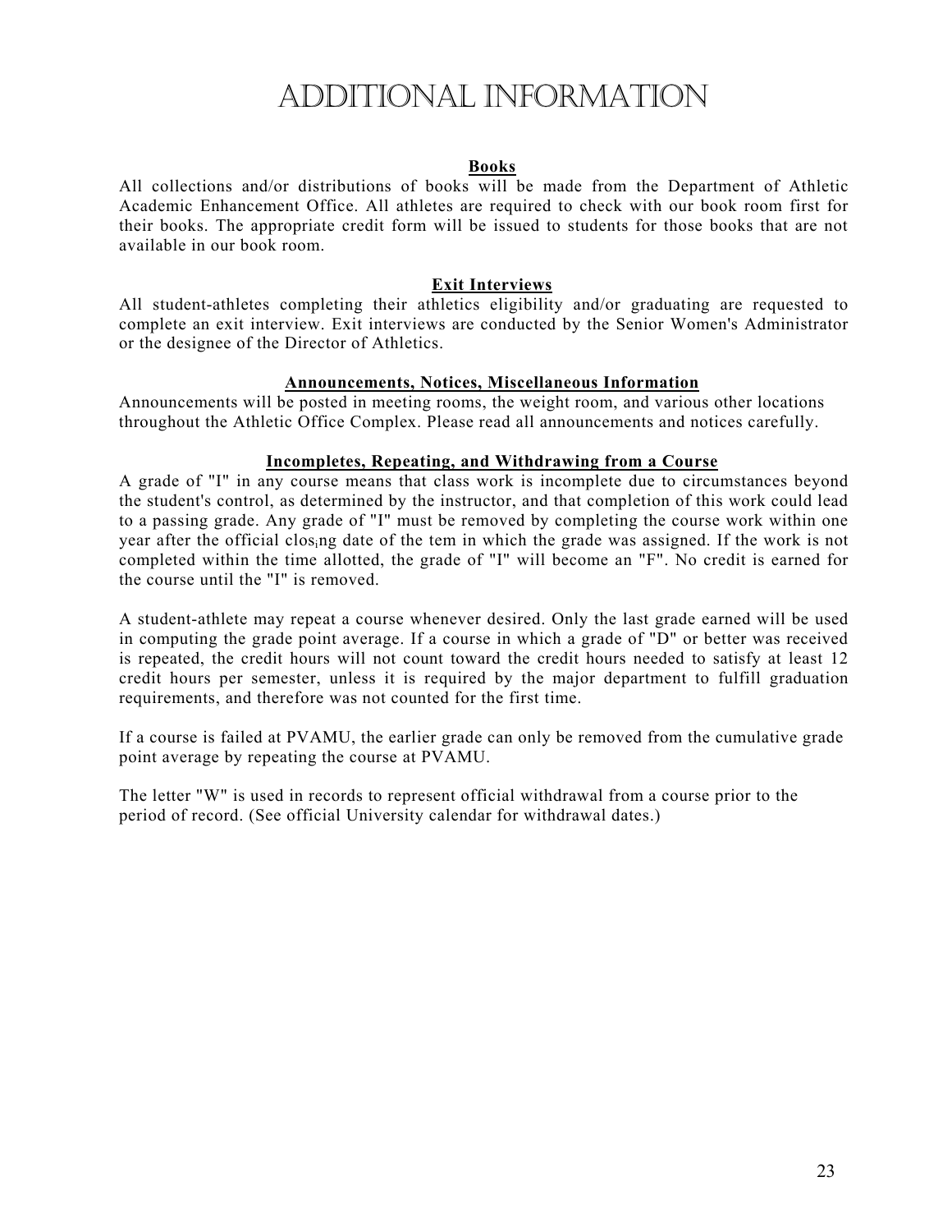# ADDITIONAL INFORMATION

### Books

All collections and/or distributions of books will be made from the Department of Athletic Academic Enhancement Office. All athletes are required to check with our book room first for their books. The appropriate credit form will be issued to students for those books that are not available in our book room.

### Exit Interviews

All student-athletes completing their athletics eligibility and/or graduating are requested to complete an exit interview. Exit interviews are conducted by the Senior Women's Administrator or the designee of the Director of Athletics.

### Announcements, Notices, Miscellaneous Information

Announcements will be posted in meeting rooms, the weight room, and various other locations throughout the Athletic Office Complex. Please read all announcements and notices carefully.

### Incompletes, Repeating, and Withdrawing from a Course

A grade of "I" in any course means that class work is incomplete due to circumstances beyond the student's control, as determined by the instructor, and that completion of this work could lead to a passing grade. Any grade of "I" must be removed by completing the course work within one year after the official closing date of the tem in which the grade was assigned. If the work is not completed within the time allotted, the grade of "I" will become an "F". No credit is earned for the course until the "I" is removed.

A student-athlete may repeat a course whenever desired. Only the last grade earned will be used in computing the grade point average. If a course in which a grade of "D" or better was received is repeated, the credit hours will not count toward the credit hours needed to satisfy at least 12 credit hours per semester, unless it is required by the major department to fulfill graduation requirements, and therefore was not counted for the first time.

If a course is failed at PVAMU, the earlier grade can only be removed from the cumulative grade point average by repeating the course at PVAMU.

The letter "W" is used in records to represent official withdrawal from a course prior to the period of record. (See official University calendar for withdrawal dates.)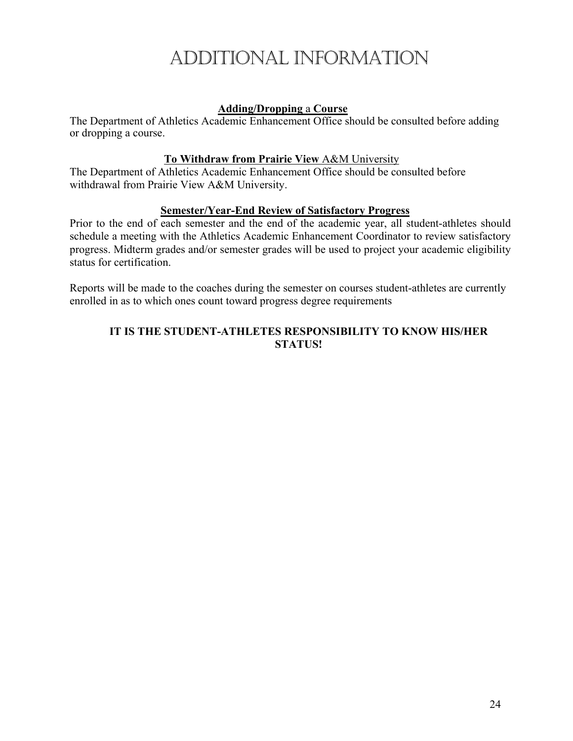# ADDITIONAL INFORMATION

### **Adding/Dropping** a **Course**

The Department of Athletics Academic Enhancement Office should be consulted before adding or dropping a course.

### **To Withdraw from Prairie View** A&M University

The Department of Athletics Academic Enhancement Office should be consulted before withdrawal from Prairie View A&M University.

### **Semester/Year-End Review of Satisfactory Progress**

Prior to the end of each semester and the end of the academic year, all student-athletes should schedule a meeting with the Athletics Academic Enhancement Coordinator to review satisfactory progress. Midterm grades and/or semester grades will be used to project your academic eligibility status for certification.

Reports will be made to the coaches during the semester on courses student-athletes are currently enrolled in as to which ones count toward progress degree requirements

**IT IS THE STUDENT-ATHLETES RESPONSIBILITY TO KNOW HIS/HER STATUS!**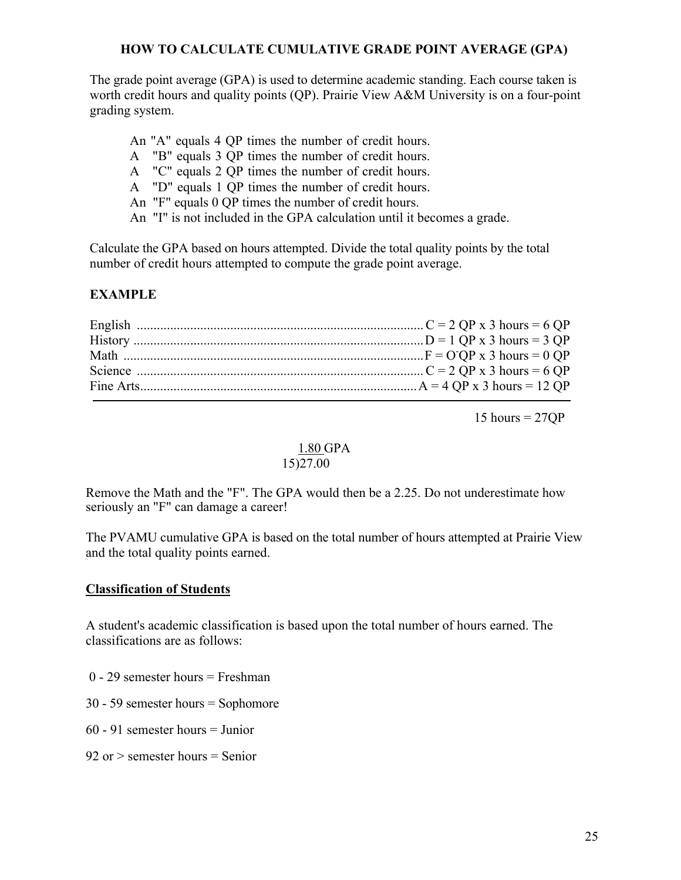# HOW TO CALCULATE CUMULATIVE GRADE POINT AVERAGE (GPA)

The grade point average (GPA) is used to determine academic standing. Each course taken is worth credit hours and quality points (QP). Prairie View A&M University is on a four-point grading system.

An "A" equals 4 QP times the number of credit hours.
A "B" equals 3 QP times the number of credit hours.
A "C" equals 2 QP times the number of credit hours.
A "D" equals 1 QP times the number of credit hours.
An "F" equals 0 QP times the number of credit hours.
An "I" is not included in the GPA calculation until it becomes a grade.

Calculate the GPA based on hours attempted. Divide the total quality points by the total number of credit hours attempted to compute the grade point average.

**EXAMPLE**

English ........................................................................ C = 2 QP x 3 hours = 6 QP
History ........................................................................ D = 1 QP x 3 hours = 3 QP
Math ........................................................................... F = O QP x 3 hours = 0 QP
Science ........................................................................ C = 2 QP x 3 hours = 6 QP
Fine Arts ..................................................................... A = 4 QP x 3 hours = 12 QP

15 hours = 27QP

1.80 GPA
15)27.00

Remove the Math and the "F". The GPA would then be a 2.25. Do not underestimate how seriously an "F" can damage a career!

The PVAMU cumulative GPA is based on the total number of hours attempted at Prairie View and the total quality points earned.

## Classification of Students

A student's academic classification is based upon the total number of hours earned. The classifications are as follows:

0 - 29 semester hours = Freshman

30 - 59 semester hours = Sophomore

60 - 91 semester hours = Junior

92 or > semester hours = Senior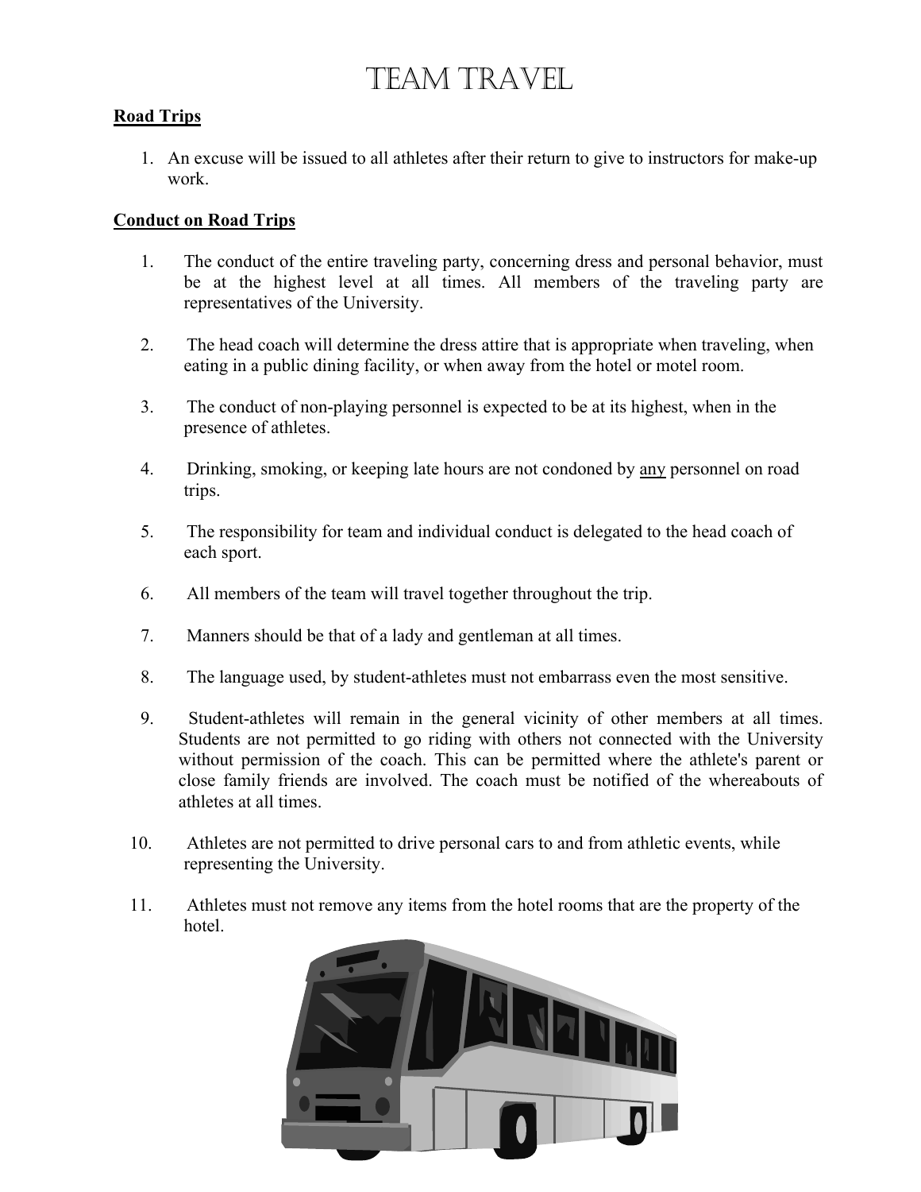# TEAM TRAVEL

**Road Trips**

1. An excuse will be issued to all athletes after their return to give to instructors for make-up work.

**Conduct on Road Trips**

1. The conduct of the entire traveling party, concerning dress and personal behavior, must be at the highest level at all times. All members of the traveling party are representatives of the University.

2. The head coach will determine the dress attire that is appropriate when traveling, when eating in a public dining facility, or when away from the hotel or motel room.

3. The conduct of non-playing personnel is expected to be at its highest, when in the presence of athletes.

4. Drinking, smoking, or keeping late hours are not condoned by any personnel on road trips.

5. The responsibility for team and individual conduct is delegated to the head coach of each sport.

6. All members of the team will travel together throughout the trip.

7. Manners should be that of a lady and gentleman at all times.

8. The language used, by student-athletes must not embarrass even the most sensitive.

9. Student-athletes will remain in the general vicinity of other members at all times. Students are not permitted to go riding with others not connected with the University without permission of the coach. This can be permitted where the athlete's parent or close family friends are involved. The coach must be notified of the whereabouts of athletes at all times.

10. Athletes are not permitted to drive personal cars to and from athletic events, while representing the University.

11. Athletes must not remove any items from the hotel rooms that are the property of the hotel.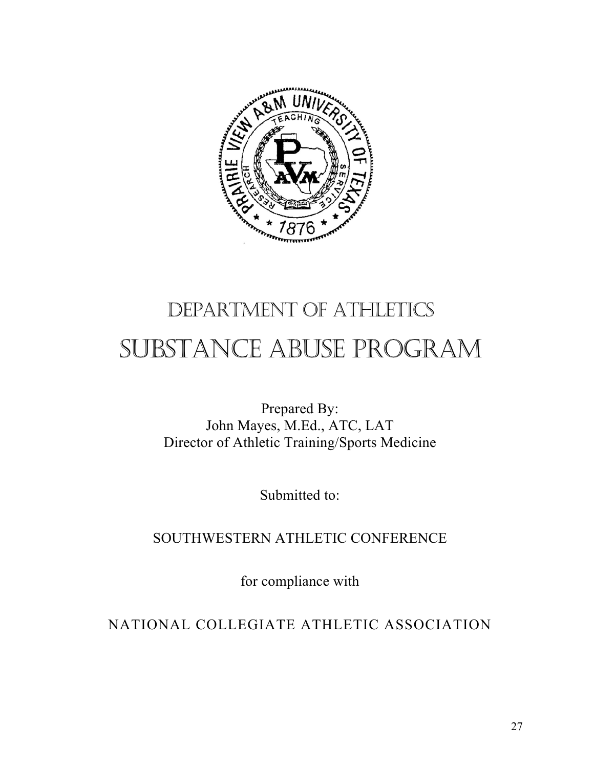# Department of Athletics

# Substance Abuse Program

Prepared By:
John Mayes, M.Ed., ATC, LAT
Director of Athletic Training/Sports Medicine

Submitted to:

SOUTHWESTERN ATHLETIC CONFERENCE

for compliance with

NATIONAL COLLEGIATE ATHLETIC ASSOCIATION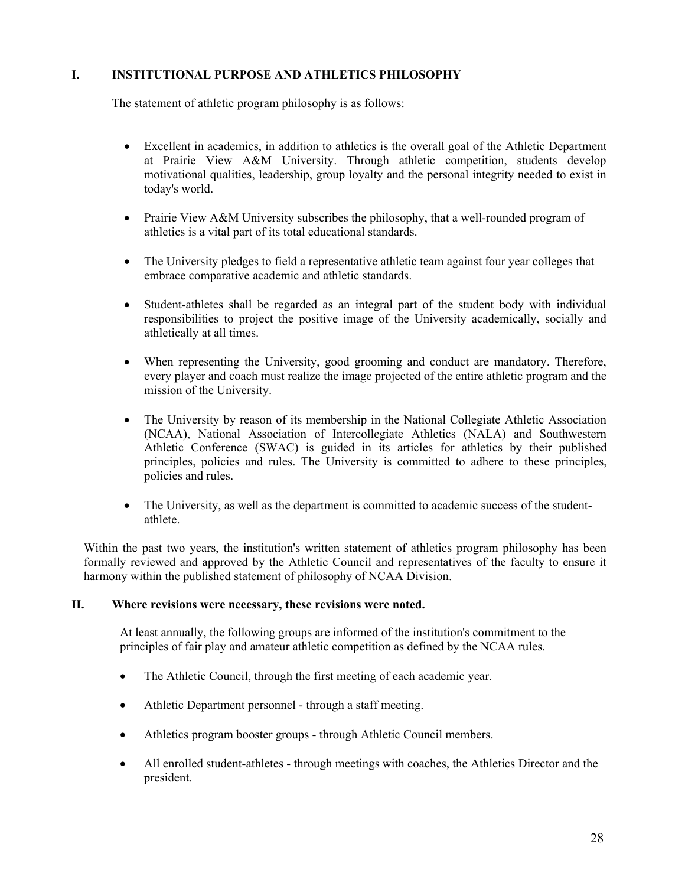## I. INSTITUTIONAL PURPOSE AND ATHLETICS PHILOSOPHY

The statement of athletic program philosophy is as follows:

- Excellent in academics, in addition to athletics is the overall goal of the Athletic Department at Prairie View A&M University. Through athletic competition, students develop motivational qualities, leadership, group loyalty and the personal integrity needed to exist in today's world.
- Prairie View A&M University subscribes the philosophy, that a well-rounded program of athletics is a vital part of its total educational standards.
- The University pledges to field a representative athletic team against four year colleges that embrace comparative academic and athletic standards.
- Student-athletes shall be regarded as an integral part of the student body with individual responsibilities to project the positive image of the University academically, socially and athletically at all times.
- When representing the University, good grooming and conduct are mandatory. Therefore, every player and coach must realize the image projected of the entire athletic program and the mission of the University.
- The University by reason of its membership in the National Collegiate Athletic Association (NCAA), National Association of Intercollegiate Athletics (NALA) and Southwestern Athletic Conference (SWAC) is guided in its articles for athletics by their published principles, policies and rules. The University is committed to adhere to these principles, policies and rules.
- The University, as well as the department is committed to academic success of the student-athlete.

Within the past two years, the institution's written statement of athletics program philosophy has been formally reviewed and approved by the Athletic Council and representatives of the faculty to ensure it harmony within the published statement of philosophy of NCAA Division.

## II. Where revisions were necessary, these revisions were noted.

At least annually, the following groups are informed of the institution's commitment to the principles of fair play and amateur athletic competition as defined by the NCAA rules.

- The Athletic Council, through the first meeting of each academic year.
- Athletic Department personnel - through a staff meeting.
- Athletics program booster groups - through Athletic Council members.
- All enrolled student-athletes - through meetings with coaches, the Athletics Director and the president.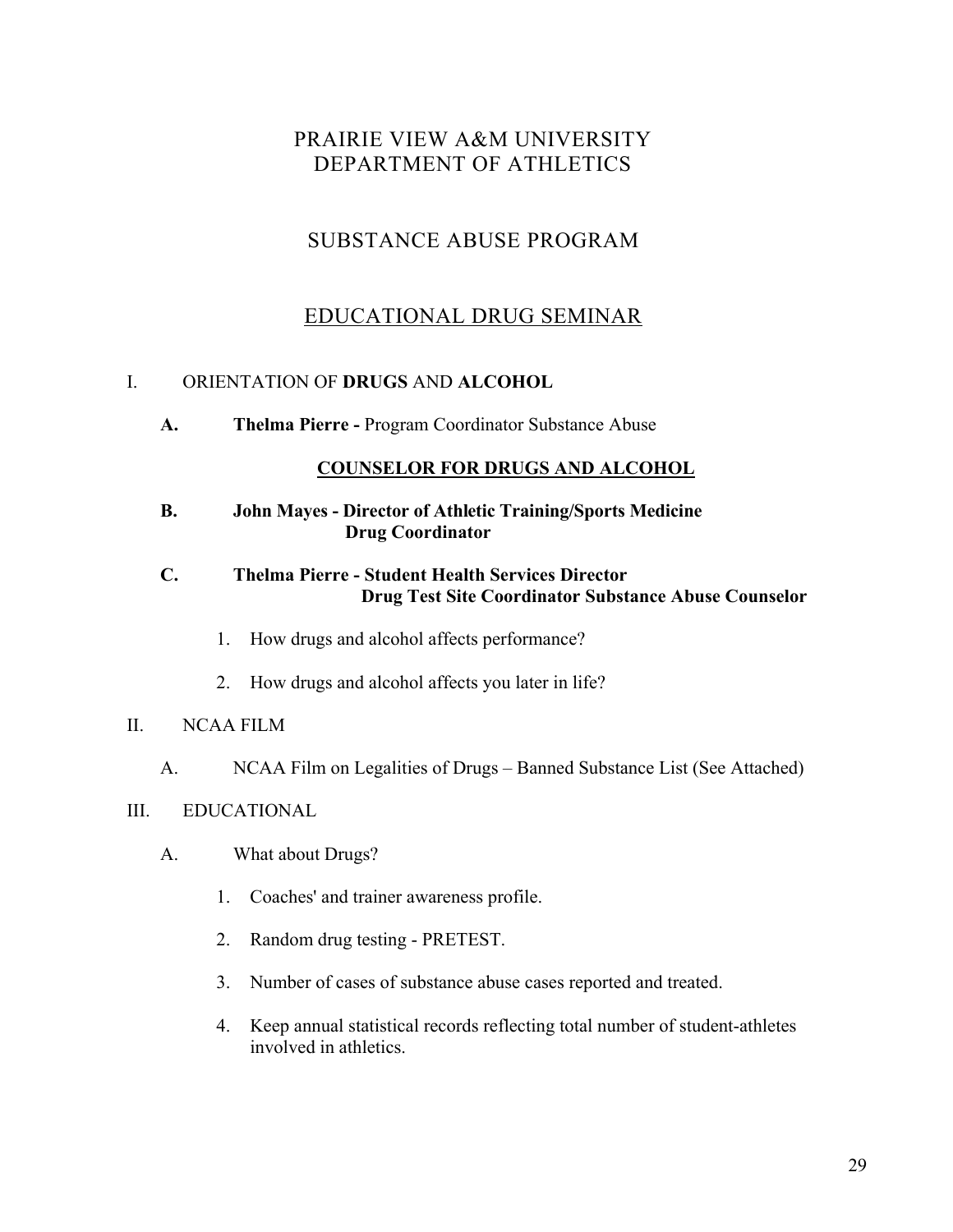# PRAIRIE VIEW A&M UNIVERSITY
# DEPARTMENT OF ATHLETICS

## SUBSTANCE ABUSE PROGRAM

## EDUCATIONAL DRUG SEMINAR

I. ORIENTATION OF **DRUGS** AND **ALCOHOL**

   **A.** **Thelma Pierre -** Program Coordinator Substance Abuse

   **COUNSELOR FOR DRUGS AND ALCOHOL**

   **B.** **John Mayes - Director of Athletic Training/Sports Medicine**
   **Drug Coordinator**

   **C.** **Thelma Pierre - Student Health Services Director**
   **Drug Test Site Coordinator Substance Abuse Counselor**

   1. How drugs and alcohol affects performance?
   2. How drugs and alcohol affects you later in life?

II. NCAA FILM

   A. NCAA Film on Legalities of Drugs – Banned Substance List (See Attached)

III. EDUCATIONAL

   A. What about Drugs?

   1. Coaches' and trainer awareness profile.
   2. Random drug testing - PRETEST.
   3. Number of cases of substance abuse cases reported and treated.
   4. Keep annual statistical records reflecting total number of student-athletes involved in athletics.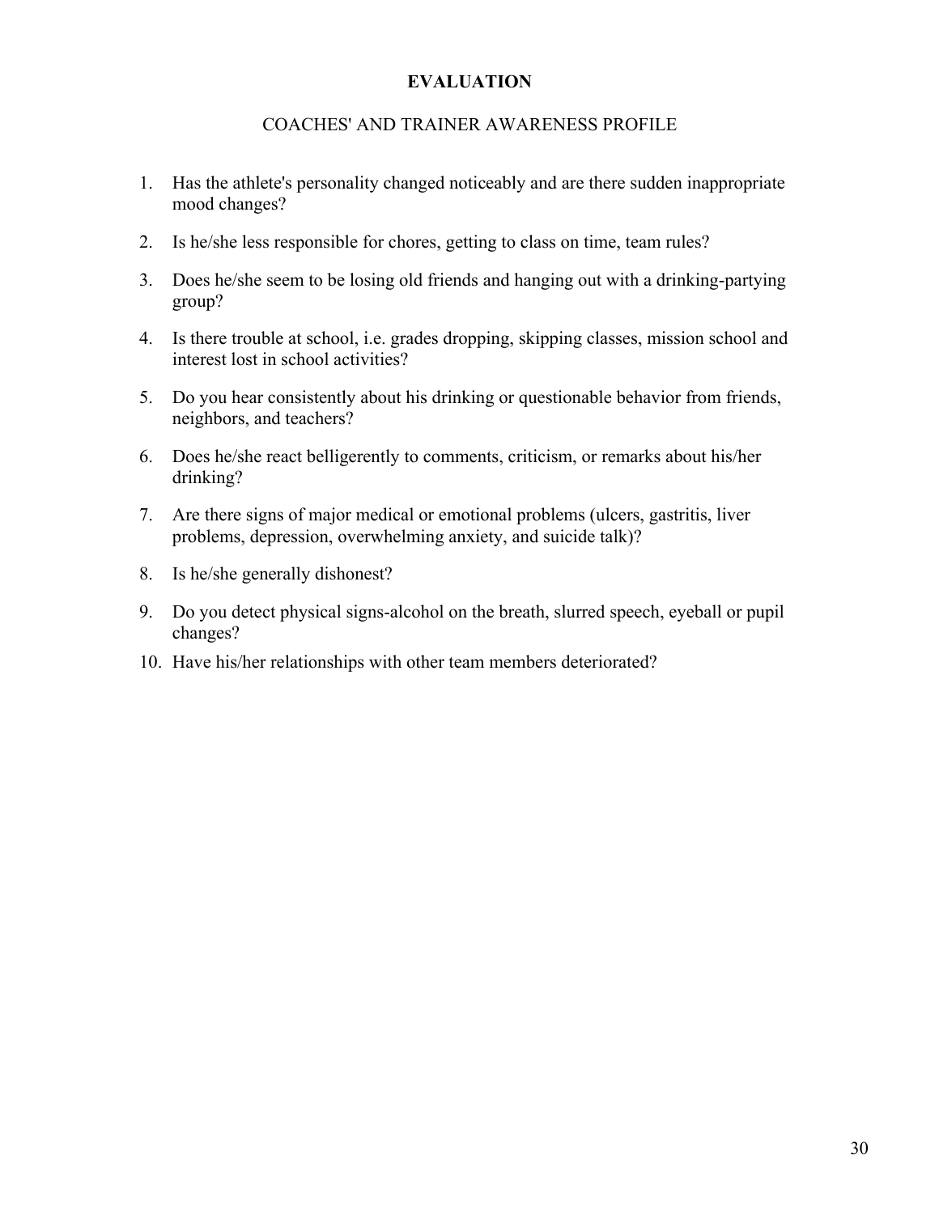# EVALUATION

## COACHES' AND TRAINER AWARENESS PROFILE

1. Has the athlete's personality changed noticeably and are there sudden inappropriate mood changes?
2. Is he/she less responsible for chores, getting to class on time, team rules?
3. Does he/she seem to be losing old friends and hanging out with a drinking-partying group?
4. Is there trouble at school, i.e. grades dropping, skipping classes, mission school and interest lost in school activities?
5. Do you hear consistently about his drinking or questionable behavior from friends, neighbors, and teachers?
6. Does he/she react belligerently to comments, criticism, or remarks about his/her drinking?
7. Are there signs of major medical or emotional problems (ulcers, gastritis, liver problems, depression, overwhelming anxiety, and suicide talk)?
8. Is he/she generally dishonest?
9. Do you detect physical signs-alcohol on the breath, slurred speech, eyeball or pupil changes?
10. Have his/her relationships with other team members deteriorated?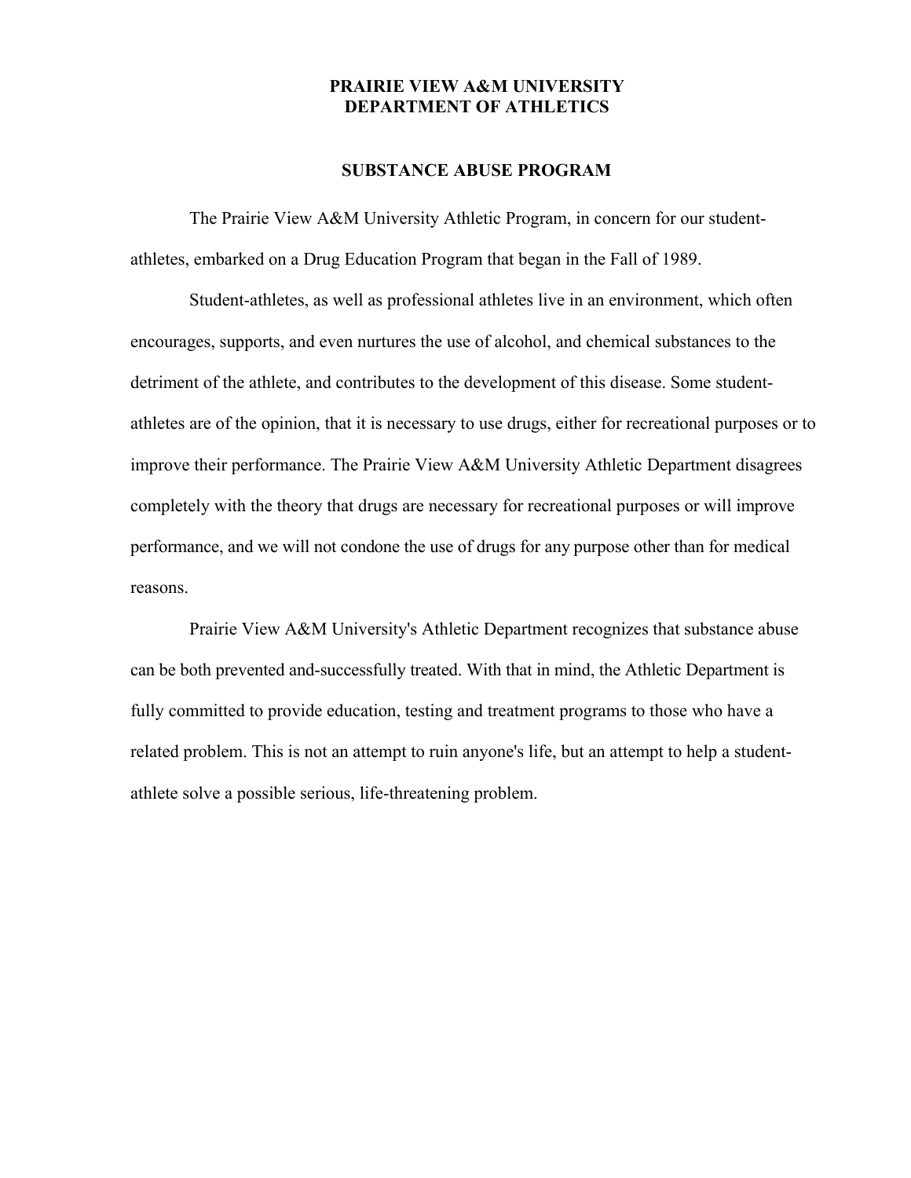# PRAIRIE VIEW A&M UNIVERSITY
# DEPARTMENT OF ATHLETICS

## SUBSTANCE ABUSE PROGRAM

The Prairie View A&M University Athletic Program, in concern for our student-athletes, embarked on a Drug Education Program that began in the Fall of 1989.

Student-athletes, as well as professional athletes live in an environment, which often encourages, supports, and even nurtures the use of alcohol, and chemical substances to the detriment of the athlete, and contributes to the development of this disease. Some student-athletes are of the opinion, that it is necessary to use drugs, either for recreational purposes or to improve their performance. The Prairie View A&M University Athletic Department disagrees completely with the theory that drugs are necessary for recreational purposes or will improve performance, and we will not condone the use of drugs for any purpose other than for medical reasons.

Prairie View A&M University's Athletic Department recognizes that substance abuse can be both prevented and-successfully treated. With that in mind, the Athletic Department is fully committed to provide education, testing and treatment programs to those who have a related problem. This is not an attempt to ruin anyone's life, but an attempt to help a student-athlete solve a possible serious, life-threatening problem.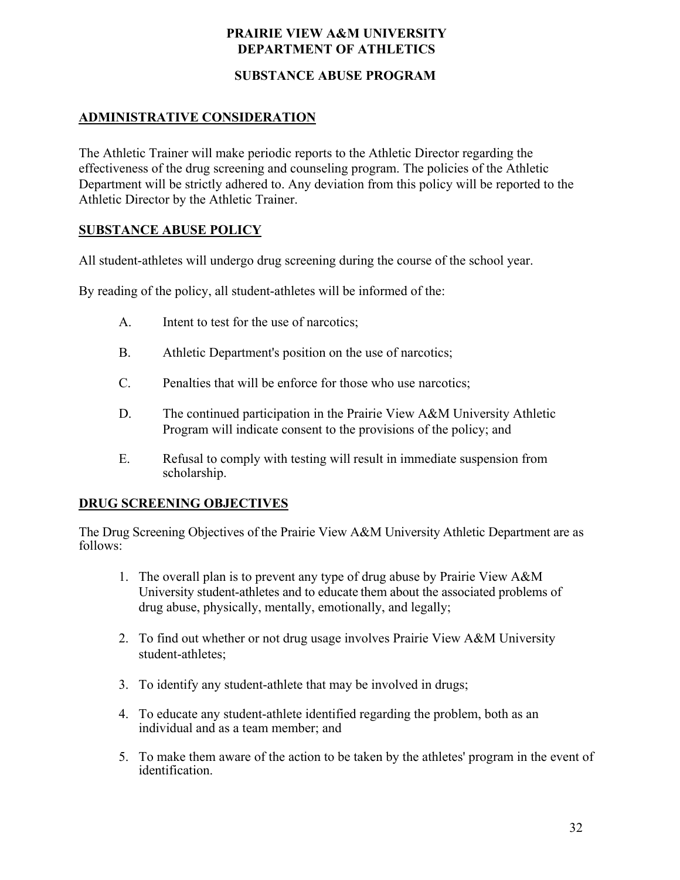# PRAIRIE VIEW A&M UNIVERSITY
# DEPARTMENT OF ATHLETICS

## SUBSTANCE ABUSE PROGRAM

### ADMINISTRATIVE CONSIDERATION

The Athletic Trainer will make periodic reports to the Athletic Director regarding the effectiveness of the drug screening and counseling program. The policies of the Athletic Department will be strictly adhered to. Any deviation from this policy will be reported to the Athletic Director by the Athletic Trainer.

### SUBSTANCE ABUSE POLICY

All student-athletes will undergo drug screening during the course of the school year.

By reading of the policy, all student-athletes will be informed of the:

A. Intent to test for the use of narcotics;

B. Athletic Department's position on the use of narcotics;

C. Penalties that will be enforce for those who use narcotics;

D. The continued participation in the Prairie View A&M University Athletic Program will indicate consent to the provisions of the policy; and

E. Refusal to comply with testing will result in immediate suspension from scholarship.

### DRUG SCREENING OBJECTIVES

The Drug Screening Objectives of the Prairie View A&M University Athletic Department are as follows:

1. The overall plan is to prevent any type of drug abuse by Prairie View A&M University student-athletes and to educate them about the associated problems of drug abuse, physically, mentally, emotionally, and legally;

2. To find out whether or not drug usage involves Prairie View A&M University student-athletes;

3. To identify any student-athlete that may be involved in drugs;

4. To educate any student-athlete identified regarding the problem, both as an individual and as a team member; and

5. To make them aware of the action to be taken by the athletes' program in the event of identification.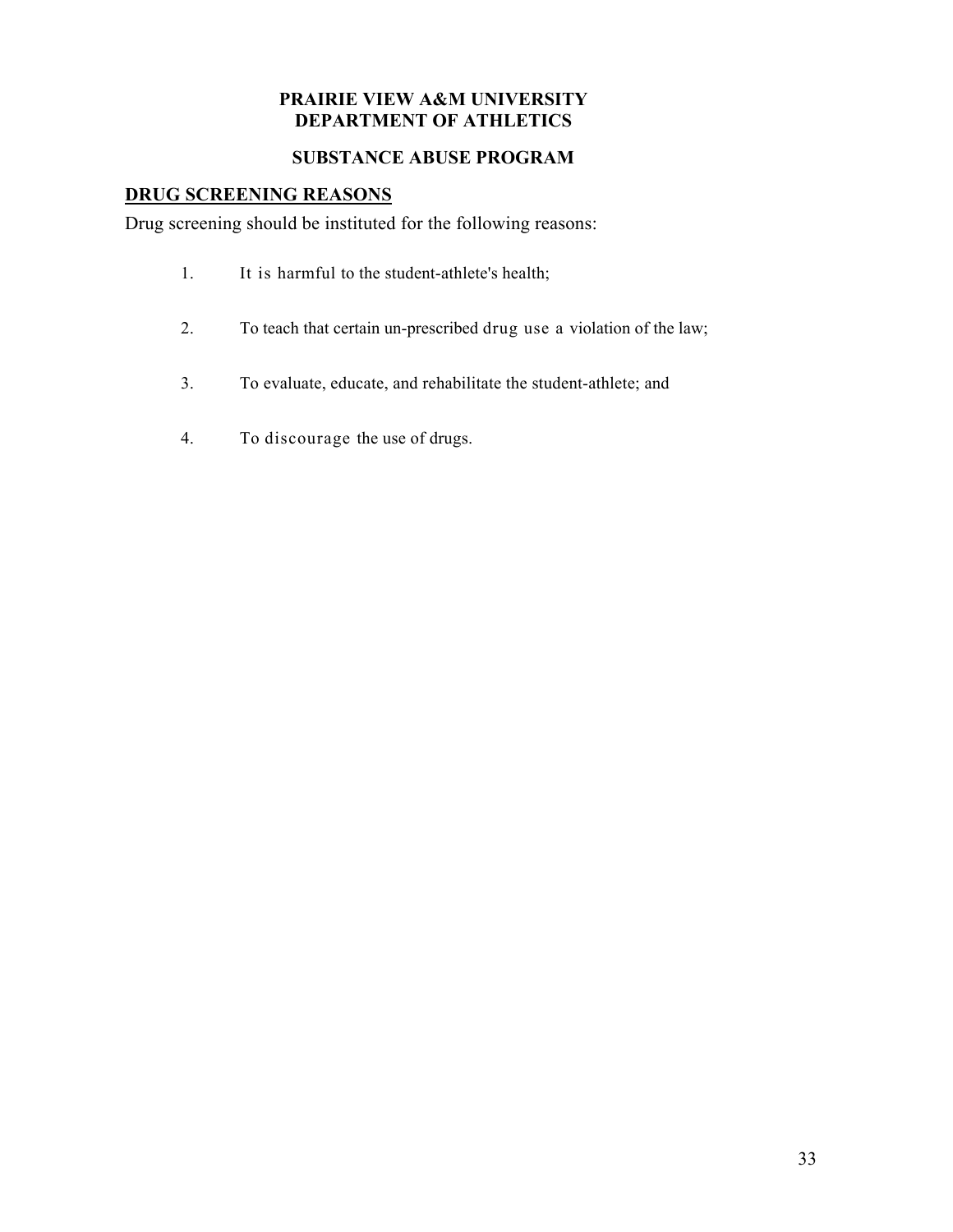**PRAIRIE VIEW A&M UNIVERSITY**
**DEPARTMENT OF ATHLETICS**

**SUBSTANCE ABUSE PROGRAM**

## DRUG SCREENING REASONS

Drug screening should be instituted for the following reasons:

1. It is harmful to the student-athlete's health;

2. To teach that certain un-prescribed drug use a violation of the law;

3. To evaluate, educate, and rehabilitate the student-athlete; and

4. To discourage the use of drugs.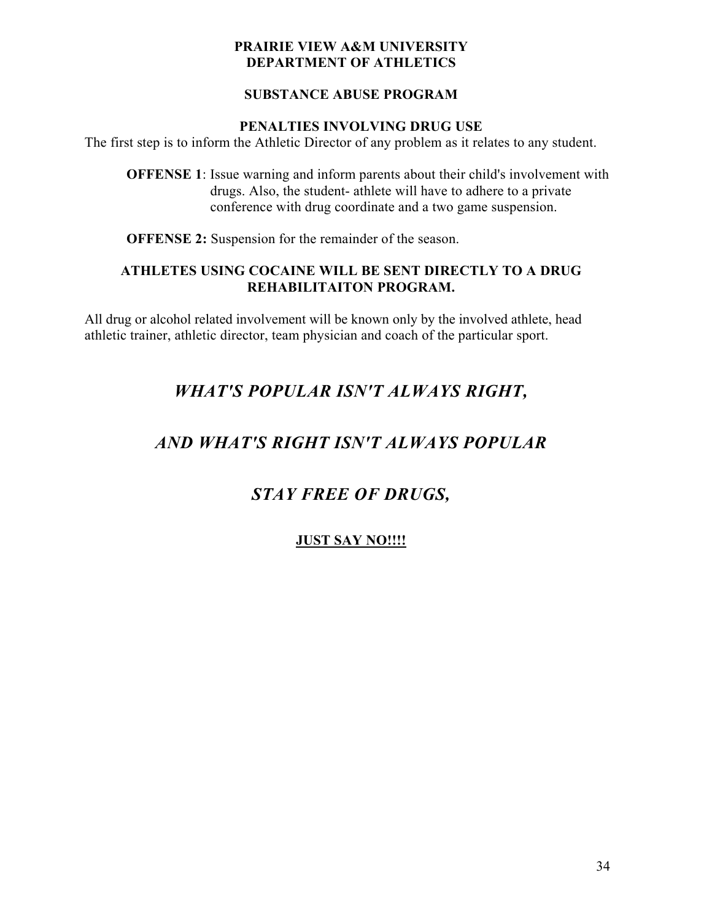**PRAIRIE VIEW A&M UNIVERSITY**
**DEPARTMENT OF ATHLETICS**

## SUBSTANCE ABUSE PROGRAM

### PENALTIES INVOLVING DRUG USE

The first step is to inform the Athletic Director of any problem as it relates to any student.

**OFFENSE 1**: Issue warning and inform parents about their child's involvement with drugs. Also, the student- athlete will have to adhere to a private conference with drug coordinate and a two game suspension.

**OFFENSE 2:** Suspension for the remainder of the season.

**ATHLETES USING COCAINE WILL BE SENT DIRECTLY TO A DRUG REHABILITAITON PROGRAM.**

All drug or alcohol related involvement will be known only by the involved athlete, head athletic trainer, athletic director, team physician and coach of the particular sport.

***WHAT'S POPULAR ISN'T ALWAYS RIGHT,***

***AND WHAT'S RIGHT ISN'T ALWAYS POPULAR***

***STAY FREE OF DRUGS,***

<u>**JUST SAY NO!!!!**</u>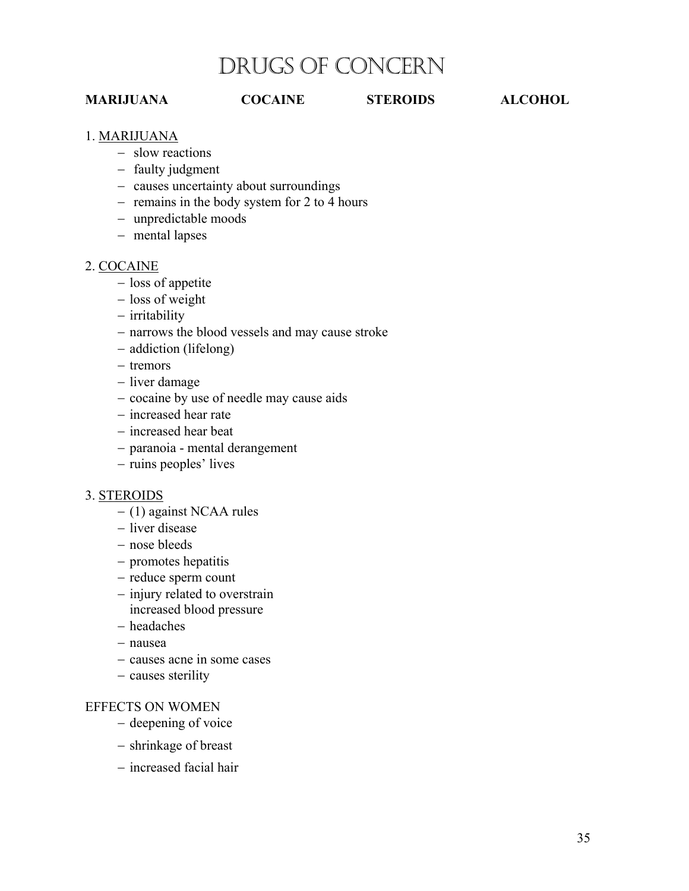# Drugs of Concern

**MARIJUANA** **COCAINE** **STEROIDS** **ALCOHOL**

1. MARIJUANA
   - slow reactions
   - faulty judgment
   - causes uncertainty about surroundings
   - remains in the body system for 2 to 4 hours
   - unpredictable moods
   - mental lapses

2. COCAINE
   - loss of appetite
   - loss of weight
   - irritability
   - narrows the blood vessels and may cause stroke
   - addiction (lifelong)
   - tremors
   - liver damage
   - cocaine by use of needle may cause aids
   - increased hear rate
   - increased hear beat
   - paranoia - mental derangement
   - ruins peoples' lives

3. STEROIDS
   - (1) against NCAA rules
   - liver disease
   - nose bleeds
   - promotes hepatitis
   - reduce sperm count
   - injury related to overstrain
     increased blood pressure
   - headaches
   - nausea
   - causes acne in some cases
   - causes sterility

EFFECTS ON WOMEN
- deepening of voice
- shrinkage of breast
- increased facial hair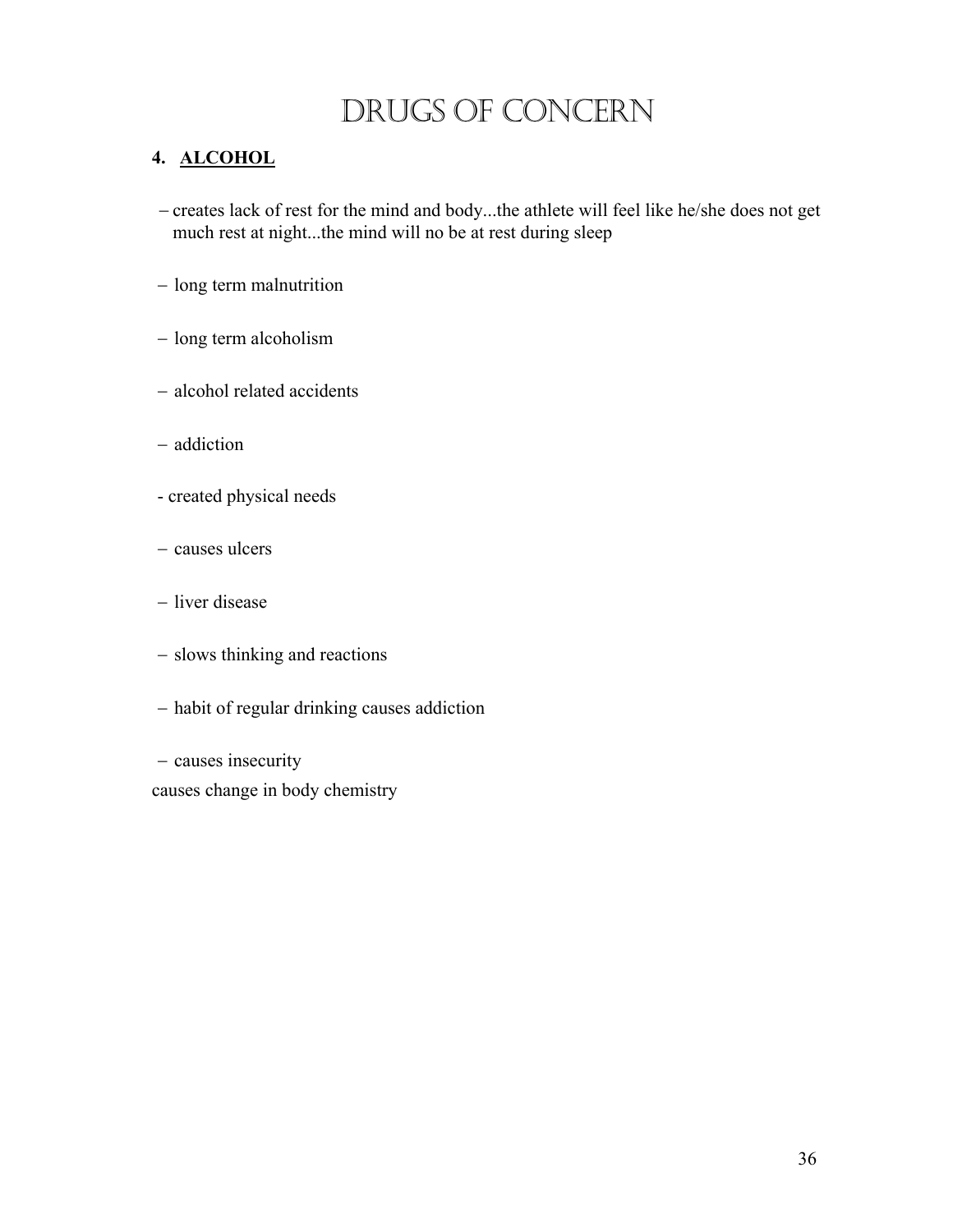# Drugs of Concern

**4. <u>ALCOHOL</u>**

- creates lack of rest for the mind and body...the athlete will feel like he/she does not get much rest at night...the mind will no be at rest during sleep
- long term malnutrition
- long term alcoholism
- alcohol related accidents
- addiction
- created physical needs
- causes ulcers
- liver disease
- slows thinking and reactions
- habit of regular drinking causes addiction
- causes insecurity

causes change in body chemistry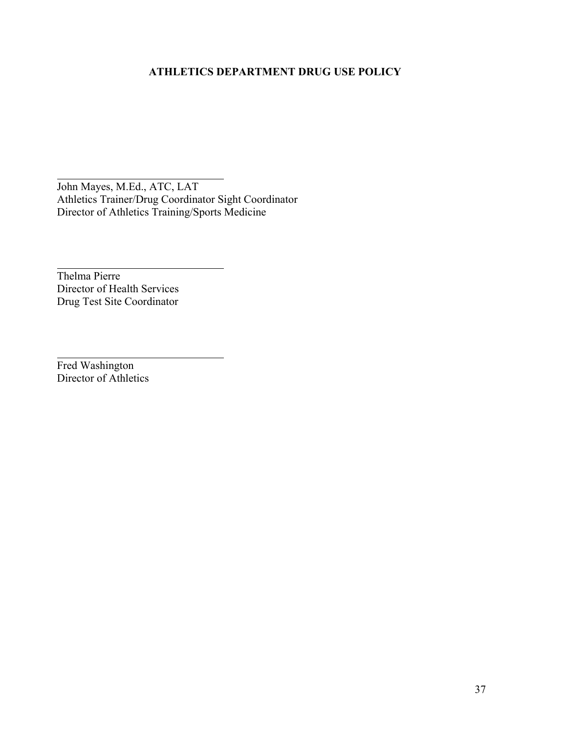## ATHLETICS DEPARTMENT DRUG USE POLICY

\_\_\_\_\_\_\_\_\_\_\_\_\_\_\_\_\_\_\_\_\_\_\_\_\_\_\_\_\_\_

John Mayes, M.Ed., ATC, LAT
Athletics Trainer/Drug Coordinator Sight Coordinator
Director of Athletics Training/Sports Medicine

\_\_\_\_\_\_\_\_\_\_\_\_\_\_\_\_\_\_\_\_\_\_\_\_\_\_\_\_\_\_

Thelma Pierre
Director of Health Services
Drug Test Site Coordinator

\_\_\_\_\_\_\_\_\_\_\_\_\_\_\_\_\_\_\_\_\_\_\_\_\_\_\_\_\_\_

Fred Washington
Director of Athletics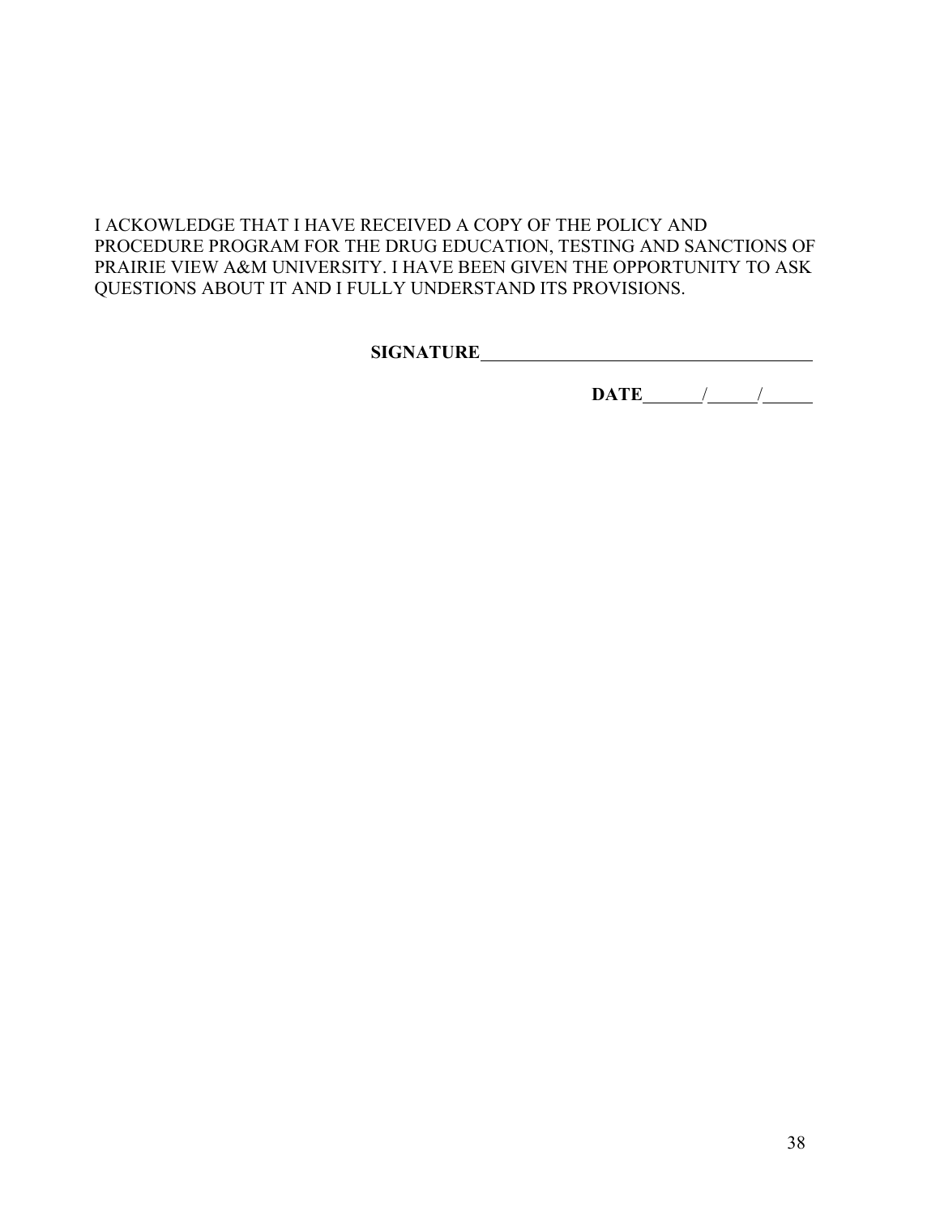I ACKOWLEDGE THAT I HAVE RECEIVED A COPY OF THE POLICY AND PROCEDURE PROGRAM FOR THE DRUG EDUCATION, TESTING AND SANCTIONS OF PRAIRIE VIEW A&M UNIVERSITY. I HAVE BEEN GIVEN THE OPPORTUNITY TO ASK QUESTIONS ABOUT IT AND I FULLY UNDERSTAND ITS PROVISIONS.

**SIGNATURE**______________________________________

**DATE**______/______/______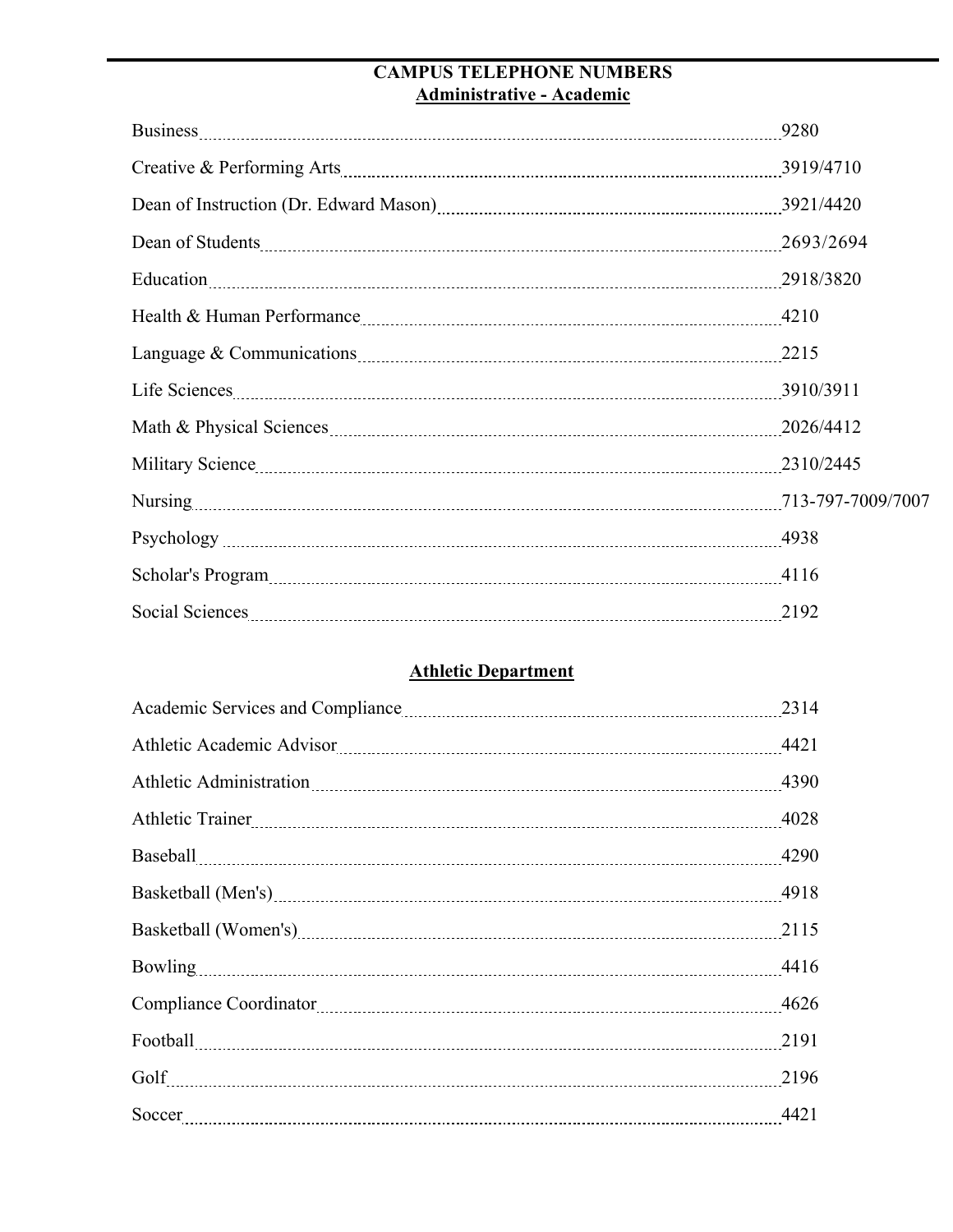# CAMPUS TELEPHONE NUMBERS

## Administrative - Academic

| | |
|---|---|
| Business | 9280 |
| Creative & Performing Arts | 3919/4710 |
| Dean of Instruction (Dr. Edward Mason) | 3921/4420 |
| Dean of Students | 2693/2694 |
| Education | 2918/3820 |
| Health & Human Performance | 4210 |
| Language & Communications | 2215 |
| Life Sciences | 3910/3911 |
| Math & Physical Sciences | 2026/4412 |
| Military Science | 2310/2445 |
| Nursing | 713-797-7009/7007 |
| Psychology | 4938 |
| Scholar's Program | 4116 |
| Social Sciences | 2192 |

## Athletic Department

| | |
|---|---|
| Academic Services and Compliance | 2314 |
| Athletic Academic Advisor | 4421 |
| Athletic Administration | 4390 |
| Athletic Trainer | 4028 |
| Baseball | 4290 |
| Basketball (Men's) | 4918 |
| Basketball (Women's) | 2115 |
| Bowling | 4416 |
| Compliance Coordinator | 4626 |
| Football | 2191 |
| Golf | 2196 |
| Soccer | 4421 |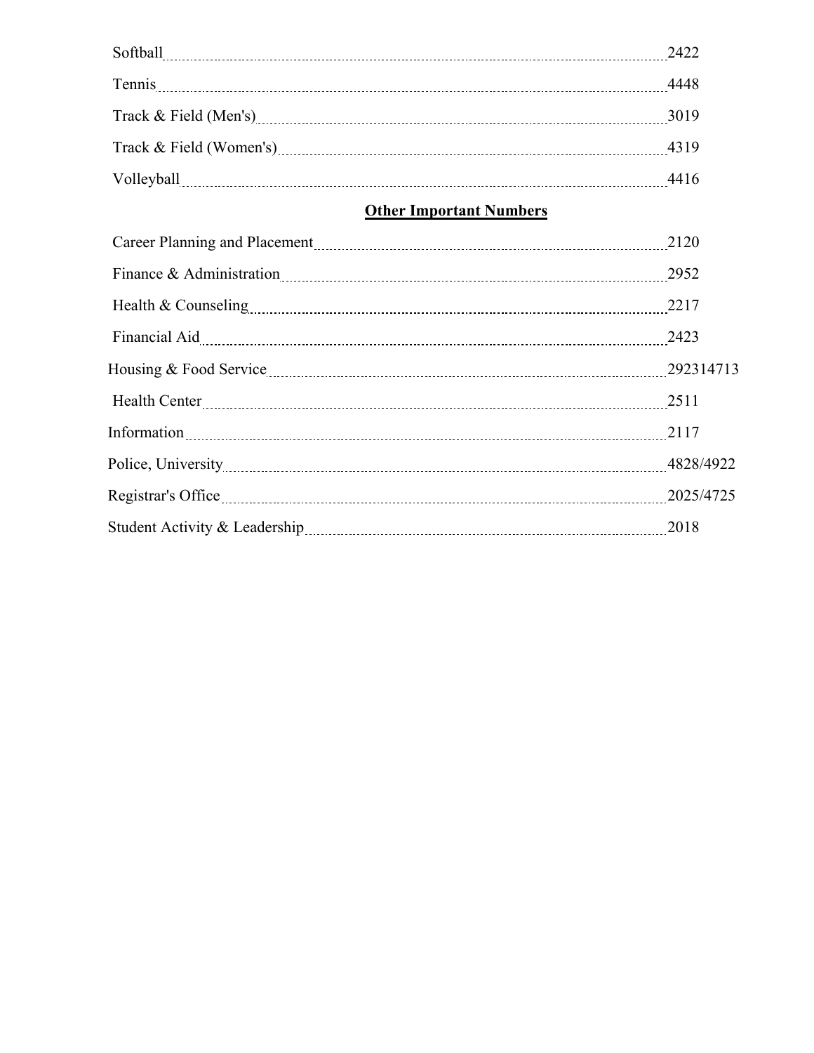Softball ........ 2422

Tennis ........ 4448

Track & Field (Men's) ........ 3019

Track & Field (Women's) ........ 4319

Volleyball ........ 4416

**Other Important Numbers**

Career Planning and Placement ........ 2120

Finance & Administration ........ 2952

Health & Counseling ........ 2217

Financial Aid ........ 2423

Housing & Food Service ........ 292314713

Health Center ........ 2511

Information ........ 2117

Police, University ........ 4828/4922

Registrar's Office ........ 2025/4725

Student Activity & Leadership ........ 2018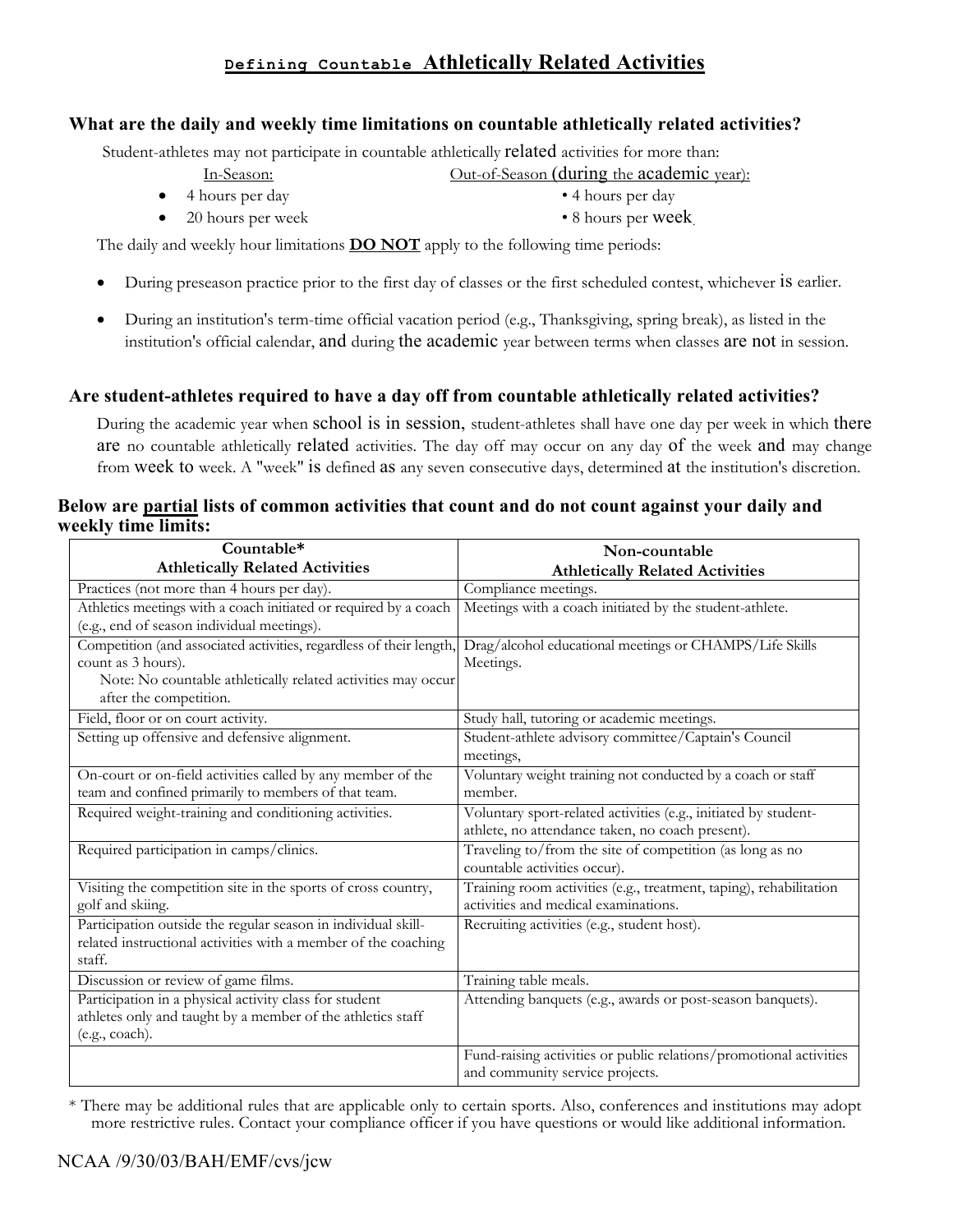# Defining Countable Athletically Related Activities

### What are the daily and weekly time limitations on countable athletically related activities?

Student-athletes may not participate in countable athletically related activities for more than:

| In-Season: | Out-of-Season (during the academic year): |
|---|---|
| • 4 hours per day | • 4 hours per day |
| • 20 hours per week | • 8 hours per week. |

The daily and weekly hour limitations **DO NOT** apply to the following time periods:

- During preseason practice prior to the first day of classes or the first scheduled contest, whichever is earlier.
- During an institution's term-time official vacation period (e.g., Thanksgiving, spring break), as listed in the institution's official calendar, and during the academic year between terms when classes are not in session.

### Are student-athletes required to have a day off from countable athletically related activities?

During the academic year when school is in session, student-athletes shall have one day per week in which there are no countable athletically related activities. The day off may occur on any day of the week and may change from week to week. A "week" is defined as any seven consecutive days, determined at the institution's discretion.

### Below are partial lists of common activities that count and do not count against your daily and weekly time limits:

| Countable* Athletically Related Activities | Non-countable Athletically Related Activities |
|---|---|
| Practices (not more than 4 hours per day). | Compliance meetings. |
| Athletics meetings with a coach initiated or required by a coach (e.g., end of season individual meetings). | Meetings with a coach initiated by the student-athlete. |
| Competition (and associated activities, regardless of their length, count as 3 hours). Note: No countable athletically related activities may occur after the competition. | Drag/alcohol educational meetings or CHAMPS/Life Skills Meetings. |
| Field, floor or on court activity. | Study hall, tutoring or academic meetings. |
| Setting up offensive and defensive alignment. | Student-athlete advisory committee/Captain's Council meetings, |
| On-court or on-field activities called by any member of the team and confined primarily to members of that team. | Voluntary weight training not conducted by a coach or staff member. |
| Required weight-training and conditioning activities. | Voluntary sport-related activities (e.g., initiated by student-athlete, no attendance taken, no coach present). |
| Required participation in camps/clinics. | Traveling to/from the site of competition (as long as no countable activities occur). |
| Visiting the competition site in the sports of cross country, golf and skiing. | Training room activities (e.g., treatment, taping), rehabilitation activities and medical examinations. |
| Participation outside the regular season in individual skill-related instructional activities with a member of the coaching staff. | Recruiting activities (e.g., student host). |
| Discussion or review of game films. | Training table meals. |
| Participation in a physical activity class for student athletes only and taught by a member of the athletics staff (e.g., coach). | Attending banquets (e.g., awards or post-season banquets). |
| | Fund-raising activities or public relations/promotional activities and community service projects. |

\* There may be additional rules that are applicable only to certain sports. Also, conferences and institutions may adopt more restrictive rules. Contact your compliance officer if you have questions or would like additional information.

NCAA /9/30/03/BAH/EMF/cvs/jcw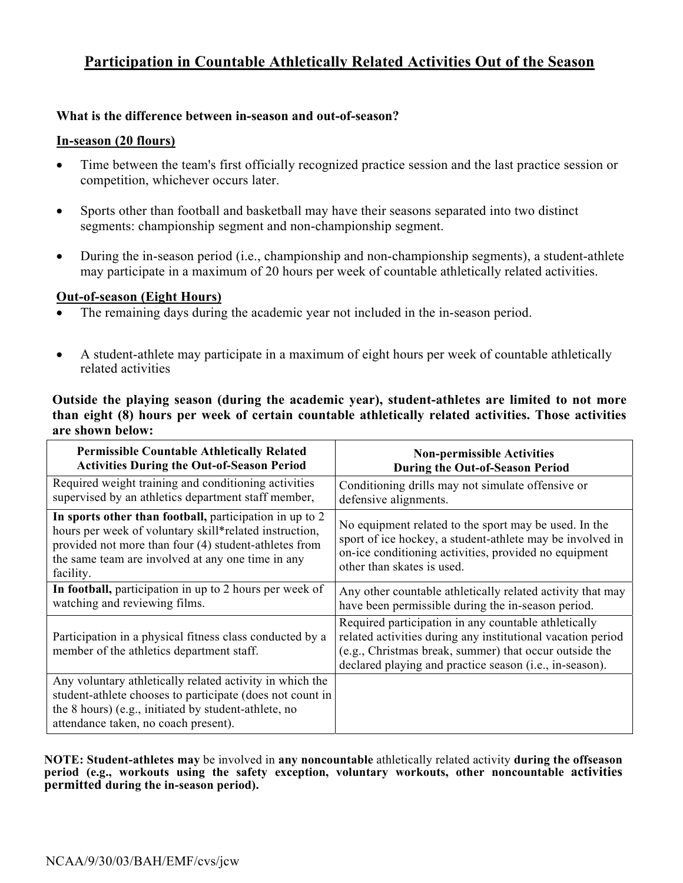## Participation in Countable Athletically Related Activities Out of the Season

**What is the difference between in-season and out-of-season?**

**In-season (20 flours)**

- Time between the team's first officially recognized practice session and the last practice session or competition, whichever occurs later.
- Sports other than football and basketball may have their seasons separated into two distinct segments: championship segment and non-championship segment.
- During the in-season period (i.e., championship and non-championship segments), a student-athlete may participate in a maximum of 20 hours per week of countable athletically related activities.

**Out-of-season (Eight Hours)**

- The remaining days during the academic year not included in the in-season period.
- A student-athlete may participate in a maximum of eight hours per week of countable athletically related activities

**Outside the playing season (during the academic year), student-athletes are limited to not more than eight (8) hours per week of certain countable athletically related activities. Those activities are shown below:**

| Permissible Countable Athletically Related Activities During the Out-of-Season Period | Non-permissible Activities During the Out-of-Season Period |
|---|---|
| Required weight training and conditioning activities supervised by an athletics department staff member, | Conditioning drills may not simulate offensive or defensive alignments. |
| **In sports other than football,** participation in up to 2 hours per week of voluntary skill*related instruction, provided not more than four (4) student-athletes from the same team are involved at any one time in any facility. | No equipment related to the sport may be used. In the sport of ice hockey, a student-athlete may be involved in on-ice conditioning activities, provided no equipment other than skates is used. |
| **In football,** participation in up to 2 hours per week of watching and reviewing films. | Any other countable athletically related activity that may have been permissible during the in-season period. |
| Participation in a physical fitness class conducted by a member of the athletics department staff. | Required participation in any countable athletically related activities during any institutional vacation period (e.g., Christmas break, summer) that occur outside the declared playing and practice season (i.e., in-season). |
| Any voluntary athletically related activity in which the student-athlete chooses to participate (does not count in the 8 hours) (e.g., initiated by student-athlete, no attendance taken, no coach present). | |

**NOTE: Student-athletes may** be involved in **any noncountable** athletically related activity **during the offseason period (e.g., workouts using the safety exception, voluntary workouts, other noncountable activities permitted during the in-season period).**

NCAA/9/30/03/BAH/EMF/cvs/jcw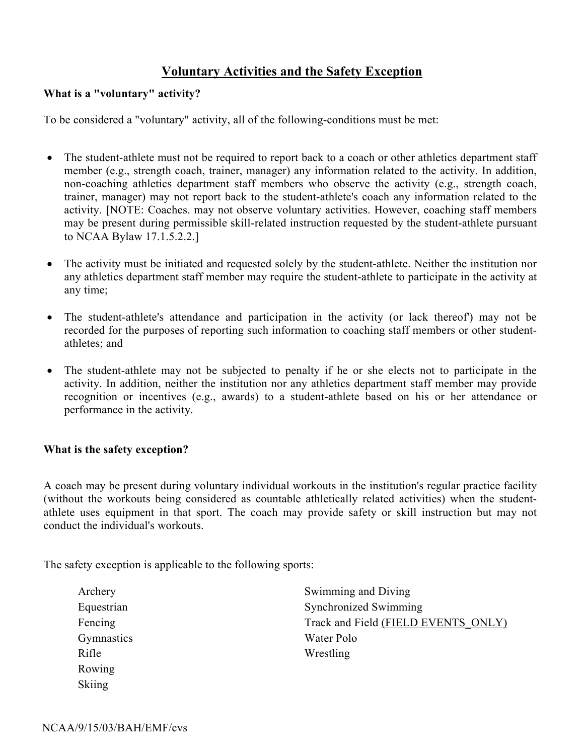# Voluntary Activities and the Safety Exception

**What is a "voluntary" activity?**

To be considered a "voluntary" activity, all of the following-conditions must be met:

- The student-athlete must not be required to report back to a coach or other athletics department staff member (e.g., strength coach, trainer, manager) any information related to the activity. In addition, non-coaching athletics department staff members who observe the activity (e.g., strength coach, trainer, manager) may not report back to the student-athlete's coach any information related to the activity. [NOTE: Coaches. may not observe voluntary activities. However, coaching staff members may be present during permissible skill-related instruction requested by the student-athlete pursuant to NCAA Bylaw 17.1.5.2.2.]

- The activity must be initiated and requested solely by the student-athlete. Neither the institution nor any athletics department staff member may require the student-athlete to participate in the activity at any time;

- The student-athlete's attendance and participation in the activity (or lack thereof') may not be recorded for the purposes of reporting such information to coaching staff members or other student-athletes; and

- The student-athlete may not be subjected to penalty if he or she elects not to participate in the activity. In addition, neither the institution nor any athletics department staff member may provide recognition or incentives (e.g., awards) to a student-athlete based on his or her attendance or performance in the activity.

**What is the safety exception?**

A coach may be present during voluntary individual workouts in the institution's regular practice facility (without the workouts being considered as countable athletically related activities) when the student-athlete uses equipment in that sport. The coach may provide safety or skill instruction but may not conduct the individual's workouts.

The safety exception is applicable to the following sports:

- Archery
- Equestrian
- Fencing
- Gymnastics
- Rifle
- Rowing
- Skiing
- Swimming and Diving
- Synchronized Swimming
- Track and Field (FIELD EVENTS_ONLY)
- Water Polo
- Wrestling

NCAA/9/15/03/BAH/EMF/cvs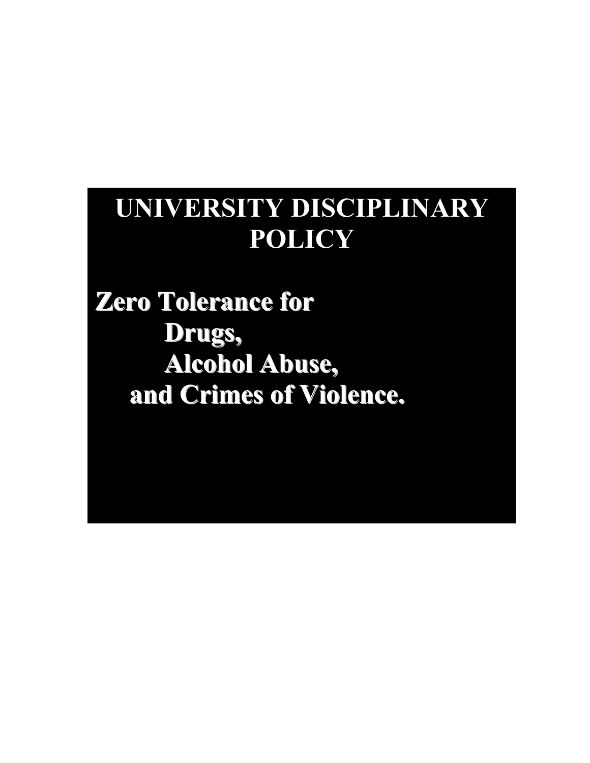# UNIVERSITY DISCIPLINARY POLICY

**Zero Tolerance for**
**Drugs,**
**Alcohol Abuse,**
**and Crimes of Violence.**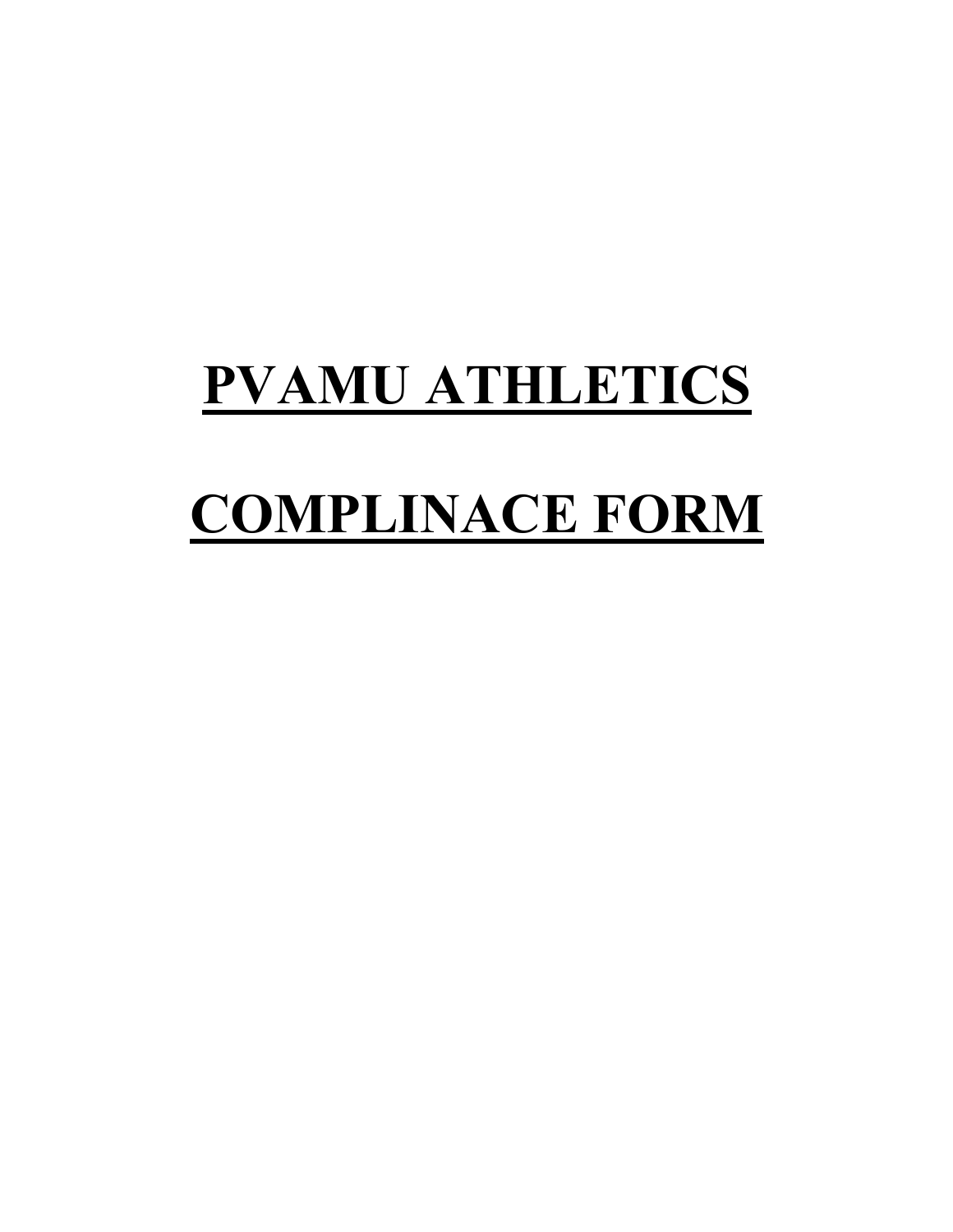# PVAMU ATHLETICS

# COMPLINACE FORM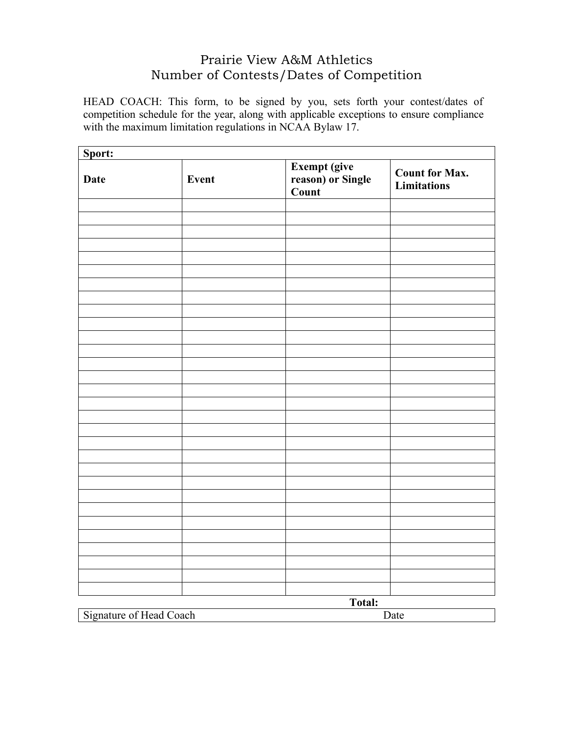# Prairie View A&M Athletics
# Number of Contests/Dates of Competition

HEAD COACH: This form, to be signed by you, sets forth your contest/dates of competition schedule for the year, along with applicable exceptions to ensure compliance with the maximum limitation regulations in NCAA Bylaw 17.

| **Sport:** | | | |
|---|---|---|---|
| **Date** | **Event** | **Exempt (give reason) or Single Count** | **Count for Max. Limitations** |
| | | | |
| | | | |
| | | | |
| | | | |
| | | | |
| | | | |
| | | | |
| | | | |
| | | | |
| | | | |
| | | | |
| | | | |
| | | | |
| | | | |
| | | | |
| | | | |
| | | | |
| | | | |
| | | | |
| | | | |
| | | | |
| | | | |
| | | | |
| | | | |
| | | | |
| | | | |
| | | | |
| | | | |
| | | | |
| | | | |
| | | **Total:** | |

| Signature of Head Coach | Date |
|---|---|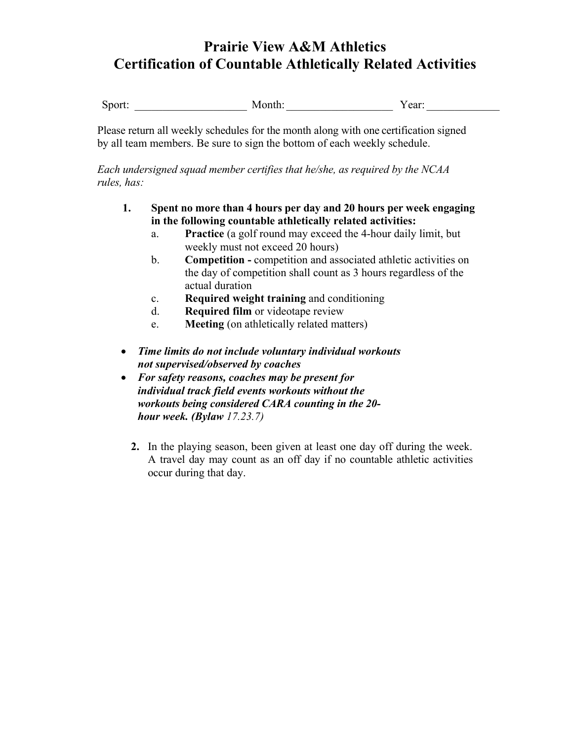# Prairie View A&M Athletics
# Certification of Countable Athletically Related Activities

Sport: ____________________ Month: ___________________ Year: _____________

Please return all weekly schedules for the month along with one certification signed by all team members. Be sure to sign the bottom of each weekly schedule.

*Each undersigned squad member certifies that he/she, as required by the NCAA rules, has:*

1. **Spent no more than 4 hours per day and 20 hours per week engaging in the following countable athletically related activities:**
   a. **Practice** (a golf round may exceed the 4-hour daily limit, but weekly must not exceed 20 hours)
   b. **Competition -** competition and associated athletic activities on the day of competition shall count as 3 hours regardless of the actual duration
   c. **Required weight training** and conditioning
   d. **Required film** or videotape review
   e. **Meeting** (on athletically related matters)

- ***Time limits do not include voluntary individual workouts not supervised/observed by coaches***
- ***For safety reasons, coaches may be present for individual track field events workouts without the workouts being considered CARA counting in the 20-hour week. (Bylaw*** *17.23.7)*

2. In the playing season, been given at least one day off during the week. A travel day may count as an off day if no countable athletic activities occur during that day.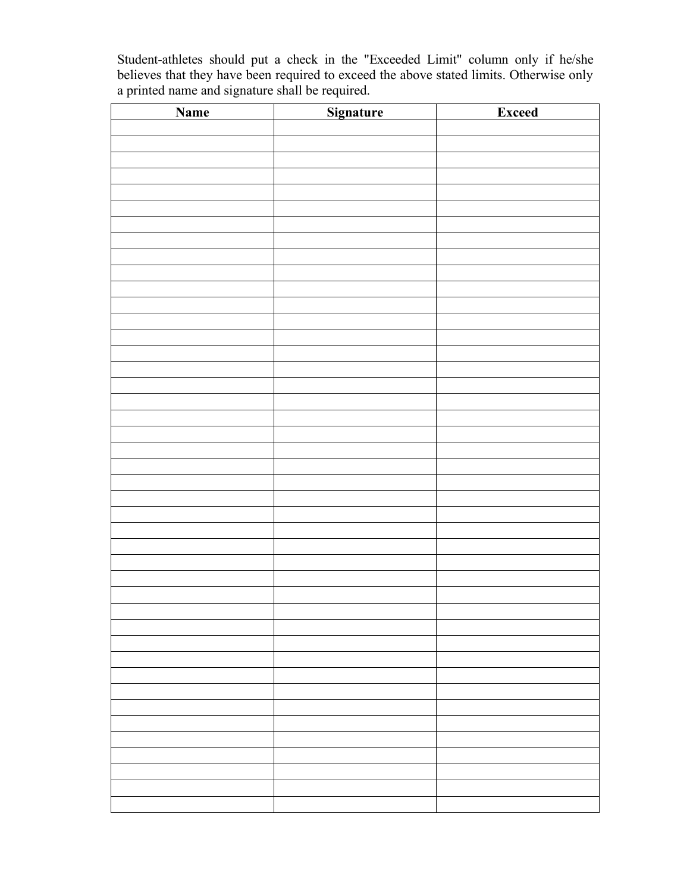Student-athletes should put a check in the "Exceeded Limit" column only if he/she believes that they have been required to exceed the above stated limits. Otherwise only a printed name and signature shall be required.

| Name | Signature | Exceed |
|---|---|---|
| | | |
| | | |
| | | |
| | | |
| | | |
| | | |
| | | |
| | | |
| | | |
| | | |
| | | |
| | | |
| | | |
| | | |
| | | |
| | | |
| | | |
| | | |
| | | |
| | | |
| | | |
| | | |
| | | |
| | | |
| | | |
| | | |
| | | |
| | | |
| | | |
| | | |
| | | |
| | | |
| | | |
| | | |
| | | |
| | | |
| | | |
| | | |
| | | |
| | | |
| | | |
| | | |
| | | |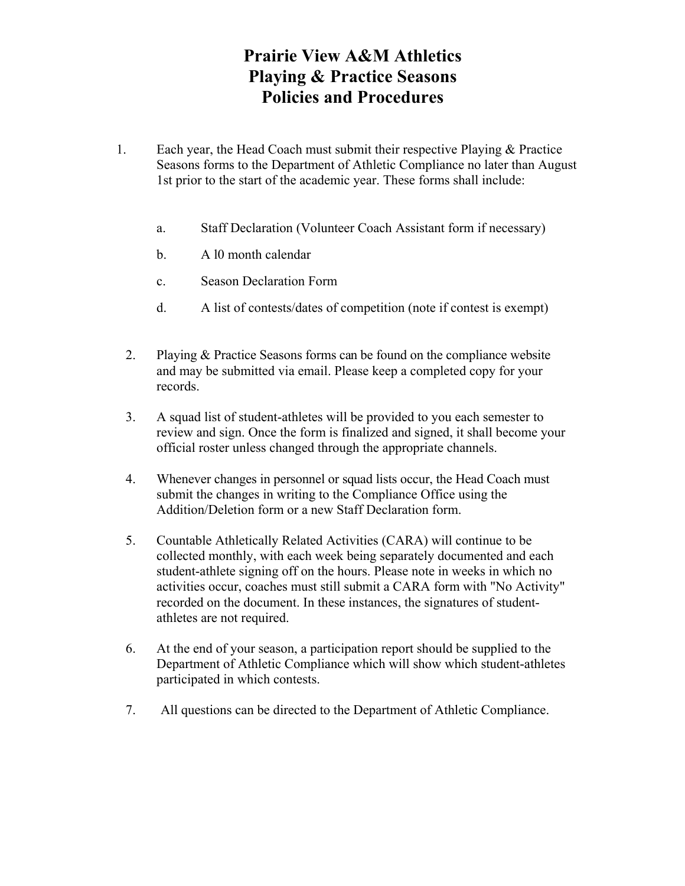# Prairie View A&M Athletics
# Playing & Practice Seasons
# Policies and Procedures

1. Each year, the Head Coach must submit their respective Playing & Practice Seasons forms to the Department of Athletic Compliance no later than August 1st prior to the start of the academic year. These forms shall include:

   a. Staff Declaration (Volunteer Coach Assistant form if necessary)

   b. A l0 month calendar

   c. Season Declaration Form

   d. A list of contests/dates of competition (note if contest is exempt)

2. Playing & Practice Seasons forms can be found on the compliance website and may be submitted via email. Please keep a completed copy for your records.

3. A squad list of student-athletes will be provided to you each semester to review and sign. Once the form is finalized and signed, it shall become your official roster unless changed through the appropriate channels.

4. Whenever changes in personnel or squad lists occur, the Head Coach must submit the changes in writing to the Compliance Office using the Addition/Deletion form or a new Staff Declaration form.

5. Countable Athletically Related Activities (CARA) will continue to be collected monthly, with each week being separately documented and each student-athlete signing off on the hours. Please note in weeks in which no activities occur, coaches must still submit a CARA form with "No Activity" recorded on the document. In these instances, the signatures of student-athletes are not required.

6. At the end of your season, a participation report should be supplied to the Department of Athletic Compliance which will show which student-athletes participated in which contests.

7. All questions can be directed to the Department of Athletic Compliance.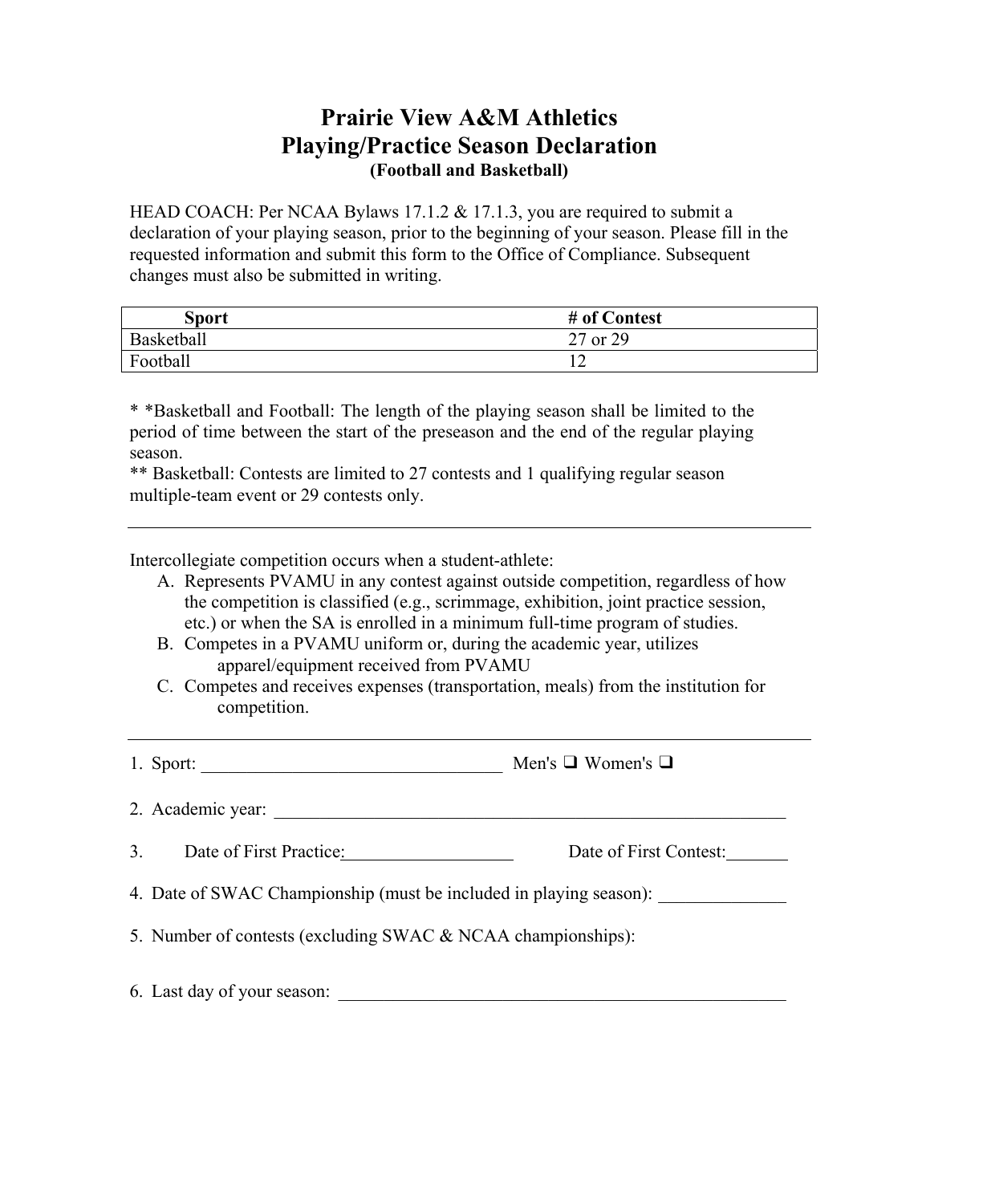# Prairie View A&M Athletics
## Playing/Practice Season Declaration
### (Football and Basketball)

HEAD COACH: Per NCAA Bylaws 17.1.2 & 17.1.3, you are required to submit a declaration of your playing season, prior to the beginning of your season. Please fill in the requested information and submit this form to the Office of Compliance. Subsequent changes must also be submitted in writing.

| Sport | # of Contest |
|---|---|
| Basketball | 27 or 29 |
| Football | 12 |

* *Basketball and Football: The length of the playing season shall be limited to the period of time between the start of the preseason and the end of the regular playing season.

** Basketball: Contests are limited to 27 contests and 1 qualifying regular season multiple-team event or 29 contests only.

---

Intercollegiate competition occurs when a student-athlete:

A. Represents PVAMU in any contest against outside competition, regardless of how the competition is classified (e.g., scrimmage, exhibition, joint practice session, etc.) or when the SA is enrolled in a minimum full-time program of studies.
B. Competes in a PVAMU uniform or, during the academic year, utilizes apparel/equipment received from PVAMU
C. Competes and receives expenses (transportation, meals) from the institution for competition.

---

1. Sport: ________________________________ Men's ❑ Women's ❑

2. Academic year: ______________________________________________________

3. Date of First Practice:__________________ Date of First Contest:_______

4. Date of SWAC Championship (must be included in playing season): _____________

5. Number of contests (excluding SWAC & NCAA championships):

6. Last day of your season: ______________________________________________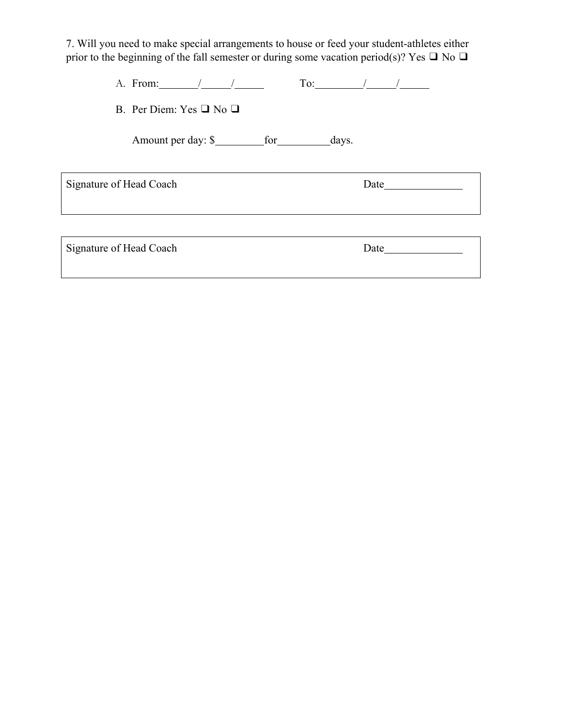7. Will you need to make special arrangements to house or feed your student-athletes either prior to the beginning of the fall semester or during some vacation period(s)? Yes ❑ No ❑

A. From:_______/_____/_____ To:_________/_____/_____

B. Per Diem: Yes ❑ No ❑

Amount per day: $_________for__________days.

| Signature of Head Coach | Date______________ |
|---|---|
| | |

| Signature of Head Coach | Date______________ |
|---|---|
| | |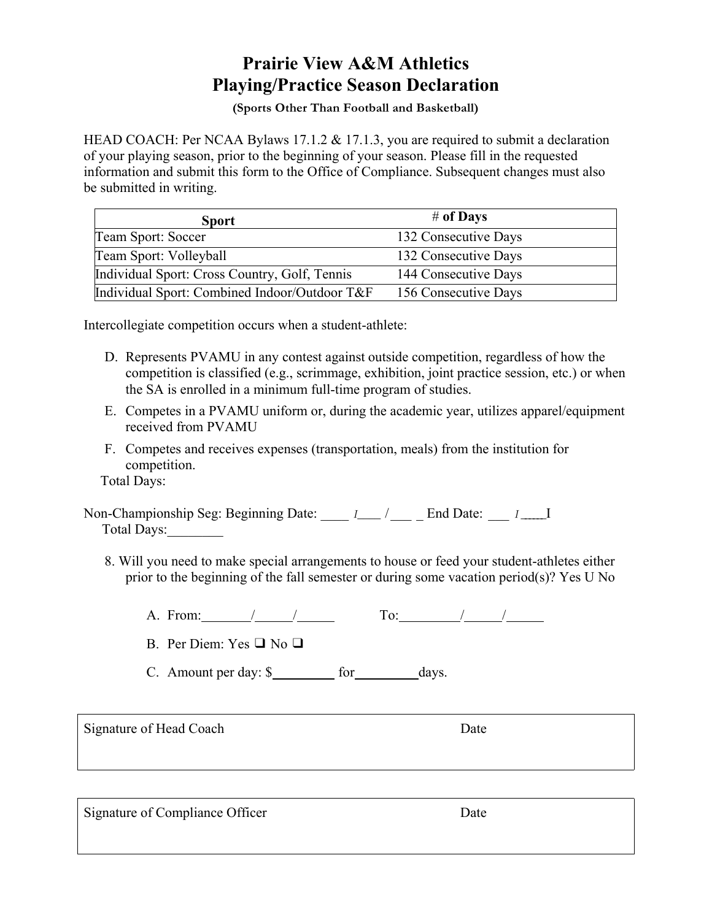# Prairie View A&M Athletics
# Playing/Practice Season Declaration

**(Sports Other Than Football and Basketball)**

HEAD COACH: Per NCAA Bylaws 17.1.2 & 17.1.3, you are required to submit a declaration of your playing season, prior to the beginning of your season. Please fill in the requested information and submit this form to the Office of Compliance. Subsequent changes must also be submitted in writing.

| Sport | # of Days |
|---|---|
| Team Sport: Soccer | 132 Consecutive Days |
| Team Sport: Volleyball | 132 Consecutive Days |
| Individual Sport: Cross Country, Golf, Tennis | 144 Consecutive Days |
| Individual Sport: Combined Indoor/Outdoor T&F | 156 Consecutive Days |

Intercollegiate competition occurs when a student-athlete:

D. Represents PVAMU in any contest against outside competition, regardless of how the competition is classified (e.g., scrimmage, exhibition, joint practice session, etc.) or when the SA is enrolled in a minimum full-time program of studies.

E. Competes in a PVAMU uniform or, during the academic year, utilizes apparel/equipment received from PVAMU

F. Competes and receives expenses (transportation, meals) from the institution for competition.

Total Days:

Non-Championship Seg: Beginning Date: ____ I___ / ___ _ End Date: ___ I ____I
Total Days:________

8. Will you need to make special arrangements to house or feed your student-athletes either prior to the beginning of the fall semester or during some vacation period(s)? Yes U No

   A. From:_______/_____/_____ To:________/_____/_____

   B. Per Diem: Yes ❑ No ❑

   C. Amount per day: $_________ for_________days.

| Signature of Head Coach | Date |
|---|---|
| | |

| Signature of Compliance Officer | Date |
|---|---|
| | |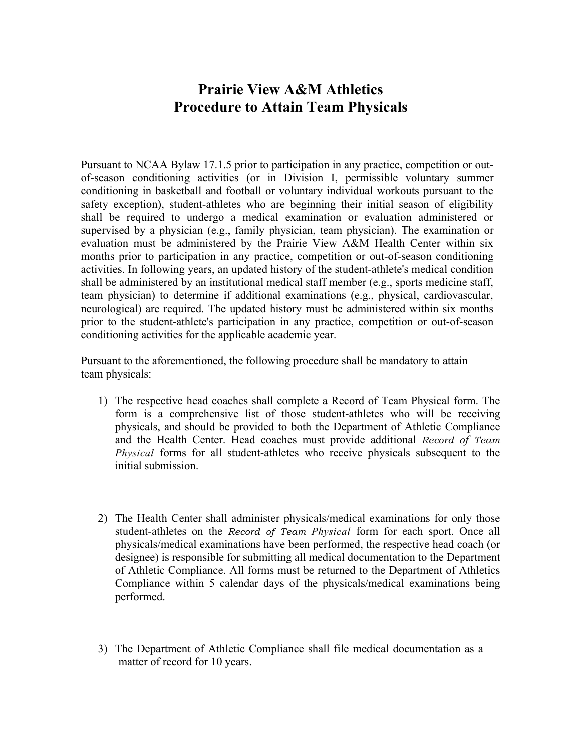# Prairie View A&M Athletics
# Procedure to Attain Team Physicals

Pursuant to NCAA Bylaw 17.1.5 prior to participation in any practice, competition or out-of-season conditioning activities (or in Division I, permissible voluntary summer conditioning in basketball and football or voluntary individual workouts pursuant to the safety exception), student-athletes who are beginning their initial season of eligibility shall be required to undergo a medical examination or evaluation administered or supervised by a physician (e.g., family physician, team physician). The examination or evaluation must be administered by the Prairie View A&M Health Center within six months prior to participation in any practice, competition or out-of-season conditioning activities. In following years, an updated history of the student-athlete's medical condition shall be administered by an institutional medical staff member (e.g., sports medicine staff, team physician) to determine if additional examinations (e.g., physical, cardiovascular, neurological) are required. The updated history must be administered within six months prior to the student-athlete's participation in any practice, competition or out-of-season conditioning activities for the applicable academic year.

Pursuant to the aforementioned, the following procedure shall be mandatory to attain team physicals:

1) The respective head coaches shall complete a Record of Team Physical form. The form is a comprehensive list of those student-athletes who will be receiving physicals, and should be provided to both the Department of Athletic Compliance and the Health Center. Head coaches must provide additional *Record of Team Physical* forms for all student-athletes who receive physicals subsequent to the initial submission.

2) The Health Center shall administer physicals/medical examinations for only those student-athletes on the *Record of Team Physical* form for each sport. Once all physicals/medical examinations have been performed, the respective head coach (or designee) is responsible for submitting all medical documentation to the Department of Athletic Compliance. All forms must be returned to the Department of Athletics Compliance within 5 calendar days of the physicals/medical examinations being performed.

3) The Department of Athletic Compliance shall file medical documentation as a matter of record for 10 years.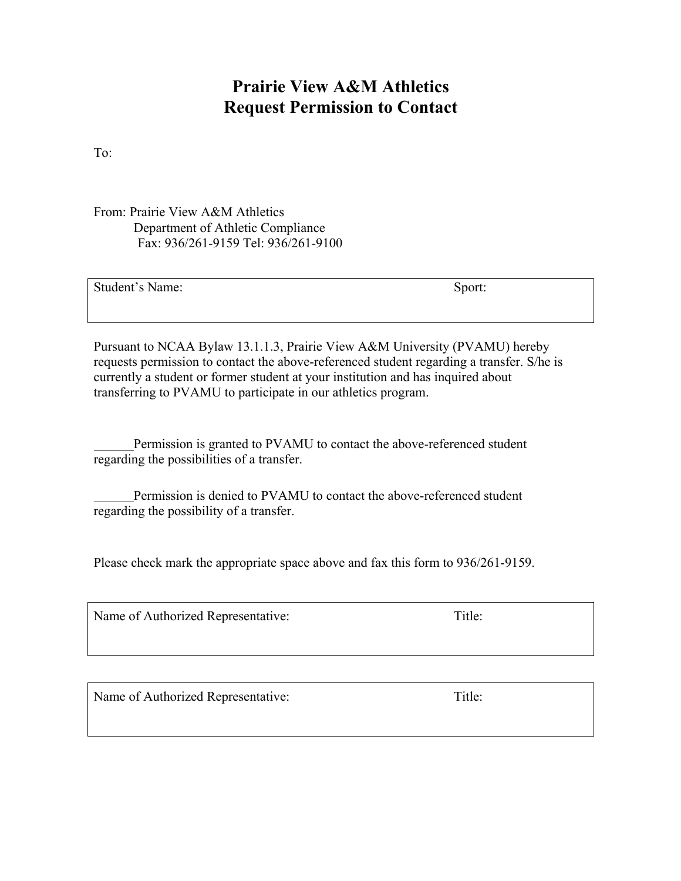# Prairie View A&M Athletics
# Request Permission to Contact

To:

From: Prairie View A&M Athletics
Department of Athletic Compliance
Fax: 936/261-9159 Tel: 936/261-9100

| Student's Name: | Sport: |
|---|---|
| | |

Pursuant to NCAA Bylaw 13.1.1.3, Prairie View A&M University (PVAMU) hereby requests permission to contact the above-referenced student regarding a transfer. S/he is currently a student or former student at your institution and has inquired about transferring to PVAMU to participate in our athletics program.

______Permission is granted to PVAMU to contact the above-referenced student regarding the possibilities of a transfer.

______Permission is denied to PVAMU to contact the above-referenced student regarding the possibility of a transfer.

Please check mark the appropriate space above and fax this form to 936/261-9159.

| Name of Authorized Representative: | Title: |
|---|---|
| | |

| Name of Authorized Representative: | Title: |
|---|---|
| | |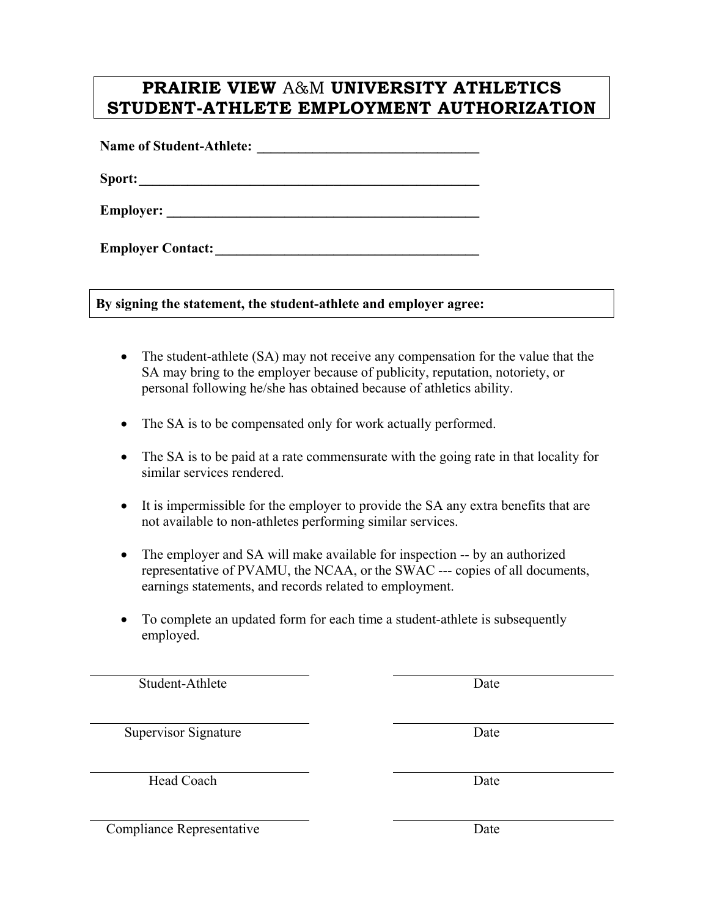# PRAIRIE VIEW A&M UNIVERSITY ATHLETICS STUDENT-ATHLETE EMPLOYMENT AUTHORIZATION

**Name of Student-Athlete:** ________________________________

**Sport:** ________________________________________________

**Employer:** _____________________________________________

**Employer Contact:** ______________________________________

**By signing the statement, the student-athlete and employer agree:**

- The student-athlete (SA) may not receive any compensation for the value that the SA may bring to the employer because of publicity, reputation, notoriety, or personal following he/she has obtained because of athletics ability.
- The SA is to be compensated only for work actually performed.
- The SA is to be paid at a rate commensurate with the going rate in that locality for similar services rendered.
- It is impermissible for the employer to provide the SA any extra benefits that are not available to non-athletes performing similar services.
- The employer and SA will make available for inspection -- by an authorized representative of PVAMU, the NCAA, or the SWAC --- copies of all documents, earnings statements, and records related to employment.
- To complete an updated form for each time a student-athlete is subsequently employed.

| | |
|---|---|
| ______________________________ | ______________________________ |
| Student-Athlete | Date |
| ______________________________ | ______________________________ |
| Supervisor Signature | Date |
| ______________________________ | ______________________________ |
| Head Coach | Date |
| ______________________________ | ______________________________ |
| Compliance Representative | Date |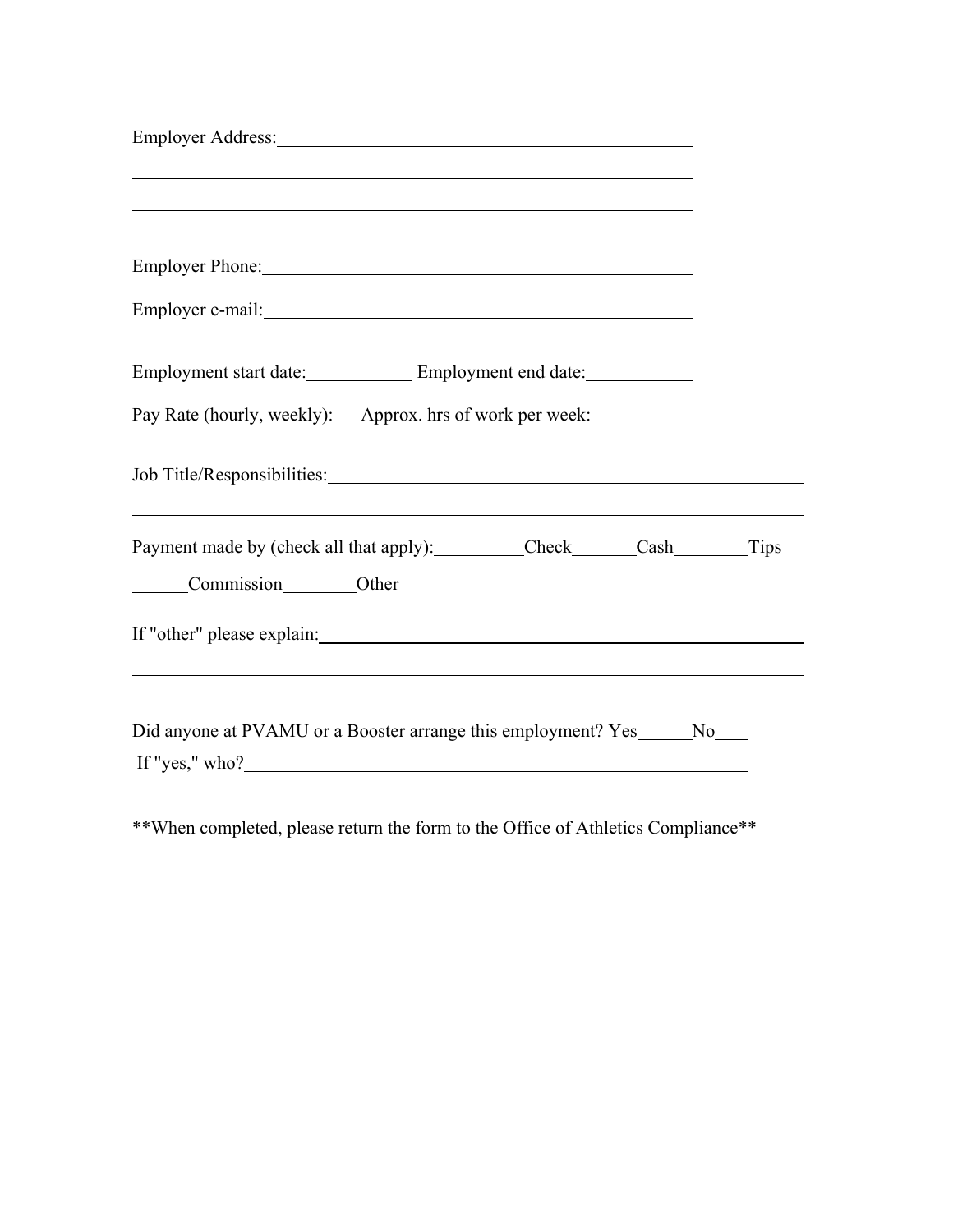Employer Address:\_\_\_\_\_\_\_\_\_\_\_\_\_\_\_\_\_\_\_\_\_\_\_\_\_\_\_\_\_\_\_\_\_\_\_\_\_\_\_\_

\_\_\_\_\_\_\_\_\_\_\_\_\_\_\_\_\_\_\_\_\_\_\_\_\_\_\_\_\_\_\_\_\_\_\_\_\_\_\_\_\_\_\_\_\_\_\_\_\_\_\_\_

\_\_\_\_\_\_\_\_\_\_\_\_\_\_\_\_\_\_\_\_\_\_\_\_\_\_\_\_\_\_\_\_\_\_\_\_\_\_\_\_\_\_\_\_\_\_\_\_\_\_\_\_

Employer Phone:\_\_\_\_\_\_\_\_\_\_\_\_\_\_\_\_\_\_\_\_\_\_\_\_\_\_\_\_\_\_\_\_\_\_\_\_\_\_\_\_

Employer e-mail:\_\_\_\_\_\_\_\_\_\_\_\_\_\_\_\_\_\_\_\_\_\_\_\_\_\_\_\_\_\_\_\_\_\_\_\_\_\_\_\_

Employment start date:\_\_\_\_\_\_\_\_\_\_ Employment end date:\_\_\_\_\_\_\_\_\_\_

Pay Rate (hourly, weekly): Approx. hrs of work per week:

Job Title/Responsibilities:\_\_\_\_\_\_\_\_\_\_\_\_\_\_\_\_\_\_\_\_\_\_\_\_\_\_\_\_\_\_\_\_\_\_\_\_\_\_\_\_\_\_\_\_

\_\_\_\_\_\_\_\_\_\_\_\_\_\_\_\_\_\_\_\_\_\_\_\_\_\_\_\_\_\_\_\_\_\_\_\_\_\_\_\_\_\_\_\_\_\_\_\_\_\_\_\_\_\_\_\_\_\_\_\_

Payment made by (check all that apply):\_\_\_\_\_\_\_\_Check\_\_\_\_\_\_Cash\_\_\_\_\_\_\_Tips

\_\_\_\_\_Commission\_\_\_\_\_\_\_Other

If "other" please explain:\_\_\_\_\_\_\_\_\_\_\_\_\_\_\_\_\_\_\_\_\_\_\_\_\_\_\_\_\_\_\_\_\_\_\_\_\_\_\_\_\_\_\_\_

\_\_\_\_\_\_\_\_\_\_\_\_\_\_\_\_\_\_\_\_\_\_\_\_\_\_\_\_\_\_\_\_\_\_\_\_\_\_\_\_\_\_\_\_\_\_\_\_\_\_\_\_\_\_\_\_\_\_\_\_

Did anyone at PVAMU or a Booster arrange this employment? Yes\_\_\_\_\_No\_\_\_

If "yes," who?\_\_\_\_\_\_\_\_\_\_\_\_\_\_\_\_\_\_\_\_\_\_\_\_\_\_\_\_\_\_\_\_\_\_\_\_\_\_\_\_\_\_\_\_\_\_\_\_

**When completed, please return the form to the Office of Athletics Compliance**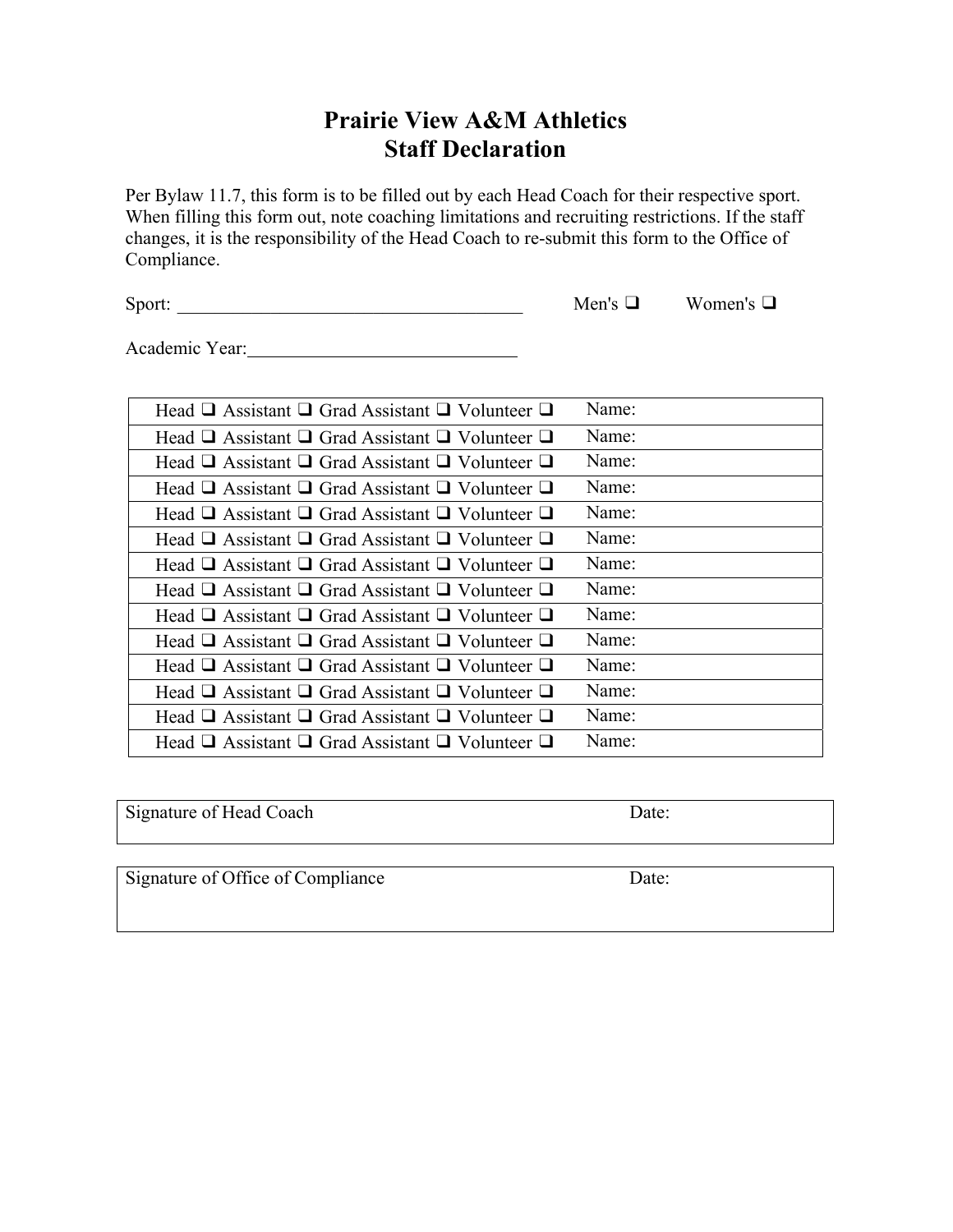# Prairie View A&M Athletics
# Staff Declaration

Per Bylaw 11.7, this form is to be filled out by each Head Coach for their respective sport. When filling this form out, note coaching limitations and recruiting restrictions. If the staff changes, it is the responsibility of the Head Coach to re-submit this form to the Office of Compliance.

Sport: ______________________________________ Men's ❑ Women's ❑

Academic Year:____________________________

| Position | Name |
|---|---|
| Head ❑ Assistant ❑ Grad Assistant ❑ Volunteer ❑ | Name: |
| Head ❑ Assistant ❑ Grad Assistant ❑ Volunteer ❑ | Name: |
| Head ❑ Assistant ❑ Grad Assistant ❑ Volunteer ❑ | Name: |
| Head ❑ Assistant ❑ Grad Assistant ❑ Volunteer ❑ | Name: |
| Head ❑ Assistant ❑ Grad Assistant ❑ Volunteer ❑ | Name: |
| Head ❑ Assistant ❑ Grad Assistant ❑ Volunteer ❑ | Name: |
| Head ❑ Assistant ❑ Grad Assistant ❑ Volunteer ❑ | Name: |
| Head ❑ Assistant ❑ Grad Assistant ❑ Volunteer ❑ | Name: |
| Head ❑ Assistant ❑ Grad Assistant ❑ Volunteer ❑ | Name: |
| Head ❑ Assistant ❑ Grad Assistant ❑ Volunteer ❑ | Name: |
| Head ❑ Assistant ❑ Grad Assistant ❑ Volunteer ❑ | Name: |
| Head ❑ Assistant ❑ Grad Assistant ❑ Volunteer ❑ | Name: |
| Head ❑ Assistant ❑ Grad Assistant ❑ Volunteer ❑ | Name: |
| Head ❑ Assistant ❑ Grad Assistant ❑ Volunteer ❑ | Name: |

| Signature of Head Coach | Date: |
|---|---|

| Signature of Office of Compliance | Date: |
|---|---|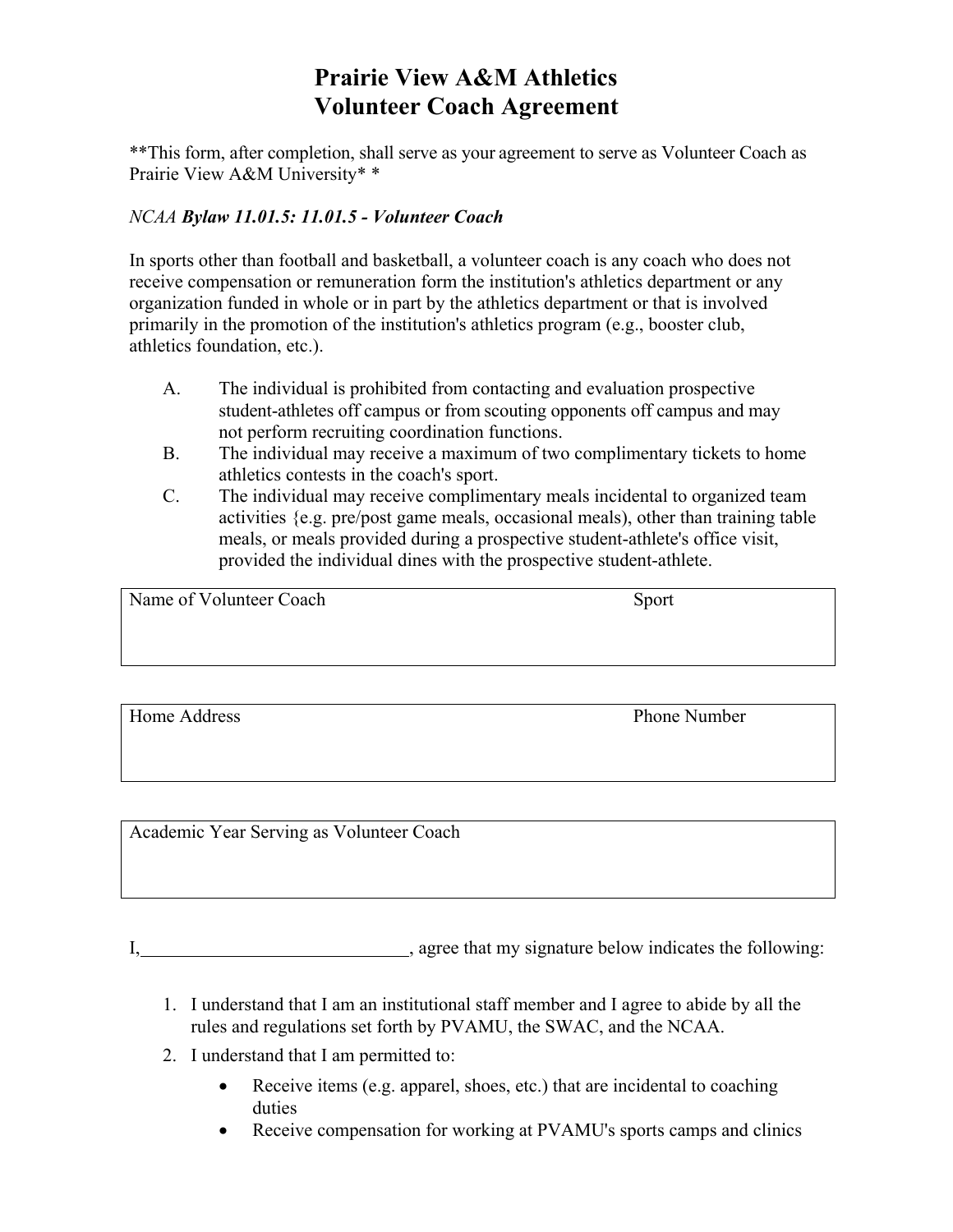# Prairie View A&M Athletics
# Volunteer Coach Agreement

**This form, after completion, shall serve as your agreement to serve as Volunteer Coach as Prairie View A&M University* *

*NCAA* ***Bylaw 11.01.5: 11.01.5 - Volunteer Coach***

In sports other than football and basketball, a volunteer coach is any coach who does not receive compensation or remuneration form the institution's athletics department or any organization funded in whole or in part by the athletics department or that is involved primarily in the promotion of the institution's athletics program (e.g., booster club, athletics foundation, etc.).

A. The individual is prohibited from contacting and evaluation prospective student-athletes off campus or from scouting opponents off campus and may not perform recruiting coordination functions.
B. The individual may receive a maximum of two complimentary tickets to home athletics contests in the coach's sport.
C. The individual may receive complimentary meals incidental to organized team activities {e.g. pre/post game meals, occasional meals), other than training table meals, or meals provided during a prospective student-athlete's office visit, provided the individual dines with the prospective student-athlete.

| Name of Volunteer Coach | Sport |
|---|---|
| | |

| Home Address | Phone Number |
|---|---|
| | |

| Academic Year Serving as Volunteer Coach |
|---|
| |

I,_____________________________, agree that my signature below indicates the following:

1. I understand that I am an institutional staff member and I agree to abide by all the rules and regulations set forth by PVAMU, the SWAC, and the NCAA.
2. I understand that I am permitted to:
   - Receive items (e.g. apparel, shoes, etc.) that are incidental to coaching duties
   - Receive compensation for working at PVAMU's sports camps and clinics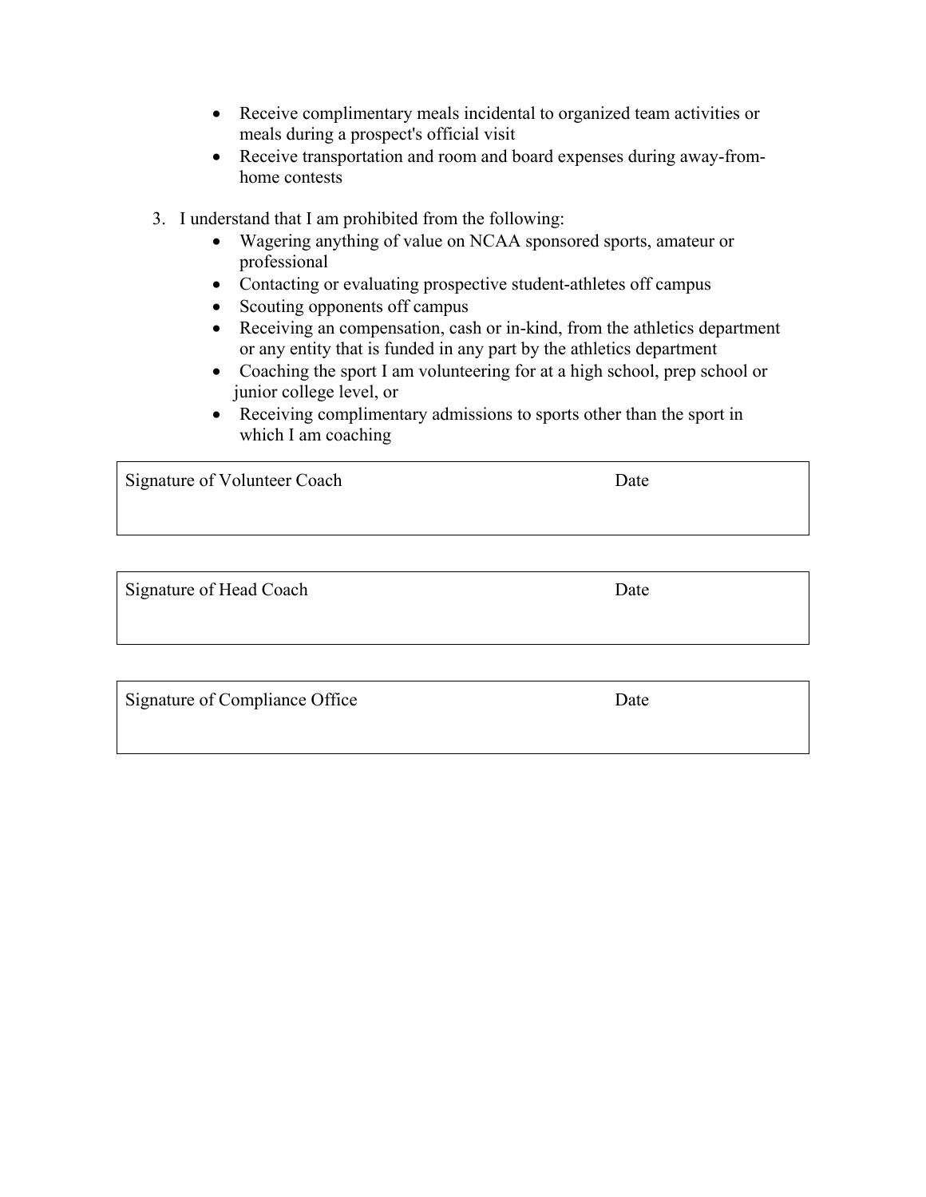- Receive complimentary meals incidental to organized team activities or meals during a prospect's official visit
- Receive transportation and room and board expenses during away-from-home contests

3. I understand that I am prohibited from the following:
   - Wagering anything of value on NCAA sponsored sports, amateur or professional
   - Contacting or evaluating prospective student-athletes off campus
   - Scouting opponents off campus
   - Receiving an compensation, cash or in-kind, from the athletics department or any entity that is funded in any part by the athletics department
   - Coaching the sport I am volunteering for at a high school, prep school or junior college level, or
   - Receiving complimentary admissions to sports other than the sport in which I am coaching

| | |
|---|---|
| Signature of Volunteer Coach | Date |

| | |
|---|---|
| Signature of Head Coach | Date |

| | |
|---|---|
| Signature of Compliance Office | Date |